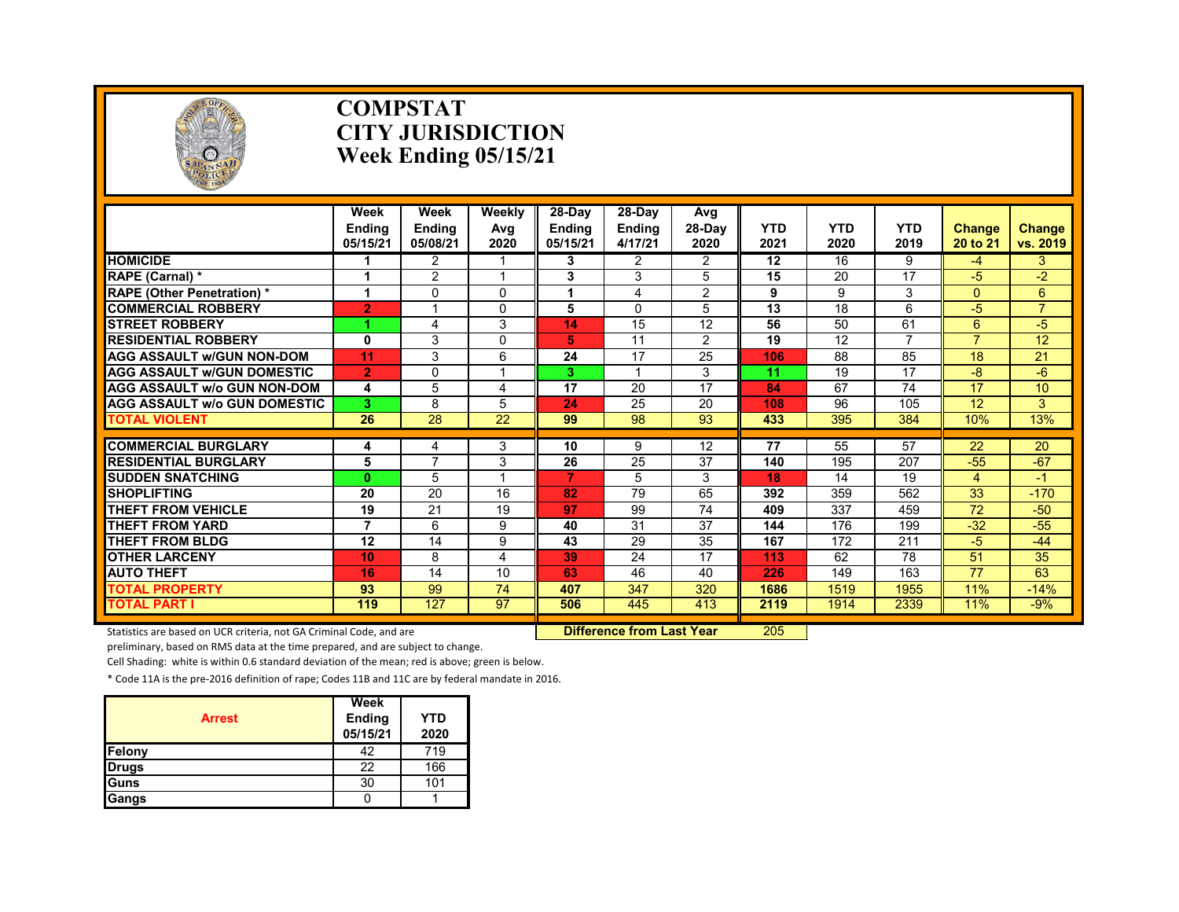# COMPSTAT
# CITY JURISDICTION
# Week Ending 05/15/21

| | Week Ending 05/15/21 | Week Ending 05/08/21 | Weekly Avg 2020 | 28-Day Ending 05/15/21 | 28-Day Ending 4/17/21 | Avg 28-Day 2020 | YTD 2021 | YTD 2020 | YTD 2019 | Change 20 to 21 | Change vs. 2019 |
|---|---|---|---|---|---|---|---|---|---|---|---|
| **HOMICIDE** | 1 | 2 | 1 | 3 | 2 | 2 | 12 | 16 | 9 | -4 | 3 |
| **RAPE (Carnal) *** | 1 | 2 | 1 | 3 | 3 | 5 | 15 | 20 | 17 | -5 | -2 |
| **RAPE (Other Penetration) *** | 1 | 0 | 0 | 1 | 4 | 2 | 9 | 9 | 3 | 0 | 6 |
| **COMMERCIAL ROBBERY** | 2 | 1 | 0 | 5 | 0 | 5 | 13 | 18 | 6 | -5 | 7 |
| **STREET ROBBERY** | 1 | 4 | 3 | 14 | 15 | 12 | 56 | 50 | 61 | 6 | -5 |
| **RESIDENTIAL ROBBERY** | 0 | 3 | 0 | 5 | 11 | 2 | 19 | 12 | 7 | 7 | 12 |
| **AGG ASSAULT w/GUN NON-DOM** | 11 | 3 | 6 | 24 | 17 | 25 | 106 | 88 | 85 | 18 | 21 |
| **AGG ASSAULT w/GUN DOMESTIC** | 2 | 0 | 1 | 3 | 1 | 3 | 11 | 19 | 17 | -8 | -6 |
| **AGG ASSAULT w/o GUN NON-DOM** | 4 | 5 | 4 | 17 | 20 | 17 | 84 | 67 | 74 | 17 | 10 |
| **AGG ASSAULT w/o GUN DOMESTIC** | 3 | 8 | 5 | 24 | 25 | 20 | 108 | 96 | 105 | 12 | 3 |
| **TOTAL VIOLENT** | 26 | 28 | 22 | 99 | 98 | 93 | 433 | 395 | 384 | 10% | 13% |
| **COMMERCIAL BURGLARY** | 4 | 4 | 3 | 10 | 9 | 12 | 77 | 55 | 57 | 22 | 20 |
| **RESIDENTIAL BURGLARY** | 5 | 7 | 3 | 26 | 25 | 37 | 140 | 195 | 207 | -55 | -67 |
| **SUDDEN SNATCHING** | 0 | 5 | 1 | 7 | 5 | 3 | 18 | 14 | 19 | 4 | -1 |
| **SHOPLIFTING** | 20 | 20 | 16 | 82 | 79 | 65 | 392 | 359 | 562 | 33 | -170 |
| **THEFT FROM VEHICLE** | 19 | 21 | 19 | 97 | 99 | 74 | 409 | 337 | 459 | 72 | -50 |
| **THEFT FROM YARD** | 7 | 6 | 9 | 40 | 31 | 37 | 144 | 176 | 199 | -32 | -55 |
| **THEFT FROM BLDG** | 12 | 14 | 9 | 43 | 29 | 35 | 167 | 172 | 211 | -5 | -44 |
| **OTHER LARCENY** | 10 | 8 | 4 | 39 | 24 | 17 | 113 | 62 | 78 | 51 | 35 |
| **AUTO THEFT** | 16 | 14 | 10 | 63 | 46 | 40 | 226 | 149 | 163 | 77 | 63 |
| **TOTAL PROPERTY** | 93 | 99 | 74 | 407 | 347 | 320 | 1686 | 1519 | 1955 | 11% | -14% |
| **TOTAL PART I** | 119 | 127 | 97 | 506 | 445 | 413 | 2119 | 1914 | 2339 | 11% | -9% |

**Difference from Last Year** 205

Statistics are based on UCR criteria, not GA Criminal Code, and are preliminary, based on RMS data at the time prepared, and are subject to change.

Cell Shading: white is within 0.6 standard deviation of the mean; red is above; green is below.

* Code 11A is the pre-2016 definition of rape; Codes 11B and 11C are by federal mandate in 2016.

| Arrest | Week Ending 05/15/21 | YTD 2020 |
|---|---|---|
| Felony | 42 | 719 |
| Drugs | 22 | 166 |
| Guns | 30 | 101 |
| Gangs | 0 | 1 |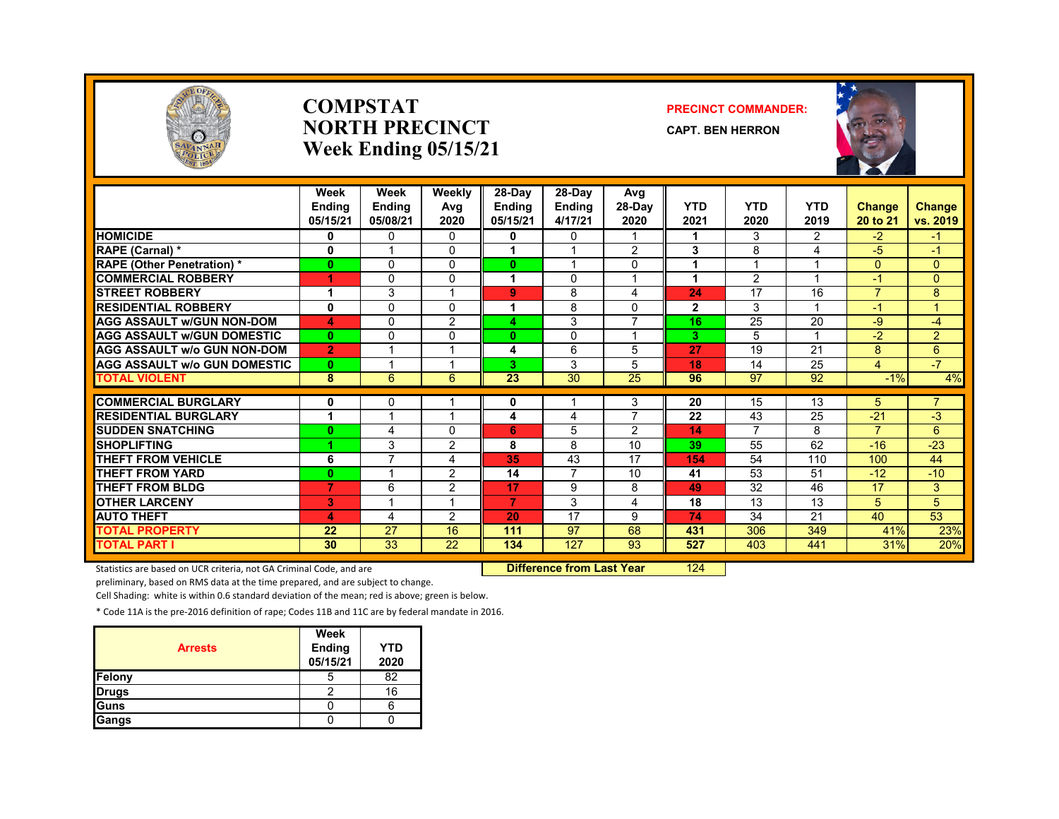# COMPSTAT
# NORTH PRECINCT
# Week Ending 05/15/21

**PRECINCT COMMANDER:**

**CAPT. BEN HERRON**

| | Week Ending 05/15/21 | Week Ending 05/08/21 | Weekly Avg 2020 | 28-Day Ending 05/15/21 | 28-Day Ending 4/17/21 | Avg 28-Day 2020 | YTD 2021 | YTD 2020 | YTD 2019 | Change 20 to 21 | Change vs. 2019 |
|---|---|---|---|---|---|---|---|---|---|---|---|
| HOMICIDE | 0 | 0 | 0 | 0 | 0 | 1 | 1 | 3 | 2 | -2 | -1 |
| RAPE (Carnal) * | 0 | 1 | 0 | 1 | 1 | 2 | 3 | 8 | 4 | -5 | -1 |
| RAPE (Other Penetration) * | 0 | 0 | 0 | 0 | 1 | 0 | 1 | 1 | 1 | 0 | 0 |
| COMMERCIAL ROBBERY | 1 | 0 | 0 | 1 | 0 | 1 | 1 | 2 | 1 | -1 | 0 |
| STREET ROBBERY | 1 | 3 | 1 | 9 | 8 | 4 | 24 | 17 | 16 | 7 | 8 |
| RESIDENTIAL ROBBERY | 0 | 0 | 0 | 1 | 8 | 0 | 2 | 3 | 1 | -1 | 1 |
| AGG ASSAULT w/GUN NON-DOM | 4 | 0 | 2 | 4 | 3 | 7 | 16 | 25 | 20 | -9 | -4 |
| AGG ASSAULT w/GUN DOMESTIC | 0 | 0 | 0 | 0 | 0 | 1 | 3 | 5 | 1 | -2 | 2 |
| AGG ASSAULT w/o GUN NON-DOM | 2 | 1 | 1 | 4 | 6 | 5 | 27 | 19 | 21 | 8 | 6 |
| AGG ASSAULT w/o GUN DOMESTIC | 0 | 1 | 1 | 3 | 3 | 5 | 18 | 14 | 25 | 4 | -7 |
| TOTAL VIOLENT | 8 | 6 | 6 | 23 | 30 | 25 | 96 | 97 | 92 | -1% | 4% |
| COMMERCIAL BURGLARY | 0 | 0 | 1 | 0 | 1 | 3 | 20 | 15 | 13 | 5 | 7 |
| RESIDENTIAL BURGLARY | 1 | 1 | 1 | 4 | 4 | 7 | 22 | 43 | 25 | -21 | -3 |
| SUDDEN SNATCHING | 0 | 4 | 0 | 6 | 5 | 2 | 14 | 7 | 8 | 7 | 6 |
| SHOPLIFTING | 1 | 3 | 2 | 8 | 8 | 10 | 39 | 55 | 62 | -16 | -23 |
| THEFT FROM VEHICLE | 6 | 7 | 4 | 35 | 43 | 17 | 154 | 54 | 110 | 100 | 44 |
| THEFT FROM YARD | 0 | 1 | 2 | 14 | 7 | 10 | 41 | 53 | 51 | -12 | -10 |
| THEFT FROM BLDG | 7 | 6 | 2 | 17 | 9 | 8 | 49 | 32 | 46 | 17 | 3 |
| OTHER LARCENY | 3 | 1 | 1 | 7 | 3 | 4 | 18 | 13 | 13 | 5 | 5 |
| AUTO THEFT | 4 | 4 | 2 | 20 | 17 | 9 | 74 | 34 | 21 | 40 | 53 |
| TOTAL PROPERTY | 22 | 27 | 16 | 111 | 97 | 68 | 431 | 306 | 349 | 41% | 23% |
| TOTAL PART I | 30 | 33 | 22 | 134 | 127 | 93 | 527 | 403 | 441 | 31% | 20% |

**Difference from Last Year** 124

Statistics are based on UCR criteria, not GA Criminal Code, and are preliminary, based on RMS data at the time prepared, and are subject to change.

Cell Shading: white is within 0.6 standard deviation of the mean; red is above; green is below.

* Code 11A is the pre-2016 definition of rape; Codes 11B and 11C are by federal mandate in 2016.

| Arrests | Week Ending 05/15/21 | YTD 2020 |
|---|---|---|
| Felony | 5 | 82 |
| Drugs | 2 | 16 |
| Guns | 0 | 6 |
| Gangs | 0 | 0 |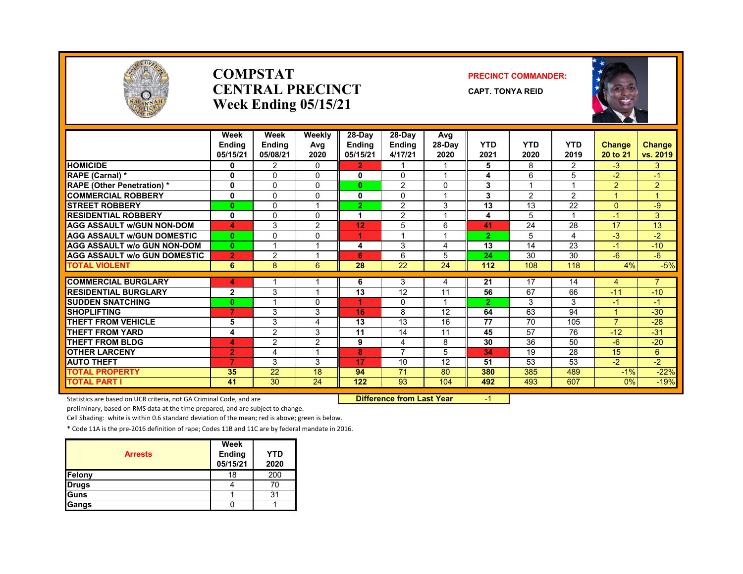# COMPSTAT
# CENTRAL PRECINCT
## Week Ending 05/15/21

**PRECINCT COMMANDER:**

**CAPT. TONYA REID**

| | Week Ending 05/15/21 | Week Ending 05/08/21 | Weekly Avg 2020 | 28-Day Ending 05/15/21 | 28-Day Ending 4/17/21 | Avg 28-Day 2020 | YTD 2021 | YTD 2020 | YTD 2019 | Change 20 to 21 | Change vs. 2019 |
|---|---|---|---|---|---|---|---|---|---|---|---|
| **HOMICIDE** | 0 | 2 | 0 | 2 | 1 | 1 | 5 | 8 | 2 | -3 | 3 |
| **RAPE (Carnal) *** | 0 | 0 | 0 | 0 | 0 | 1 | 4 | 6 | 5 | -2 | -1 |
| **RAPE (Other Penetration) *** | 0 | 0 | 0 | 0 | 2 | 0 | 3 | 1 | 1 | 2 | 2 |
| **COMMERCIAL ROBBERY** | 0 | 0 | 0 | 0 | 0 | 1 | 3 | 2 | 2 | 1 | 1 |
| **STREET ROBBERY** | 0 | 0 | 1 | 2 | 2 | 3 | 13 | 13 | 22 | 0 | -9 |
| **RESIDENTIAL ROBBERY** | 0 | 0 | 0 | 1 | 2 | 1 | 4 | 5 | 1 | -1 | 3 |
| **AGG ASSAULT w/GUN NON-DOM** | 4 | 3 | 2 | 12 | 5 | 6 | 41 | 24 | 28 | 17 | 13 |
| **AGG ASSAULT w/GUN DOMESTIC** | 0 | 0 | 0 | 1 | 1 | 1 | 2 | 5 | 4 | -3 | -2 |
| **AGG ASSAULT w/o GUN NON-DOM** | 0 | 1 | 1 | 4 | 3 | 4 | 13 | 14 | 23 | -1 | -10 |
| **AGG ASSAULT w/o GUN DOMESTIC** | 2 | 2 | 1 | 6 | 6 | 5 | 24 | 30 | 30 | -6 | -6 |
| **TOTAL VIOLENT** | 6 | 8 | 6 | 28 | 22 | 24 | 112 | 108 | 118 | 4% | -5% |
| **COMMERCIAL BURGLARY** | 4 | 1 | 1 | 6 | 3 | 4 | 21 | 17 | 14 | 4 | 7 |
| **RESIDENTIAL BURGLARY** | 2 | 3 | 1 | 13 | 12 | 11 | 56 | 67 | 66 | -11 | -10 |
| **SUDDEN SNATCHING** | 0 | 1 | 0 | 1 | 0 | 1 | 2 | 3 | 3 | -1 | -1 |
| **SHOPLIFTING** | 7 | 3 | 3 | 16 | 8 | 12 | 64 | 63 | 94 | 1 | -30 |
| **THEFT FROM VEHICLE** | 5 | 3 | 4 | 13 | 13 | 16 | 77 | 70 | 105 | 7 | -28 |
| **THEFT FROM YARD** | 4 | 2 | 3 | 11 | 14 | 11 | 45 | 57 | 76 | -12 | -31 |
| **THEFT FROM BLDG** | 4 | 2 | 2 | 9 | 4 | 8 | 30 | 36 | 50 | -6 | -20 |
| **OTHER LARCENY** | 2 | 4 | 1 | 8 | 7 | 5 | 34 | 19 | 28 | 15 | 6 |
| **AUTO THEFT** | 7 | 3 | 3 | 17 | 10 | 12 | 51 | 53 | 53 | -2 | -2 |
| **TOTAL PROPERTY** | 35 | 22 | 18 | 94 | 71 | 80 | 380 | 385 | 489 | -1% | -22% |
| **TOTAL PART I** | 41 | 30 | 24 | 122 | 93 | 104 | 492 | 493 | 607 | 0% | -19% |

**Difference from Last Year** -1

Statistics are based on UCR criteria, not GA Criminal Code, and are preliminary, based on RMS data at the time prepared, and are subject to change.

Cell Shading: white is within 0.6 standard deviation of the mean; red is above; green is below.

* Code 11A is the pre-2016 definition of rape; Codes 11B and 11C are by federal mandate in 2016.

| Arrests | Week Ending 05/15/21 | YTD 2020 |
|---|---|---|
| **Felony** | 18 | 200 |
| **Drugs** | 4 | 70 |
| **Guns** | 1 | 31 |
| **Gangs** | 0 | 1 |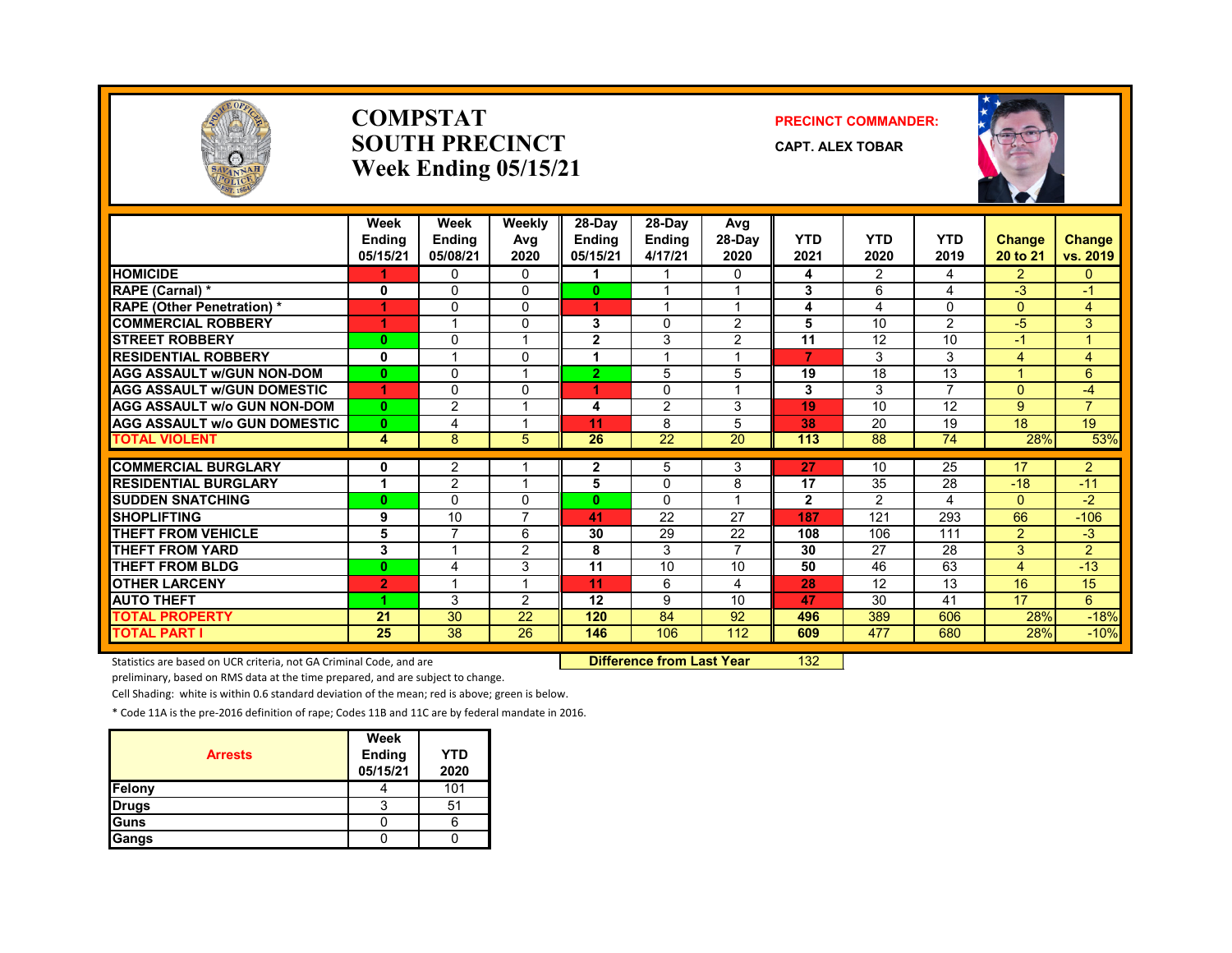# COMPSTAT
## SOUTH PRECINCT
### Week Ending 05/15/21

**PRECINCT COMMANDER:**

**CAPT. ALEX TOBAR**

| | Week Ending 05/15/21 | Week Ending 05/08/21 | Weekly Avg 2020 | 28-Day Ending 05/15/21 | 28-Day Ending 4/17/21 | Avg 28-Day 2020 | YTD 2021 | YTD 2020 | YTD 2019 | Change 20 to 21 | Change vs. 2019 |
|---|---|---|---|---|---|---|---|---|---|---|---|
| HOMICIDE | 1 | 0 | 0 | 1 | 1 | 0 | 4 | 2 | 4 | 2 | 0 |
| RAPE (Carnal) * | 0 | 0 | 0 | 0 | 1 | 1 | 3 | 6 | 4 | -3 | -1 |
| RAPE (Other Penetration) * | 1 | 0 | 0 | 1 | 1 | 1 | 4 | 4 | 0 | 0 | 4 |
| COMMERCIAL ROBBERY | 1 | 1 | 0 | 3 | 0 | 2 | 5 | 10 | 2 | -5 | 3 |
| STREET ROBBERY | 0 | 0 | 1 | 2 | 3 | 2 | 11 | 12 | 10 | -1 | 1 |
| RESIDENTIAL ROBBERY | 0 | 1 | 0 | 1 | 1 | 1 | 7 | 3 | 3 | 4 | 4 |
| AGG ASSAULT w/GUN NON-DOM | 0 | 0 | 1 | 2 | 5 | 5 | 19 | 18 | 13 | 1 | 6 |
| AGG ASSAULT w/GUN DOMESTIC | 1 | 0 | 0 | 1 | 0 | 1 | 3 | 3 | 7 | 0 | -4 |
| AGG ASSAULT w/o GUN NON-DOM | 0 | 2 | 1 | 4 | 2 | 3 | 19 | 10 | 12 | 9 | 7 |
| AGG ASSAULT w/o GUN DOMESTIC | 0 | 4 | 1 | 11 | 8 | 5 | 38 | 20 | 19 | 18 | 19 |
| TOTAL VIOLENT | 4 | 8 | 5 | 26 | 22 | 20 | 113 | 88 | 74 | 28% | 53% |
| COMMERCIAL BURGLARY | 0 | 2 | 1 | 2 | 5 | 3 | 27 | 10 | 25 | 17 | 2 |
| RESIDENTIAL BURGLARY | 1 | 2 | 1 | 5 | 0 | 8 | 17 | 35 | 28 | -18 | -11 |
| SUDDEN SNATCHING | 0 | 0 | 0 | 0 | 0 | 1 | 2 | 2 | 4 | 0 | -2 |
| SHOPLIFTING | 9 | 10 | 7 | 41 | 22 | 27 | 187 | 121 | 293 | 66 | -106 |
| THEFT FROM VEHICLE | 5 | 7 | 6 | 30 | 29 | 22 | 108 | 106 | 111 | 2 | -3 |
| THEFT FROM YARD | 3 | 1 | 2 | 8 | 3 | 7 | 30 | 27 | 28 | 3 | 2 |
| THEFT FROM BLDG | 0 | 4 | 3 | 11 | 10 | 10 | 50 | 46 | 63 | 4 | -13 |
| OTHER LARCENY | 2 | 1 | 1 | 11 | 6 | 4 | 28 | 12 | 13 | 16 | 15 |
| AUTO THEFT | 1 | 3 | 2 | 12 | 9 | 10 | 47 | 30 | 41 | 17 | 6 |
| TOTAL PROPERTY | 21 | 30 | 22 | 120 | 84 | 92 | 496 | 389 | 606 | 28% | -18% |
| TOTAL PART I | 25 | 38 | 26 | 146 | 106 | 112 | 609 | 477 | 680 | 28% | -10% |

**Difference from Last Year** 132

Statistics are based on UCR criteria, not GA Criminal Code, and are preliminary, based on RMS data at the time prepared, and are subject to change.

Cell Shading: white is within 0.6 standard deviation of the mean; red is above; green is below.

* Code 11A is the pre-2016 definition of rape; Codes 11B and 11C are by federal mandate in 2016.

| Arrests | Week Ending 05/15/21 | YTD 2020 |
|---|---|---|
| Felony | 4 | 101 |
| Drugs | 3 | 51 |
| Guns | 0 | 6 |
| Gangs | 0 | 0 |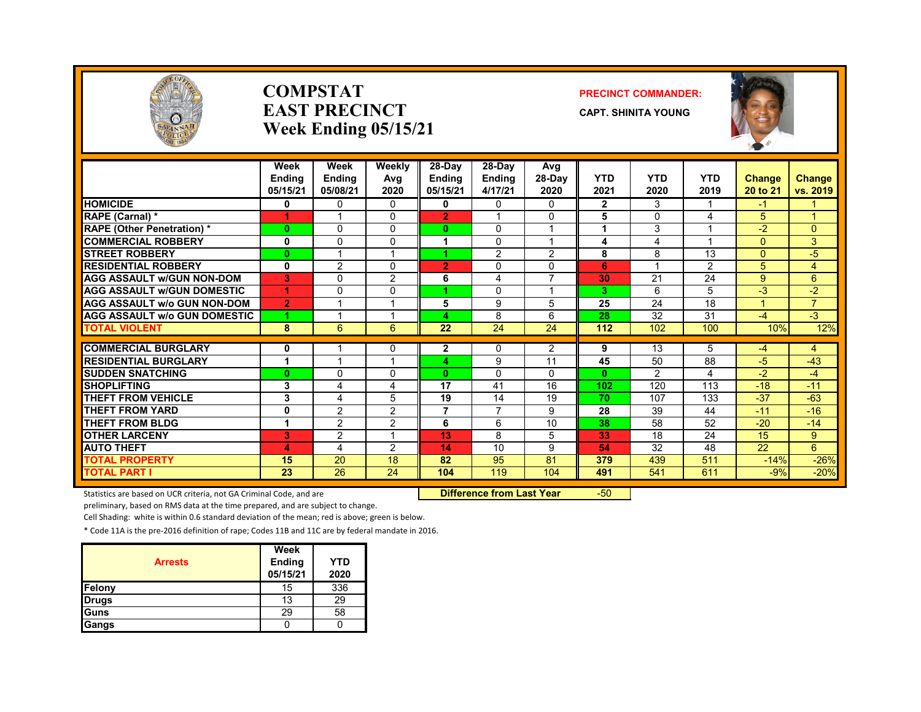# COMPSTAT
# EAST PRECINCT
# Week Ending 05/15/21

**PRECINCT COMMANDER:**

**CAPT. SHINITA YOUNG**

| | Week Ending 05/15/21 | Week Ending 05/08/21 | Weekly Avg 2020 | 28-Day Ending 05/15/21 | 28-Day Ending 4/17/21 | Avg 28-Day 2020 | YTD 2021 | YTD 2020 | YTD 2019 | Change 20 to 21 | Change vs. 2019 |
|---|---|---|---|---|---|---|---|---|---|---|---|
| HOMICIDE | 0 | 0 | 0 | 0 | 0 | 0 | 2 | 3 | 1 | -1 | 1 |
| RAPE (Carnal) * | 1 | 1 | 0 | 2 | 1 | 0 | 5 | 0 | 4 | 5 | 1 |
| RAPE (Other Penetration) * | 0 | 0 | 0 | 0 | 0 | 1 | 1 | 3 | 1 | -2 | 0 |
| COMMERCIAL ROBBERY | 0 | 0 | 0 | 1 | 0 | 1 | 4 | 4 | 1 | 0 | 3 |
| STREET ROBBERY | 0 | 1 | 1 | 1 | 2 | 2 | 8 | 8 | 13 | 0 | -5 |
| RESIDENTIAL ROBBERY | 0 | 2 | 0 | 2 | 0 | 0 | 6 | 1 | 2 | 5 | 4 |
| AGG ASSAULT w/GUN NON-DOM | 3 | 0 | 2 | 6 | 4 | 7 | 30 | 21 | 24 | 9 | 6 |
| AGG ASSAULT w/GUN DOMESTIC | 1 | 0 | 0 | 1 | 0 | 1 | 3 | 6 | 5 | -3 | -2 |
| AGG ASSAULT w/o GUN NON-DOM | 2 | 1 | 1 | 5 | 9 | 5 | 25 | 24 | 18 | 1 | 7 |
| AGG ASSAULT w/o GUN DOMESTIC | 1 | 1 | 1 | 4 | 8 | 6 | 28 | 32 | 31 | -4 | -3 |
| TOTAL VIOLENT | 8 | 6 | 6 | 22 | 24 | 24 | 112 | 102 | 100 | 10% | 12% |
| COMMERCIAL BURGLARY | 0 | 1 | 0 | 2 | 0 | 2 | 9 | 13 | 5 | -4 | 4 |
| RESIDENTIAL BURGLARY | 1 | 1 | 1 | 4 | 9 | 11 | 45 | 50 | 88 | -5 | -43 |
| SUDDEN SNATCHING | 0 | 0 | 0 | 0 | 0 | 0 | 0 | 2 | 4 | -2 | -4 |
| SHOPLIFTING | 3 | 4 | 4 | 17 | 41 | 16 | 102 | 120 | 113 | -18 | -11 |
| THEFT FROM VEHICLE | 3 | 4 | 5 | 19 | 14 | 19 | 70 | 107 | 133 | -37 | -63 |
| THEFT FROM YARD | 0 | 2 | 2 | 7 | 7 | 9 | 28 | 39 | 44 | -11 | -16 |
| THEFT FROM BLDG | 1 | 2 | 2 | 6 | 6 | 10 | 38 | 58 | 52 | -20 | -14 |
| OTHER LARCENY | 3 | 2 | 1 | 13 | 8 | 5 | 33 | 18 | 24 | 15 | 9 |
| AUTO THEFT | 4 | 4 | 2 | 14 | 10 | 9 | 54 | 32 | 48 | 22 | 6 |
| TOTAL PROPERTY | 15 | 20 | 18 | 82 | 95 | 81 | 379 | 439 | 511 | -14% | -26% |
| TOTAL PART I | 23 | 26 | 24 | 104 | 119 | 104 | 491 | 541 | 611 | -9% | -20% |

Statistics are based on UCR criteria, not GA Criminal Code, and are preliminary, based on RMS data at the time prepared, and are subject to change.

**Difference from Last Year** -50

Cell Shading: white is within 0.6 standard deviation of the mean; red is above; green is below.

* Code 11A is the pre-2016 definition of rape; Codes 11B and 11C are by federal mandate in 2016.

| Arrests | Week Ending 05/15/21 | YTD 2020 |
|---|---|---|
| Felony | 15 | 336 |
| Drugs | 13 | 29 |
| Guns | 29 | 58 |
| Gangs | 0 | 0 |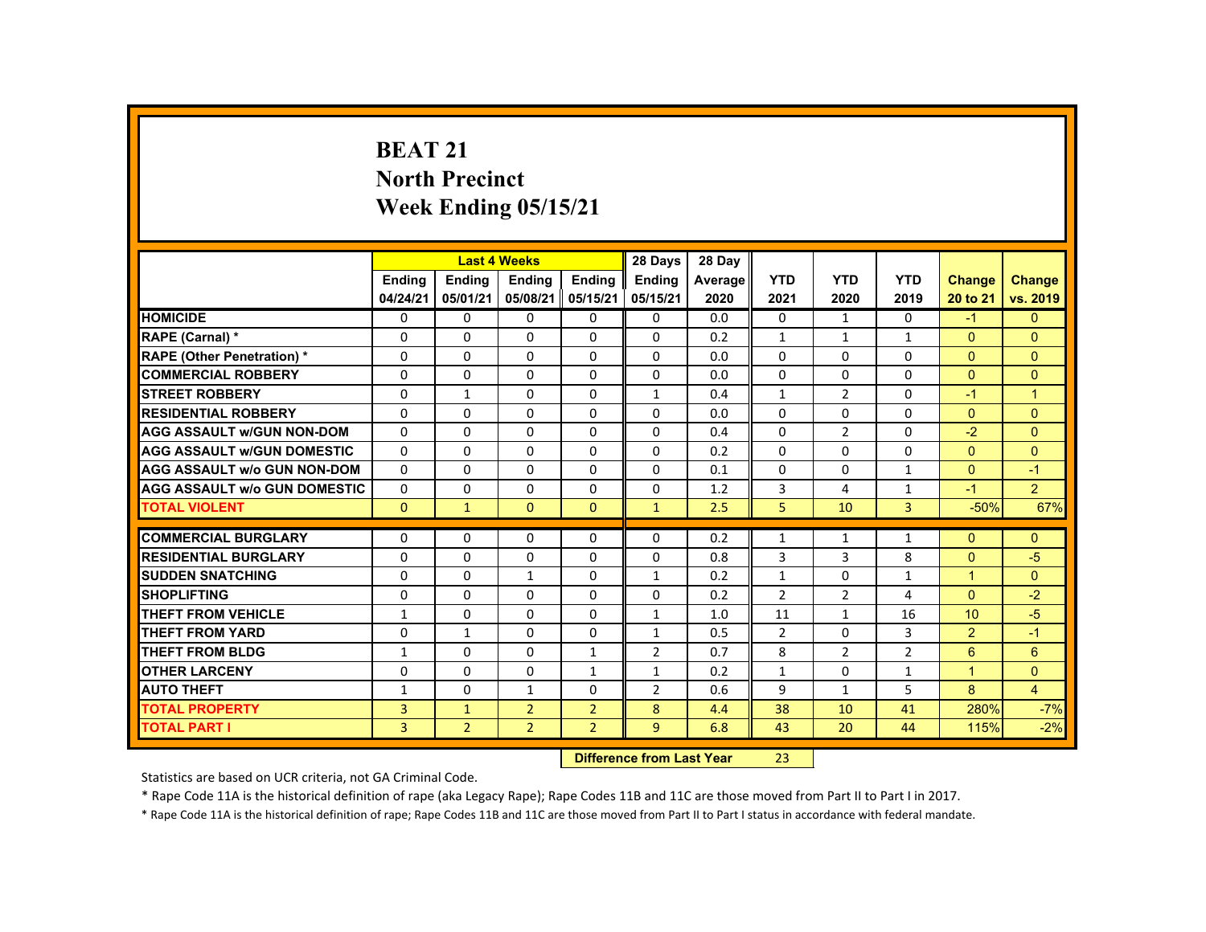# BEAT 21
## North Precinct
## Week Ending 05/15/21

| | Last 4 Weeks | | | | 28 Days | 28 Day | | | | | |
|---|---|---|---|---|---|---|---|---|---|---|---|
| | Ending 04/24/21 | Ending 05/01/21 | Ending 05/08/21 | Ending 05/15/21 | Ending 05/15/21 | Average 2020 | YTD 2021 | YTD 2020 | YTD 2019 | Change 20 to 21 | Change vs. 2019 |
| **HOMICIDE** | 0 | 0 | 0 | 0 | 0 | 0.0 | 0 | 1 | 0 | -1 | 0 |
| **RAPE (Carnal) *** | 0 | 0 | 0 | 0 | 0 | 0.2 | 1 | 1 | 1 | 0 | 0 |
| **RAPE (Other Penetration) *** | 0 | 0 | 0 | 0 | 0 | 0.0 | 0 | 0 | 0 | 0 | 0 |
| **COMMERCIAL ROBBERY** | 0 | 0 | 0 | 0 | 0 | 0.0 | 0 | 0 | 0 | 0 | 0 |
| **STREET ROBBERY** | 0 | 1 | 0 | 0 | 1 | 0.4 | 1 | 2 | 0 | -1 | 1 |
| **RESIDENTIAL ROBBERY** | 0 | 0 | 0 | 0 | 0 | 0.0 | 0 | 0 | 0 | 0 | 0 |
| **AGG ASSAULT w/GUN NON-DOM** | 0 | 0 | 0 | 0 | 0 | 0.4 | 0 | 2 | 0 | -2 | 0 |
| **AGG ASSAULT w/GUN DOMESTIC** | 0 | 0 | 0 | 0 | 0 | 0.2 | 0 | 0 | 0 | 0 | 0 |
| **AGG ASSAULT w/o GUN NON-DOM** | 0 | 0 | 0 | 0 | 0 | 0.1 | 0 | 0 | 1 | 0 | -1 |
| **AGG ASSAULT w/o GUN DOMESTIC** | 0 | 0 | 0 | 0 | 0 | 1.2 | 3 | 4 | 1 | -1 | 2 |
| **TOTAL VIOLENT** | 0 | 1 | 0 | 0 | 1 | 2.5 | 5 | 10 | 3 | -50% | 67% |
| **COMMERCIAL BURGLARY** | 0 | 0 | 0 | 0 | 0 | 0.2 | 1 | 1 | 1 | 0 | 0 |
| **RESIDENTIAL BURGLARY** | 0 | 0 | 0 | 0 | 0 | 0.8 | 3 | 3 | 8 | 0 | -5 |
| **SUDDEN SNATCHING** | 0 | 0 | 1 | 0 | 1 | 0.2 | 1 | 0 | 1 | 1 | 0 |
| **SHOPLIFTING** | 0 | 0 | 0 | 0 | 0 | 0.2 | 2 | 2 | 4 | 0 | -2 |
| **THEFT FROM VEHICLE** | 1 | 0 | 0 | 0 | 1 | 1.0 | 11 | 1 | 16 | 10 | -5 |
| **THEFT FROM YARD** | 0 | 1 | 0 | 0 | 1 | 0.5 | 2 | 0 | 3 | 2 | -1 |
| **THEFT FROM BLDG** | 1 | 0 | 0 | 1 | 2 | 0.7 | 8 | 2 | 2 | 6 | 6 |
| **OTHER LARCENY** | 0 | 0 | 0 | 1 | 1 | 0.2 | 1 | 0 | 1 | 1 | 0 |
| **AUTO THEFT** | 1 | 0 | 1 | 0 | 2 | 0.6 | 9 | 1 | 5 | 8 | 4 |
| **TOTAL PROPERTY** | 3 | 1 | 2 | 2 | 8 | 4.4 | 38 | 10 | 41 | 280% | -7% |
| **TOTAL PART I** | 3 | 2 | 2 | 2 | 9 | 6.8 | 43 | 20 | 44 | 115% | -2% |

**Difference from Last Year** 23

Statistics are based on UCR criteria, not GA Criminal Code.

* Rape Code 11A is the historical definition of rape (aka Legacy Rape); Rape Codes 11B and 11C are those moved from Part II to Part I in 2017.

* Rape Code 11A is the historical definition of rape; Rape Codes 11B and 11C are those moved from Part II to Part I status in accordance with federal mandate.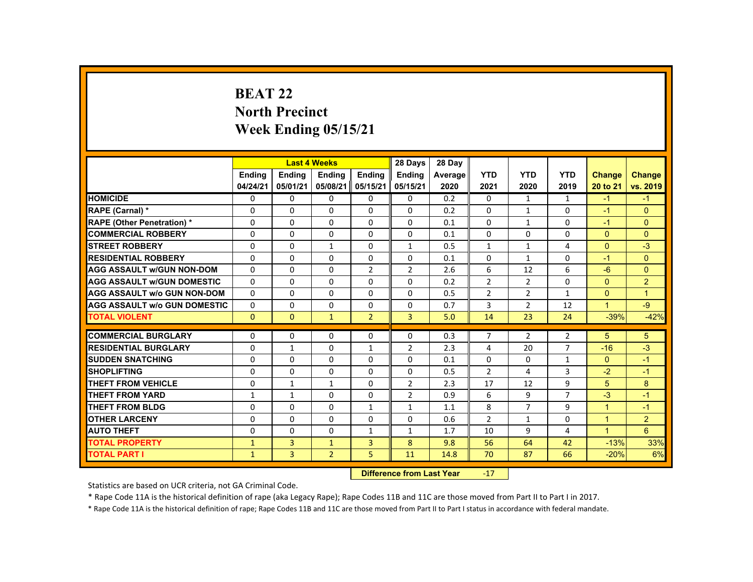# BEAT 22
## North Precinct
## Week Ending 05/15/21

| | Last 4 Weeks | | | | 28 Days | 28 Day | | | | | |
|---|---|---|---|---|---|---|---|---|---|---|---|
| | Ending 04/24/21 | Ending 05/01/21 | Ending 05/08/21 | Ending 05/15/21 | Ending 05/15/21 | Average 2020 | YTD 2021 | YTD 2020 | YTD 2019 | Change 20 to 21 | Change vs. 2019 |
| HOMICIDE | 0 | 0 | 0 | 0 | 0 | 0.2 | 0 | 1 | 1 | -1 | -1 |
| RAPE (Carnal) * | 0 | 0 | 0 | 0 | 0 | 0.2 | 0 | 1 | 0 | -1 | 0 |
| RAPE (Other Penetration) * | 0 | 0 | 0 | 0 | 0 | 0.1 | 0 | 1 | 0 | -1 | 0 |
| COMMERCIAL ROBBERY | 0 | 0 | 0 | 0 | 0 | 0.1 | 0 | 0 | 0 | 0 | 0 |
| STREET ROBBERY | 0 | 0 | 1 | 0 | 1 | 0.5 | 1 | 1 | 4 | 0 | -3 |
| RESIDENTIAL ROBBERY | 0 | 0 | 0 | 0 | 0 | 0.1 | 0 | 1 | 0 | -1 | 0 |
| AGG ASSAULT w/GUN NON-DOM | 0 | 0 | 0 | 2 | 2 | 2.6 | 6 | 12 | 6 | -6 | 0 |
| AGG ASSAULT w/GUN DOMESTIC | 0 | 0 | 0 | 0 | 0 | 0.2 | 2 | 2 | 0 | 0 | 2 |
| AGG ASSAULT w/o GUN NON-DOM | 0 | 0 | 0 | 0 | 0 | 0.5 | 2 | 2 | 1 | 0 | 1 |
| AGG ASSAULT w/o GUN DOMESTIC | 0 | 0 | 0 | 0 | 0 | 0.7 | 3 | 2 | 12 | 1 | -9 |
| TOTAL VIOLENT | 0 | 0 | 1 | 2 | 3 | 5.0 | 14 | 23 | 24 | -39% | -42% |
| COMMERCIAL BURGLARY | 0 | 0 | 0 | 0 | 0 | 0.3 | 7 | 2 | 2 | 5 | 5 |
| RESIDENTIAL BURGLARY | 0 | 1 | 0 | 1 | 2 | 2.3 | 4 | 20 | 7 | -16 | -3 |
| SUDDEN SNATCHING | 0 | 0 | 0 | 0 | 0 | 0.1 | 0 | 0 | 1 | 0 | -1 |
| SHOPLIFTING | 0 | 0 | 0 | 0 | 0 | 0.5 | 2 | 4 | 3 | -2 | -1 |
| THEFT FROM VEHICLE | 0 | 1 | 1 | 0 | 2 | 2.3 | 17 | 12 | 9 | 5 | 8 |
| THEFT FROM YARD | 1 | 1 | 0 | 0 | 2 | 0.9 | 6 | 9 | 7 | -3 | -1 |
| THEFT FROM BLDG | 0 | 0 | 0 | 1 | 1 | 1.1 | 8 | 7 | 9 | 1 | -1 |
| OTHER LARCENY | 0 | 0 | 0 | 0 | 0 | 0.6 | 2 | 1 | 0 | 1 | 2 |
| AUTO THEFT | 0 | 0 | 0 | 1 | 1 | 1.7 | 10 | 9 | 4 | 1 | 6 |
| TOTAL PROPERTY | 1 | 3 | 1 | 3 | 8 | 9.8 | 56 | 64 | 42 | -13% | 33% |
| TOTAL PART I | 1 | 3 | 2 | 5 | 11 | 14.8 | 70 | 87 | 66 | -20% | 6% |

**Difference from Last Year** -17

Statistics are based on UCR criteria, not GA Criminal Code.

* Rape Code 11A is the historical definition of rape (aka Legacy Rape); Rape Codes 11B and 11C are those moved from Part II to Part I in 2017.

* Rape Code 11A is the historical definition of rape; Rape Codes 11B and 11C are those moved from Part II to Part I status in accordance with federal mandate.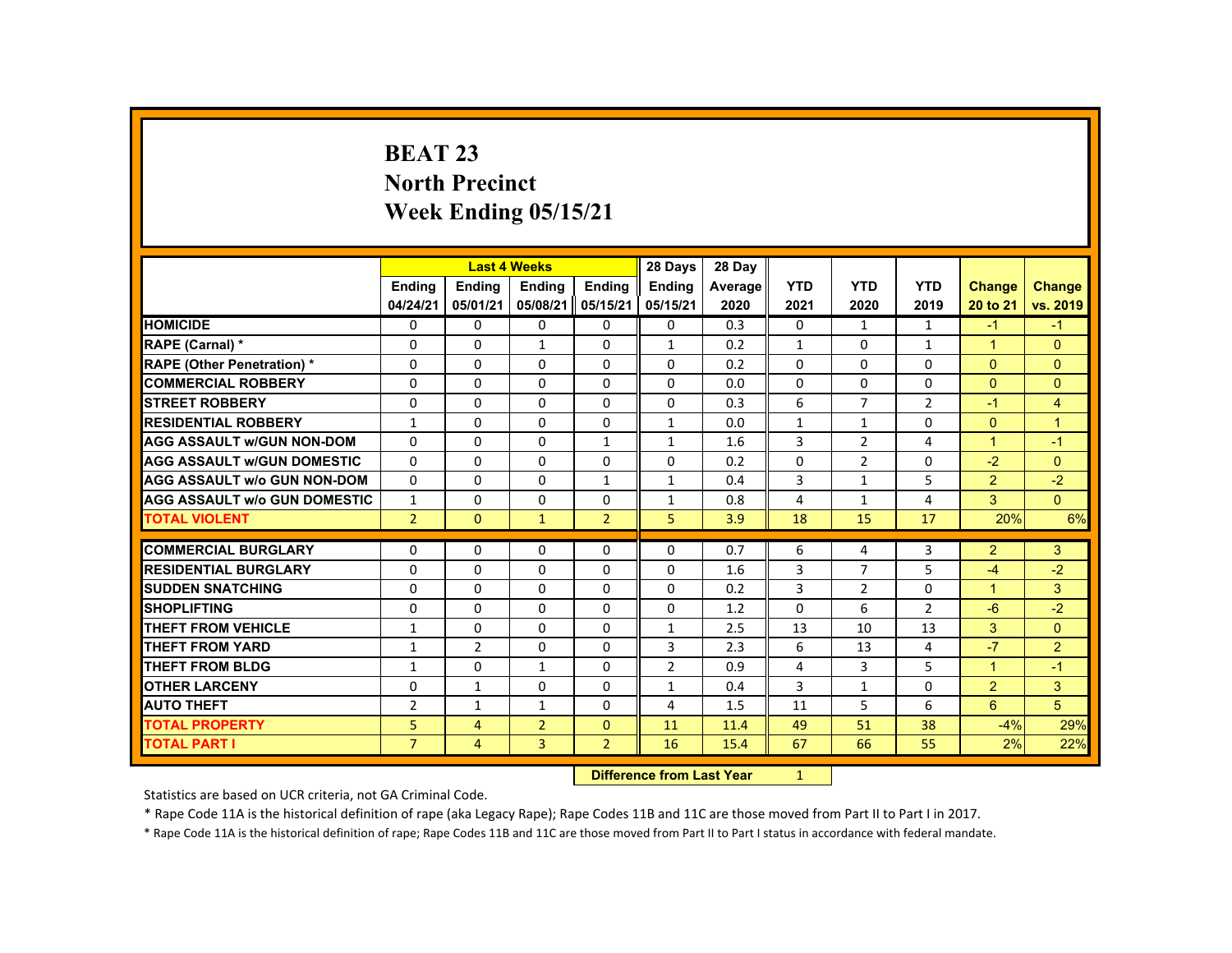# BEAT 23
## North Precinct
## Week Ending 05/15/21

| | Last 4 Weeks | | | | 28 Days | 28 Day | | | | | |
|---|---|---|---|---|---|---|---|---|---|---|---|
| | Ending 04/24/21 | Ending 05/01/21 | Ending 05/08/21 | Ending 05/15/21 | Ending 05/15/21 | Average 2020 | YTD 2021 | YTD 2020 | YTD 2019 | Change 20 to 21 | Change vs. 2019 |
| HOMICIDE | 0 | 0 | 0 | 0 | 0 | 0.3 | 0 | 1 | 1 | -1 | -1 |
| RAPE (Carnal) * | 0 | 0 | 1 | 0 | 1 | 0.2 | 1 | 0 | 1 | 1 | 0 |
| RAPE (Other Penetration) * | 0 | 0 | 0 | 0 | 0 | 0.2 | 0 | 0 | 0 | 0 | 0 |
| COMMERCIAL ROBBERY | 0 | 0 | 0 | 0 | 0 | 0.0 | 0 | 0 | 0 | 0 | 0 |
| STREET ROBBERY | 0 | 0 | 0 | 0 | 0 | 0.3 | 6 | 7 | 2 | -1 | 4 |
| RESIDENTIAL ROBBERY | 1 | 0 | 0 | 0 | 1 | 0.0 | 1 | 1 | 0 | 0 | 1 |
| AGG ASSAULT w/GUN NON-DOM | 0 | 0 | 0 | 1 | 1 | 1.6 | 3 | 2 | 4 | 1 | -1 |
| AGG ASSAULT w/GUN DOMESTIC | 0 | 0 | 0 | 0 | 0 | 0.2 | 0 | 2 | 0 | -2 | 0 |
| AGG ASSAULT w/o GUN NON-DOM | 0 | 0 | 0 | 1 | 1 | 0.4 | 3 | 1 | 5 | 2 | -2 |
| AGG ASSAULT w/o GUN DOMESTIC | 1 | 0 | 0 | 0 | 1 | 0.8 | 4 | 1 | 4 | 3 | 0 |
| TOTAL VIOLENT | 2 | 0 | 1 | 2 | 5 | 3.9 | 18 | 15 | 17 | 20% | 6% |
| COMMERCIAL BURGLARY | 0 | 0 | 0 | 0 | 0 | 0.7 | 6 | 4 | 3 | 2 | 3 |
| RESIDENTIAL BURGLARY | 0 | 0 | 0 | 0 | 0 | 1.6 | 3 | 7 | 5 | -4 | -2 |
| SUDDEN SNATCHING | 0 | 0 | 0 | 0 | 0 | 0.2 | 3 | 2 | 0 | 1 | 3 |
| SHOPLIFTING | 0 | 0 | 0 | 0 | 0 | 1.2 | 0 | 6 | 2 | -6 | -2 |
| THEFT FROM VEHICLE | 1 | 0 | 0 | 0 | 1 | 2.5 | 13 | 10 | 13 | 3 | 0 |
| THEFT FROM YARD | 1 | 2 | 0 | 0 | 3 | 2.3 | 6 | 13 | 4 | -7 | 2 |
| THEFT FROM BLDG | 1 | 0 | 1 | 0 | 2 | 0.9 | 4 | 3 | 5 | 1 | -1 |
| OTHER LARCENY | 0 | 1 | 0 | 0 | 1 | 0.4 | 3 | 1 | 0 | 2 | 3 |
| AUTO THEFT | 2 | 1 | 1 | 0 | 4 | 1.5 | 11 | 5 | 6 | 6 | 5 |
| TOTAL PROPERTY | 5 | 4 | 2 | 0 | 11 | 11.4 | 49 | 51 | 38 | -4% | 29% |
| TOTAL PART I | 7 | 4 | 3 | 2 | 16 | 15.4 | 67 | 66 | 55 | 2% | 22% |

**Difference from Last Year** 1

Statistics are based on UCR criteria, not GA Criminal Code.

* Rape Code 11A is the historical definition of rape (aka Legacy Rape); Rape Codes 11B and 11C are those moved from Part II to Part I in 2017.

* Rape Code 11A is the historical definition of rape; Rape Codes 11B and 11C are those moved from Part II to Part I status in accordance with federal mandate.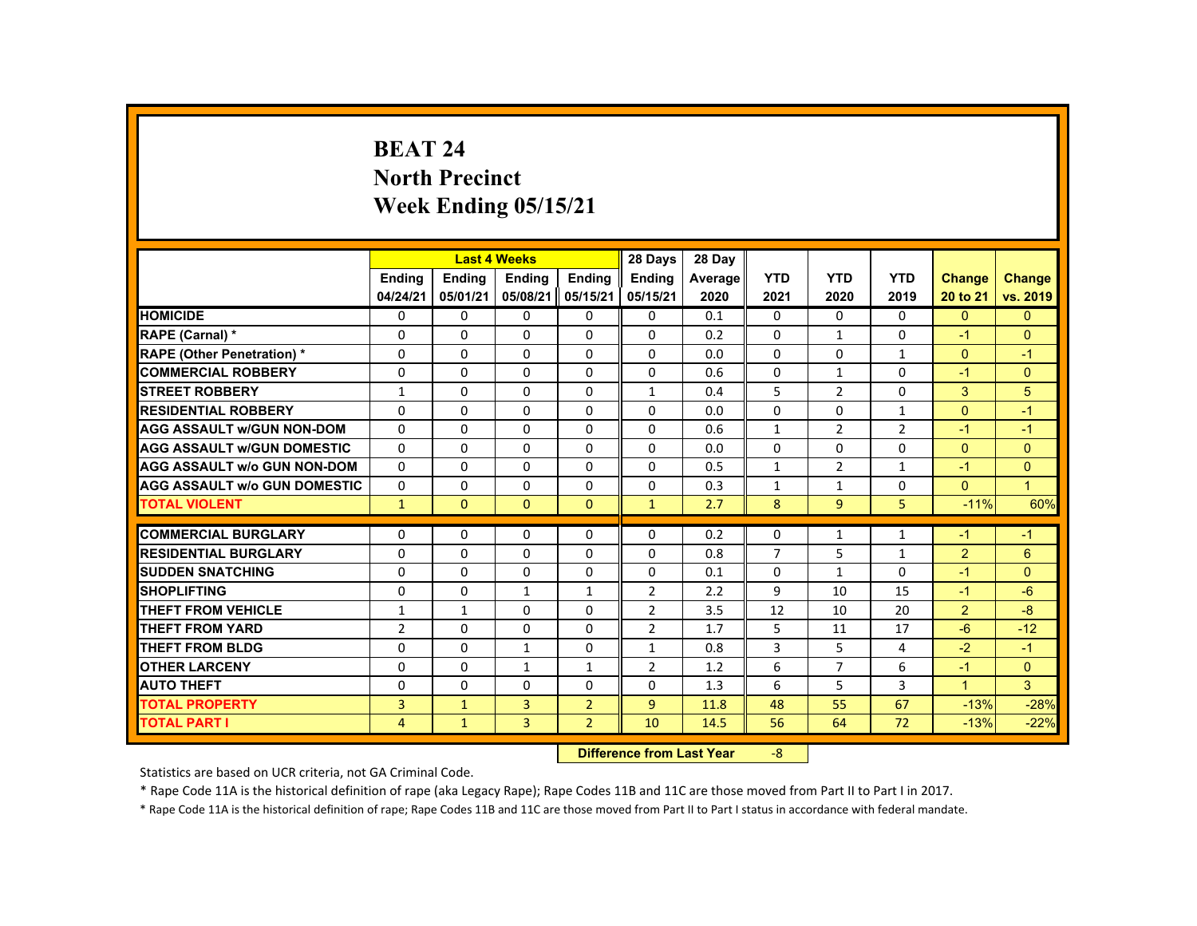# BEAT 24
## North Precinct
## Week Ending 05/15/21

| | Last 4 Weeks | | | | 28 Days | 28 Day | | | | | |
|---|---|---|---|---|---|---|---|---|---|---|---|
| | Ending 04/24/21 | Ending 05/01/21 | Ending 05/08/21 | Ending 05/15/21 | Ending 05/15/21 | Average 2020 | YTD 2021 | YTD 2020 | YTD 2019 | Change 20 to 21 | Change vs. 2019 |
| HOMICIDE | 0 | 0 | 0 | 0 | 0 | 0.1 | 0 | 0 | 0 | 0 | 0 |
| RAPE (Carnal) * | 0 | 0 | 0 | 0 | 0 | 0.2 | 0 | 1 | 0 | -1 | 0 |
| RAPE (Other Penetration) * | 0 | 0 | 0 | 0 | 0 | 0.0 | 0 | 0 | 1 | 0 | -1 |
| COMMERCIAL ROBBERY | 0 | 0 | 0 | 0 | 0 | 0.6 | 0 | 1 | 0 | -1 | 0 |
| STREET ROBBERY | 1 | 0 | 0 | 0 | 1 | 0.4 | 5 | 2 | 0 | 3 | 5 |
| RESIDENTIAL ROBBERY | 0 | 0 | 0 | 0 | 0 | 0.0 | 0 | 0 | 1 | 0 | -1 |
| AGG ASSAULT w/GUN NON-DOM | 0 | 0 | 0 | 0 | 0 | 0.6 | 1 | 2 | 2 | -1 | -1 |
| AGG ASSAULT w/GUN DOMESTIC | 0 | 0 | 0 | 0 | 0 | 0.0 | 0 | 0 | 0 | 0 | 0 |
| AGG ASSAULT w/o GUN NON-DOM | 0 | 0 | 0 | 0 | 0 | 0.5 | 1 | 2 | 1 | -1 | 0 |
| AGG ASSAULT w/o GUN DOMESTIC | 0 | 0 | 0 | 0 | 0 | 0.3 | 1 | 1 | 0 | 0 | 1 |
| TOTAL VIOLENT | 1 | 0 | 0 | 0 | 1 | 2.7 | 8 | 9 | 5 | -11% | 60% |
| COMMERCIAL BURGLARY | 0 | 0 | 0 | 0 | 0 | 0.2 | 0 | 1 | 1 | -1 | -1 |
| RESIDENTIAL BURGLARY | 0 | 0 | 0 | 0 | 0 | 0.8 | 7 | 5 | 1 | 2 | 6 |
| SUDDEN SNATCHING | 0 | 0 | 0 | 0 | 0 | 0.1 | 0 | 1 | 0 | -1 | 0 |
| SHOPLIFTING | 0 | 0 | 1 | 1 | 2 | 2.2 | 9 | 10 | 15 | -1 | -6 |
| THEFT FROM VEHICLE | 1 | 1 | 0 | 0 | 2 | 3.5 | 12 | 10 | 20 | 2 | -8 |
| THEFT FROM YARD | 2 | 0 | 0 | 0 | 2 | 1.7 | 5 | 11 | 17 | -6 | -12 |
| THEFT FROM BLDG | 0 | 0 | 1 | 0 | 1 | 0.8 | 3 | 5 | 4 | -2 | -1 |
| OTHER LARCENY | 0 | 0 | 1 | 1 | 2 | 1.2 | 6 | 7 | 6 | -1 | 0 |
| AUTO THEFT | 0 | 0 | 0 | 0 | 0 | 1.3 | 6 | 5 | 3 | 1 | 3 |
| TOTAL PROPERTY | 3 | 1 | 3 | 2 | 9 | 11.8 | 48 | 55 | 67 | -13% | -28% |
| TOTAL PART I | 4 | 1 | 3 | 2 | 10 | 14.5 | 56 | 64 | 72 | -13% | -22% |

**Difference from Last Year** -8

Statistics are based on UCR criteria, not GA Criminal Code.

* Rape Code 11A is the historical definition of rape (aka Legacy Rape); Rape Codes 11B and 11C are those moved from Part II to Part I in 2017.

* Rape Code 11A is the historical definition of rape; Rape Codes 11B and 11C are those moved from Part II to Part I status in accordance with federal mandate.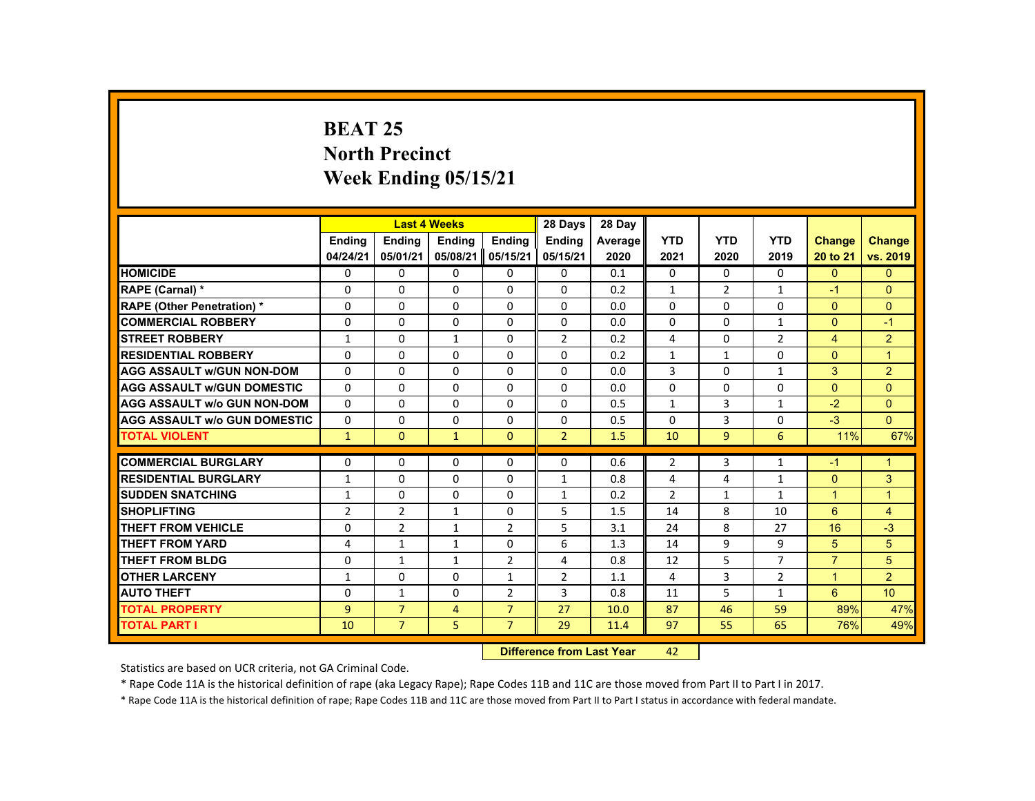# BEAT 25
## North Precinct
## Week Ending 05/15/21

| | Last 4 Weeks | | | | 28 Days | 28 Day | | | | | |
|---|---|---|---|---|---|---|---|---|---|---|---|
| | Ending 04/24/21 | Ending 05/01/21 | Ending 05/08/21 | Ending 05/15/21 | Ending 05/15/21 | Average 2020 | YTD 2021 | YTD 2020 | YTD 2019 | Change 20 to 21 | Change vs. 2019 |
| HOMICIDE | 0 | 0 | 0 | 0 | 0 | 0.1 | 0 | 0 | 0 | 0 | 0 |
| RAPE (Carnal) * | 0 | 0 | 0 | 0 | 0 | 0.2 | 1 | 2 | 1 | -1 | 0 |
| RAPE (Other Penetration) * | 0 | 0 | 0 | 0 | 0 | 0.0 | 0 | 0 | 0 | 0 | 0 |
| COMMERCIAL ROBBERY | 0 | 0 | 0 | 0 | 0 | 0.0 | 0 | 0 | 1 | 0 | -1 |
| STREET ROBBERY | 1 | 0 | 1 | 0 | 2 | 0.2 | 4 | 0 | 2 | 4 | 2 |
| RESIDENTIAL ROBBERY | 0 | 0 | 0 | 0 | 0 | 0.2 | 1 | 1 | 0 | 0 | 1 |
| AGG ASSAULT w/GUN NON-DOM | 0 | 0 | 0 | 0 | 0 | 0.0 | 3 | 0 | 1 | 3 | 2 |
| AGG ASSAULT w/GUN DOMESTIC | 0 | 0 | 0 | 0 | 0 | 0.0 | 0 | 0 | 0 | 0 | 0 |
| AGG ASSAULT w/o GUN NON-DOM | 0 | 0 | 0 | 0 | 0 | 0.5 | 1 | 3 | 1 | -2 | 0 |
| AGG ASSAULT w/o GUN DOMESTIC | 0 | 0 | 0 | 0 | 0 | 0.5 | 0 | 3 | 0 | -3 | 0 |
| TOTAL VIOLENT | 1 | 0 | 1 | 0 | 2 | 1.5 | 10 | 9 | 6 | 11% | 67% |
| COMMERCIAL BURGLARY | 0 | 0 | 0 | 0 | 0 | 0.6 | 2 | 3 | 1 | -1 | 1 |
| RESIDENTIAL BURGLARY | 1 | 0 | 0 | 0 | 1 | 0.8 | 4 | 4 | 1 | 0 | 3 |
| SUDDEN SNATCHING | 1 | 0 | 0 | 0 | 1 | 0.2 | 2 | 1 | 1 | 1 | 1 |
| SHOPLIFTING | 2 | 2 | 1 | 0 | 5 | 1.5 | 14 | 8 | 10 | 6 | 4 |
| THEFT FROM VEHICLE | 0 | 2 | 1 | 2 | 5 | 3.1 | 24 | 8 | 27 | 16 | -3 |
| THEFT FROM YARD | 4 | 1 | 1 | 0 | 6 | 1.3 | 14 | 9 | 9 | 5 | 5 |
| THEFT FROM BLDG | 0 | 1 | 1 | 2 | 4 | 0.8 | 12 | 5 | 7 | 7 | 5 |
| OTHER LARCENY | 1 | 0 | 0 | 1 | 2 | 1.1 | 4 | 3 | 2 | 1 | 2 |
| AUTO THEFT | 0 | 1 | 0 | 2 | 3 | 0.8 | 11 | 5 | 1 | 6 | 10 |
| TOTAL PROPERTY | 9 | 7 | 4 | 7 | 27 | 10.0 | 87 | 46 | 59 | 89% | 47% |
| TOTAL PART I | 10 | 7 | 5 | 7 | 29 | 11.4 | 97 | 55 | 65 | 76% | 49% |

**Difference from Last Year** 42

Statistics are based on UCR criteria, not GA Criminal Code.

* Rape Code 11A is the historical definition of rape (aka Legacy Rape); Rape Codes 11B and 11C are those moved from Part II to Part I in 2017.

* Rape Code 11A is the historical definition of rape; Rape Codes 11B and 11C are those moved from Part II to Part I status in accordance with federal mandate.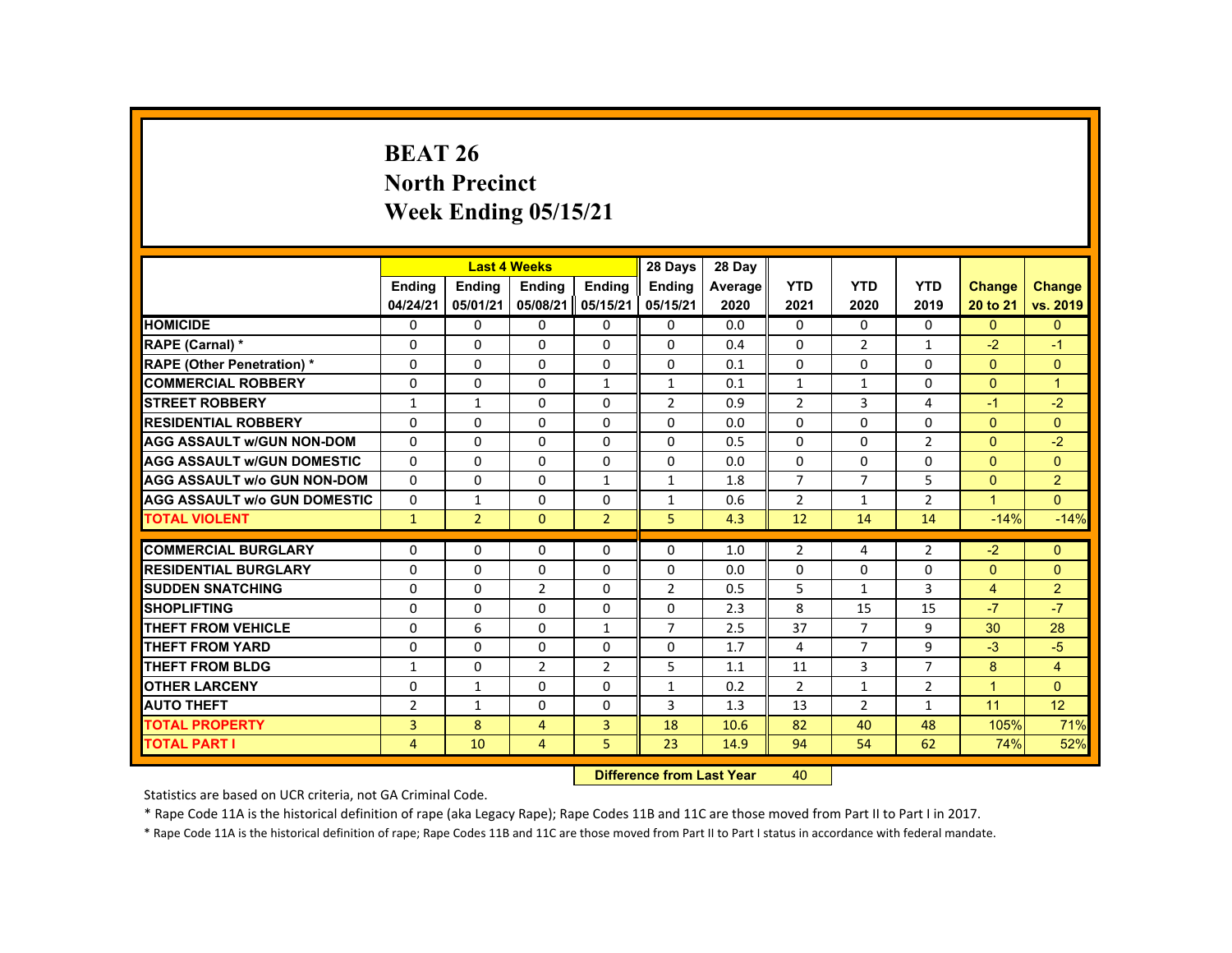# BEAT 26
## North Precinct
## Week Ending 05/15/21

| | Last 4 Weeks | | | | 28 Days | 28 Day | YTD | YTD | YTD | Change | Change |
|---|---|---|---|---|---|---|---|---|---|---|---|
| | Ending 04/24/21 | Ending 05/01/21 | Ending 05/08/21 | Ending 05/15/21 | Ending 05/15/21 | Average 2020 | 2021 | 2020 | 2019 | 20 to 21 | vs. 2019 |
| **HOMICIDE** | 0 | 0 | 0 | 0 | 0 | 0.0 | 0 | 0 | 0 | 0 | 0 |
| **RAPE (Carnal) *** | 0 | 0 | 0 | 0 | 0 | 0.4 | 0 | 2 | 1 | -2 | -1 |
| **RAPE (Other Penetration) *** | 0 | 0 | 0 | 0 | 0 | 0.1 | 0 | 0 | 0 | 0 | 0 |
| **COMMERCIAL ROBBERY** | 0 | 0 | 0 | 1 | 1 | 0.1 | 1 | 1 | 0 | 0 | 1 |
| **STREET ROBBERY** | 1 | 1 | 0 | 0 | 2 | 0.9 | 2 | 3 | 4 | -1 | -2 |
| **RESIDENTIAL ROBBERY** | 0 | 0 | 0 | 0 | 0 | 0.0 | 0 | 0 | 0 | 0 | 0 |
| **AGG ASSAULT w/GUN NON-DOM** | 0 | 0 | 0 | 0 | 0 | 0.5 | 0 | 0 | 2 | 0 | -2 |
| **AGG ASSAULT w/GUN DOMESTIC** | 0 | 0 | 0 | 0 | 0 | 0.0 | 0 | 0 | 0 | 0 | 0 |
| **AGG ASSAULT w/o GUN NON-DOM** | 0 | 0 | 0 | 1 | 1 | 1.8 | 7 | 7 | 5 | 0 | 2 |
| **AGG ASSAULT w/o GUN DOMESTIC** | 0 | 1 | 0 | 0 | 1 | 0.6 | 2 | 1 | 2 | 1 | 0 |
| **TOTAL VIOLENT** | 1 | 2 | 0 | 2 | 5 | 4.3 | 12 | 14 | 14 | -14% | -14% |
| **COMMERCIAL BURGLARY** | 0 | 0 | 0 | 0 | 0 | 1.0 | 2 | 4 | 2 | -2 | 0 |
| **RESIDENTIAL BURGLARY** | 0 | 0 | 0 | 0 | 0 | 0.0 | 0 | 0 | 0 | 0 | 0 |
| **SUDDEN SNATCHING** | 0 | 0 | 2 | 0 | 2 | 0.5 | 5 | 1 | 3 | 4 | 2 |
| **SHOPLIFTING** | 0 | 0 | 0 | 0 | 0 | 2.3 | 8 | 15 | 15 | -7 | -7 |
| **THEFT FROM VEHICLE** | 0 | 6 | 0 | 1 | 7 | 2.5 | 37 | 7 | 9 | 30 | 28 |
| **THEFT FROM YARD** | 0 | 0 | 0 | 0 | 0 | 1.7 | 4 | 7 | 9 | -3 | -5 |
| **THEFT FROM BLDG** | 1 | 0 | 2 | 2 | 5 | 1.1 | 11 | 3 | 7 | 8 | 4 |
| **OTHER LARCENY** | 0 | 1 | 0 | 0 | 1 | 0.2 | 2 | 1 | 2 | 1 | 0 |
| **AUTO THEFT** | 2 | 1 | 0 | 0 | 3 | 1.3 | 13 | 2 | 1 | 11 | 12 |
| **TOTAL PROPERTY** | 3 | 8 | 4 | 3 | 18 | 10.6 | 82 | 40 | 48 | 105% | 71% |
| **TOTAL PART I** | 4 | 10 | 4 | 5 | 23 | 14.9 | 94 | 54 | 62 | 74% | 52% |

**Difference from Last Year** 40

Statistics are based on UCR criteria, not GA Criminal Code.

* Rape Code 11A is the historical definition of rape (aka Legacy Rape); Rape Codes 11B and 11C are those moved from Part II to Part I in 2017.

* Rape Code 11A is the historical definition of rape; Rape Codes 11B and 11C are those moved from Part II to Part I status in accordance with federal mandate.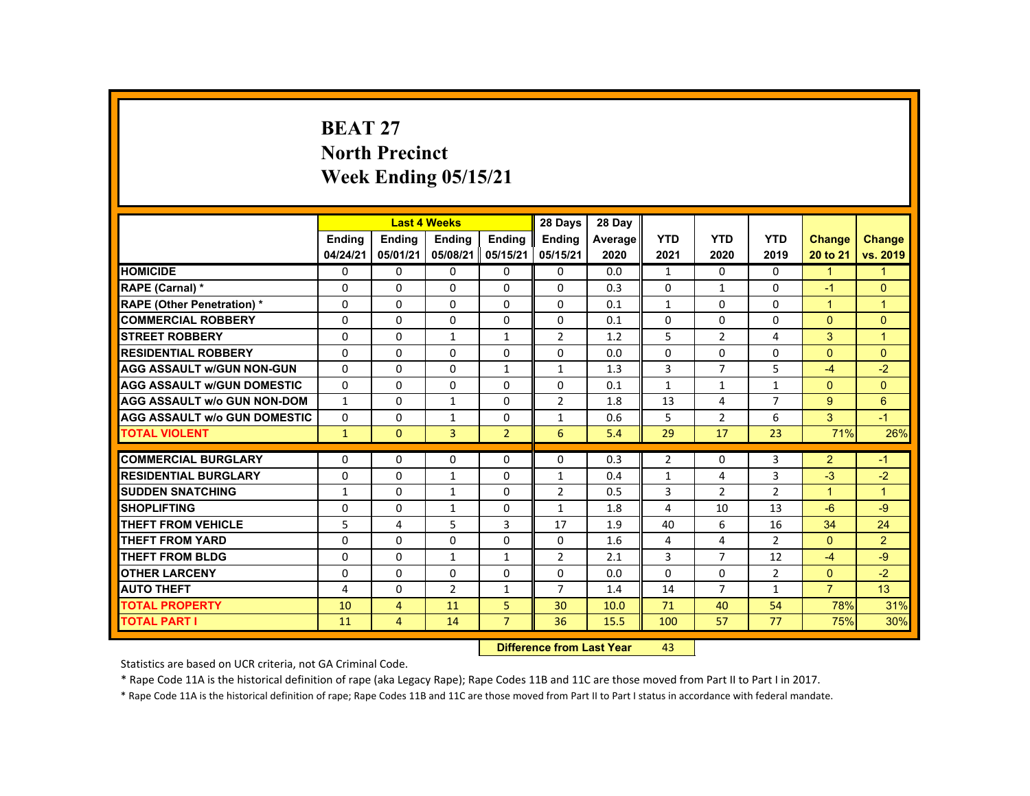# BEAT 27
## North Precinct
## Week Ending 05/15/21

| | Last 4 Weeks | | | | 28 Days | 28 Day | | | | | |
|---|---|---|---|---|---|---|---|---|---|---|---|
| | Ending 04/24/21 | Ending 05/01/21 | Ending 05/08/21 | Ending 05/15/21 | Ending 05/15/21 | Average 2020 | YTD 2021 | YTD 2020 | YTD 2019 | Change 20 to 21 | Change vs. 2019 |
| **HOMICIDE** | 0 | 0 | 0 | 0 | 0 | 0.0 | 1 | 0 | 0 | 1 | 1 |
| **RAPE (Carnal) *** | 0 | 0 | 0 | 0 | 0 | 0.3 | 0 | 1 | 0 | -1 | 0 |
| **RAPE (Other Penetration) *** | 0 | 0 | 0 | 0 | 0 | 0.1 | 1 | 0 | 0 | 1 | 1 |
| **COMMERCIAL ROBBERY** | 0 | 0 | 0 | 0 | 0 | 0.1 | 0 | 0 | 0 | 0 | 0 |
| **STREET ROBBERY** | 0 | 0 | 1 | 1 | 2 | 1.2 | 5 | 2 | 4 | 3 | 1 |
| **RESIDENTIAL ROBBERY** | 0 | 0 | 0 | 0 | 0 | 0.0 | 0 | 0 | 0 | 0 | 0 |
| **AGG ASSAULT w/GUN NON-GUN** | 0 | 0 | 0 | 1 | 1 | 1.3 | 3 | 7 | 5 | -4 | -2 |
| **AGG ASSAULT w/GUN DOMESTIC** | 0 | 0 | 0 | 0 | 0 | 0.1 | 1 | 1 | 1 | 0 | 0 |
| **AGG ASSAULT w/o GUN NON-DOM** | 1 | 0 | 1 | 0 | 2 | 1.8 | 13 | 4 | 7 | 9 | 6 |
| **AGG ASSAULT w/o GUN DOMESTIC** | 0 | 0 | 1 | 0 | 1 | 0.6 | 5 | 2 | 6 | 3 | -1 |
| **TOTAL VIOLENT** | 1 | 0 | 3 | 2 | 6 | 5.4 | 29 | 17 | 23 | 71% | 26% |
| **COMMERCIAL BURGLARY** | 0 | 0 | 0 | 0 | 0 | 0.3 | 2 | 0 | 3 | 2 | -1 |
| **RESIDENTIAL BURGLARY** | 0 | 0 | 1 | 0 | 1 | 0.4 | 1 | 4 | 3 | -3 | -2 |
| **SUDDEN SNATCHING** | 1 | 0 | 1 | 0 | 2 | 0.5 | 3 | 2 | 2 | 1 | 1 |
| **SHOPLIFTING** | 0 | 0 | 1 | 0 | 1 | 1.8 | 4 | 10 | 13 | -6 | -9 |
| **THEFT FROM VEHICLE** | 5 | 4 | 5 | 3 | 17 | 1.9 | 40 | 6 | 16 | 34 | 24 |
| **THEFT FROM YARD** | 0 | 0 | 0 | 0 | 0 | 1.6 | 4 | 4 | 2 | 0 | 2 |
| **THEFT FROM BLDG** | 0 | 0 | 1 | 1 | 2 | 2.1 | 3 | 7 | 12 | -4 | -9 |
| **OTHER LARCENY** | 0 | 0 | 0 | 0 | 0 | 0.0 | 0 | 0 | 2 | 0 | -2 |
| **AUTO THEFT** | 4 | 0 | 2 | 1 | 7 | 1.4 | 14 | 7 | 1 | 7 | 13 |
| **TOTAL PROPERTY** | 10 | 4 | 11 | 5 | 30 | 10.0 | 71 | 40 | 54 | 78% | 31% |
| **TOTAL PART I** | 11 | 4 | 14 | 7 | 36 | 15.5 | 100 | 57 | 77 | 75% | 30% |

**Difference from Last Year** 43

Statistics are based on UCR criteria, not GA Criminal Code.

* Rape Code 11A is the historical definition of rape (aka Legacy Rape); Rape Codes 11B and 11C are those moved from Part II to Part I in 2017.

* Rape Code 11A is the historical definition of rape; Rape Codes 11B and 11C are those moved from Part II to Part I status in accordance with federal mandate.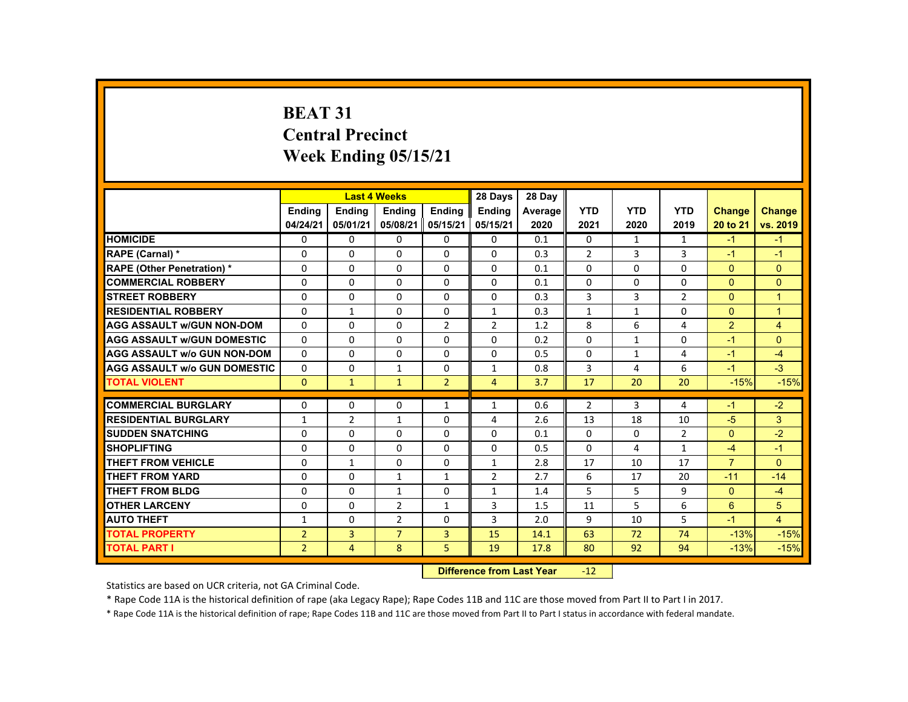# BEAT 31
## Central Precinct
## Week Ending 05/15/21

| | Last 4 Weeks | | | | 28 Days | 28 Day | | | | | |
|---|---|---|---|---|---|---|---|---|---|---|---|
| | Ending 04/24/21 | Ending 05/01/21 | Ending 05/08/21 | Ending 05/15/21 | Ending 05/15/21 | Average 2020 | YTD 2021 | YTD 2020 | YTD 2019 | Change 20 to 21 | Change vs. 2019 |
| **HOMICIDE** | 0 | 0 | 0 | 0 | 0 | 0.1 | 0 | 1 | 1 | -1 | -1 |
| **RAPE (Carnal) *** | 0 | 0 | 0 | 0 | 0 | 0.3 | 2 | 3 | 3 | -1 | -1 |
| **RAPE (Other Penetration) *** | 0 | 0 | 0 | 0 | 0 | 0.1 | 0 | 0 | 0 | 0 | 0 |
| **COMMERCIAL ROBBERY** | 0 | 0 | 0 | 0 | 0 | 0.1 | 0 | 0 | 0 | 0 | 0 |
| **STREET ROBBERY** | 0 | 0 | 0 | 0 | 0 | 0.3 | 3 | 3 | 2 | 0 | 1 |
| **RESIDENTIAL ROBBERY** | 0 | 1 | 0 | 0 | 1 | 0.3 | 1 | 1 | 0 | 0 | 1 |
| **AGG ASSAULT w/GUN NON-DOM** | 0 | 0 | 0 | 2 | 2 | 1.2 | 8 | 6 | 4 | 2 | 4 |
| **AGG ASSAULT w/GUN DOMESTIC** | 0 | 0 | 0 | 0 | 0 | 0.2 | 0 | 1 | 0 | -1 | 0 |
| **AGG ASSAULT w/o GUN NON-DOM** | 0 | 0 | 0 | 0 | 0 | 0.5 | 0 | 1 | 4 | -1 | -4 |
| **AGG ASSAULT w/o GUN DOMESTIC** | 0 | 0 | 1 | 0 | 1 | 0.8 | 3 | 4 | 6 | -1 | -3 |
| **TOTAL VIOLENT** | 0 | 1 | 1 | 2 | 4 | 3.7 | 17 | 20 | 20 | -15% | -15% |
| **COMMERCIAL BURGLARY** | 0 | 0 | 0 | 1 | 1 | 0.6 | 2 | 3 | 4 | -1 | -2 |
| **RESIDENTIAL BURGLARY** | 1 | 2 | 1 | 0 | 4 | 2.6 | 13 | 18 | 10 | -5 | 3 |
| **SUDDEN SNATCHING** | 0 | 0 | 0 | 0 | 0 | 0.1 | 0 | 0 | 2 | 0 | -2 |
| **SHOPLIFTING** | 0 | 0 | 0 | 0 | 0 | 0.5 | 0 | 4 | 1 | -4 | -1 |
| **THEFT FROM VEHICLE** | 0 | 1 | 0 | 0 | 1 | 2.8 | 17 | 10 | 17 | 7 | 0 |
| **THEFT FROM YARD** | 0 | 0 | 1 | 1 | 2 | 2.7 | 6 | 17 | 20 | -11 | -14 |
| **THEFT FROM BLDG** | 0 | 0 | 1 | 0 | 1 | 1.4 | 5 | 5 | 9 | 0 | -4 |
| **OTHER LARCENY** | 0 | 0 | 2 | 1 | 3 | 1.5 | 11 | 5 | 6 | 6 | 5 |
| **AUTO THEFT** | 1 | 0 | 2 | 0 | 3 | 2.0 | 9 | 10 | 5 | -1 | 4 |
| **TOTAL PROPERTY** | 2 | 3 | 7 | 3 | 15 | 14.1 | 63 | 72 | 74 | -13% | -15% |
| **TOTAL PART I** | 2 | 4 | 8 | 5 | 19 | 17.8 | 80 | 92 | 94 | -13% | -15% |

**Difference from Last Year** -12

Statistics are based on UCR criteria, not GA Criminal Code.

* Rape Code 11A is the historical definition of rape (aka Legacy Rape); Rape Codes 11B and 11C are those moved from Part II to Part I in 2017.

* Rape Code 11A is the historical definition of rape; Rape Codes 11B and 11C are those moved from Part II to Part I status in accordance with federal mandate.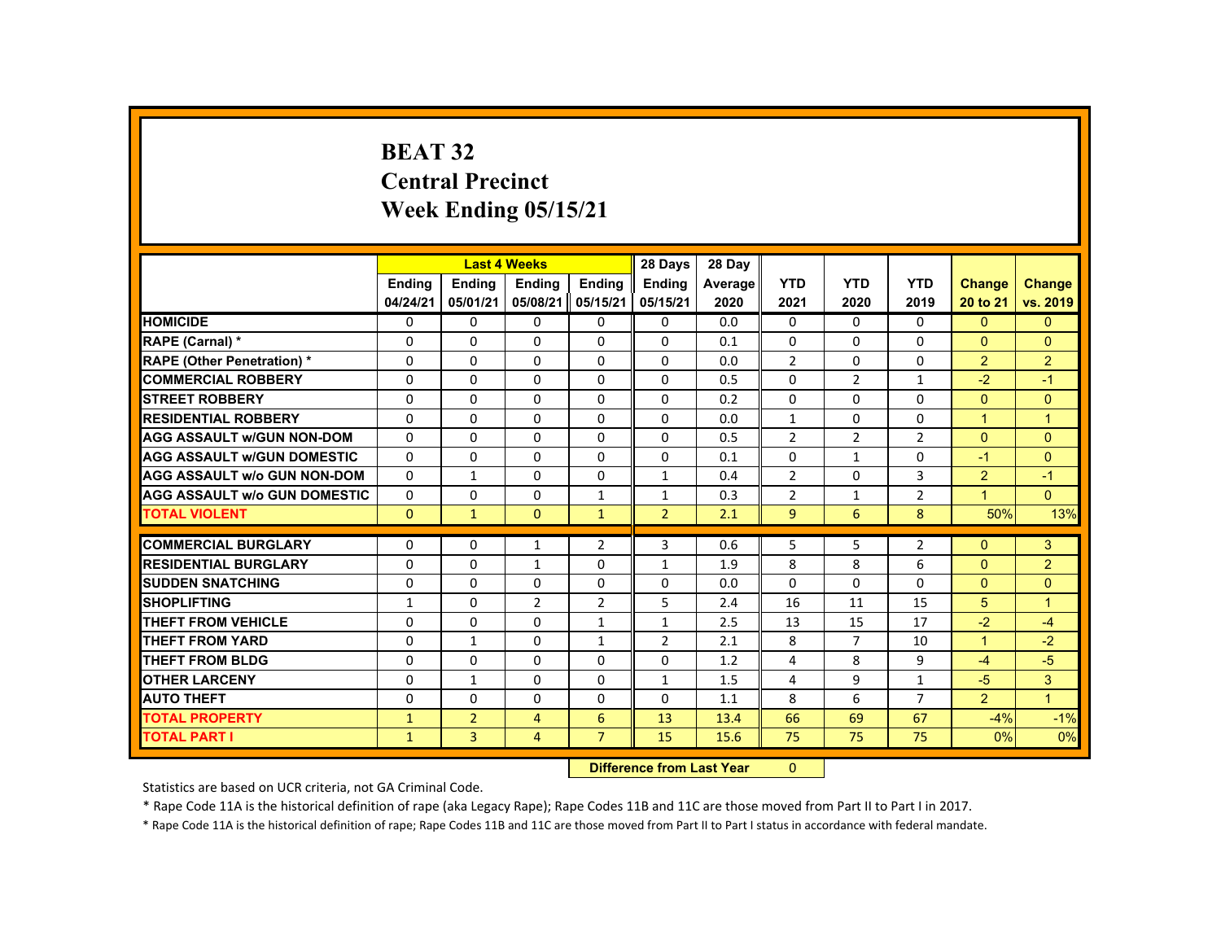# BEAT 32
# Central Precinct
# Week Ending 05/15/21

| | Last 4 Weeks | | | | 28 Days | 28 Day | | | | | |
|---|---|---|---|---|---|---|---|---|---|---|---|
| | Ending 04/24/21 | Ending 05/01/21 | Ending 05/08/21 | Ending 05/15/21 | Ending 05/15/21 | Average 2020 | YTD 2021 | YTD 2020 | YTD 2019 | Change 20 to 21 | Change vs. 2019 |
| HOMICIDE | 0 | 0 | 0 | 0 | 0 | 0.0 | 0 | 0 | 0 | 0 | 0 |
| RAPE (Carnal) * | 0 | 0 | 0 | 0 | 0 | 0.1 | 0 | 0 | 0 | 0 | 0 |
| RAPE (Other Penetration) * | 0 | 0 | 0 | 0 | 0 | 0.0 | 2 | 0 | 0 | 2 | 2 |
| COMMERCIAL ROBBERY | 0 | 0 | 0 | 0 | 0 | 0.5 | 0 | 2 | 1 | -2 | -1 |
| STREET ROBBERY | 0 | 0 | 0 | 0 | 0 | 0.2 | 0 | 0 | 0 | 0 | 0 |
| RESIDENTIAL ROBBERY | 0 | 0 | 0 | 0 | 0 | 0.0 | 1 | 0 | 0 | 1 | 1 |
| AGG ASSAULT w/GUN NON-DOM | 0 | 0 | 0 | 0 | 0 | 0.5 | 2 | 2 | 2 | 0 | 0 |
| AGG ASSAULT w/GUN DOMESTIC | 0 | 0 | 0 | 0 | 0 | 0.1 | 0 | 1 | 0 | -1 | 0 |
| AGG ASSAULT w/o GUN NON-DOM | 0 | 1 | 0 | 0 | 1 | 0.4 | 2 | 0 | 3 | 2 | -1 |
| AGG ASSAULT w/o GUN DOMESTIC | 0 | 0 | 0 | 1 | 1 | 0.3 | 2 | 1 | 2 | 1 | 0 |
| TOTAL VIOLENT | 0 | 1 | 0 | 1 | 2 | 2.1 | 9 | 6 | 8 | 50% | 13% |
| COMMERCIAL BURGLARY | 0 | 0 | 1 | 2 | 3 | 0.6 | 5 | 5 | 2 | 0 | 3 |
| RESIDENTIAL BURGLARY | 0 | 0 | 1 | 0 | 1 | 1.9 | 8 | 8 | 6 | 0 | 2 |
| SUDDEN SNATCHING | 0 | 0 | 0 | 0 | 0 | 0.0 | 0 | 0 | 0 | 0 | 0 |
| SHOPLIFTING | 1 | 0 | 2 | 2 | 5 | 2.4 | 16 | 11 | 15 | 5 | 1 |
| THEFT FROM VEHICLE | 0 | 0 | 0 | 1 | 1 | 2.5 | 13 | 15 | 17 | -2 | -4 |
| THEFT FROM YARD | 0 | 1 | 0 | 1 | 2 | 2.1 | 8 | 7 | 10 | 1 | -2 |
| THEFT FROM BLDG | 0 | 0 | 0 | 0 | 0 | 1.2 | 4 | 8 | 9 | -4 | -5 |
| OTHER LARCENY | 0 | 1 | 0 | 0 | 1 | 1.5 | 4 | 9 | 1 | -5 | 3 |
| AUTO THEFT | 0 | 0 | 0 | 0 | 0 | 1.1 | 8 | 6 | 7 | 2 | 1 |
| TOTAL PROPERTY | 1 | 2 | 4 | 6 | 13 | 13.4 | 66 | 69 | 67 | -4% | -1% |
| TOTAL PART I | 1 | 3 | 4 | 7 | 15 | 15.6 | 75 | 75 | 75 | 0% | 0% |

**Difference from Last Year** 0

Statistics are based on UCR criteria, not GA Criminal Code.

* Rape Code 11A is the historical definition of rape (aka Legacy Rape); Rape Codes 11B and 11C are those moved from Part II to Part I in 2017.

* Rape Code 11A is the historical definition of rape; Rape Codes 11B and 11C are those moved from Part II to Part I status in accordance with federal mandate.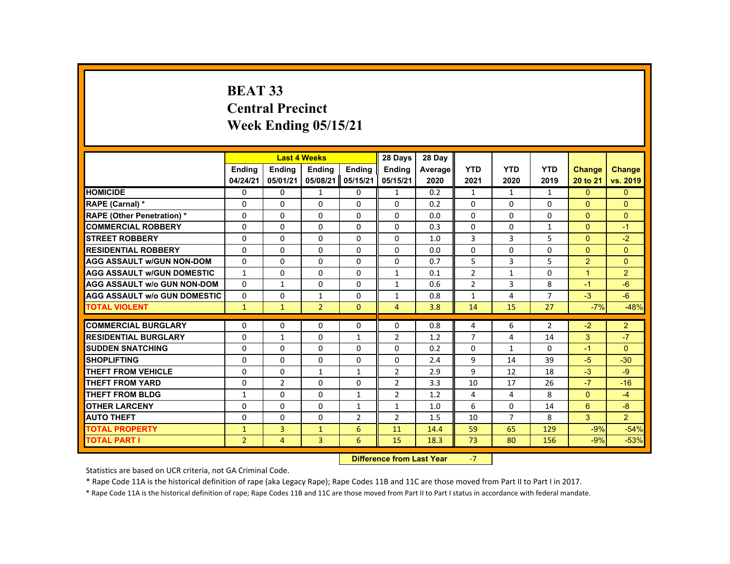# BEAT 33
## Central Precinct
## Week Ending 05/15/21

| | Last 4 Weeks | | | | 28 Days | 28 Day | YTD | YTD | YTD | Change | Change |
|---|---|---|---|---|---|---|---|---|---|---|---|
| | Ending 04/24/21 | Ending 05/01/21 | Ending 05/08/21 | Ending 05/15/21 | Ending 05/15/21 | Average 2020 | 2021 | 2020 | 2019 | 20 to 21 | vs. 2019 |
| HOMICIDE | 0 | 0 | 1 | 0 | 1 | 0.2 | 1 | 1 | 1 | 0 | 0 |
| RAPE (Carnal) * | 0 | 0 | 0 | 0 | 0 | 0.2 | 0 | 0 | 0 | 0 | 0 |
| RAPE (Other Penetration) * | 0 | 0 | 0 | 0 | 0 | 0.0 | 0 | 0 | 0 | 0 | 0 |
| COMMERCIAL ROBBERY | 0 | 0 | 0 | 0 | 0 | 0.3 | 0 | 0 | 1 | 0 | -1 |
| STREET ROBBERY | 0 | 0 | 0 | 0 | 0 | 1.0 | 3 | 3 | 5 | 0 | -2 |
| RESIDENTIAL ROBBERY | 0 | 0 | 0 | 0 | 0 | 0.0 | 0 | 0 | 0 | 0 | 0 |
| AGG ASSAULT w/GUN NON-DOM | 0 | 0 | 0 | 0 | 0 | 0.7 | 5 | 3 | 5 | 2 | 0 |
| AGG ASSAULT w/GUN DOMESTIC | 1 | 0 | 0 | 0 | 1 | 0.1 | 2 | 1 | 0 | 1 | 2 |
| AGG ASSAULT w/o GUN NON-DOM | 0 | 1 | 0 | 0 | 1 | 0.6 | 2 | 3 | 8 | -1 | -6 |
| AGG ASSAULT w/o GUN DOMESTIC | 0 | 0 | 1 | 0 | 1 | 0.8 | 1 | 4 | 7 | -3 | -6 |
| TOTAL VIOLENT | 1 | 1 | 2 | 0 | 4 | 3.8 | 14 | 15 | 27 | -7% | -48% |
| COMMERCIAL BURGLARY | 0 | 0 | 0 | 0 | 0 | 0.8 | 4 | 6 | 2 | -2 | 2 |
| RESIDENTIAL BURGLARY | 0 | 1 | 0 | 1 | 2 | 1.2 | 7 | 4 | 14 | 3 | -7 |
| SUDDEN SNATCHING | 0 | 0 | 0 | 0 | 0 | 0.2 | 0 | 1 | 0 | -1 | 0 |
| SHOPLIFTING | 0 | 0 | 0 | 0 | 0 | 2.4 | 9 | 14 | 39 | -5 | -30 |
| THEFT FROM VEHICLE | 0 | 0 | 1 | 1 | 2 | 2.9 | 9 | 12 | 18 | -3 | -9 |
| THEFT FROM YARD | 0 | 2 | 0 | 0 | 2 | 3.3 | 10 | 17 | 26 | -7 | -16 |
| THEFT FROM BLDG | 1 | 0 | 0 | 1 | 2 | 1.2 | 4 | 4 | 8 | 0 | -4 |
| OTHER LARCENY | 0 | 0 | 0 | 1 | 1 | 1.0 | 6 | 0 | 14 | 6 | -8 |
| AUTO THEFT | 0 | 0 | 0 | 2 | 2 | 1.5 | 10 | 7 | 8 | 3 | 2 |
| TOTAL PROPERTY | 1 | 3 | 1 | 6 | 11 | 14.4 | 59 | 65 | 129 | -9% | -54% |
| TOTAL PART I | 2 | 4 | 3 | 6 | 15 | 18.3 | 73 | 80 | 156 | -9% | -53% |

**Difference from Last Year** -7

Statistics are based on UCR criteria, not GA Criminal Code.

* Rape Code 11A is the historical definition of rape (aka Legacy Rape); Rape Codes 11B and 11C are those moved from Part II to Part I in 2017.

* Rape Code 11A is the historical definition of rape; Rape Codes 11B and 11C are those moved from Part II to Part I status in accordance with federal mandate.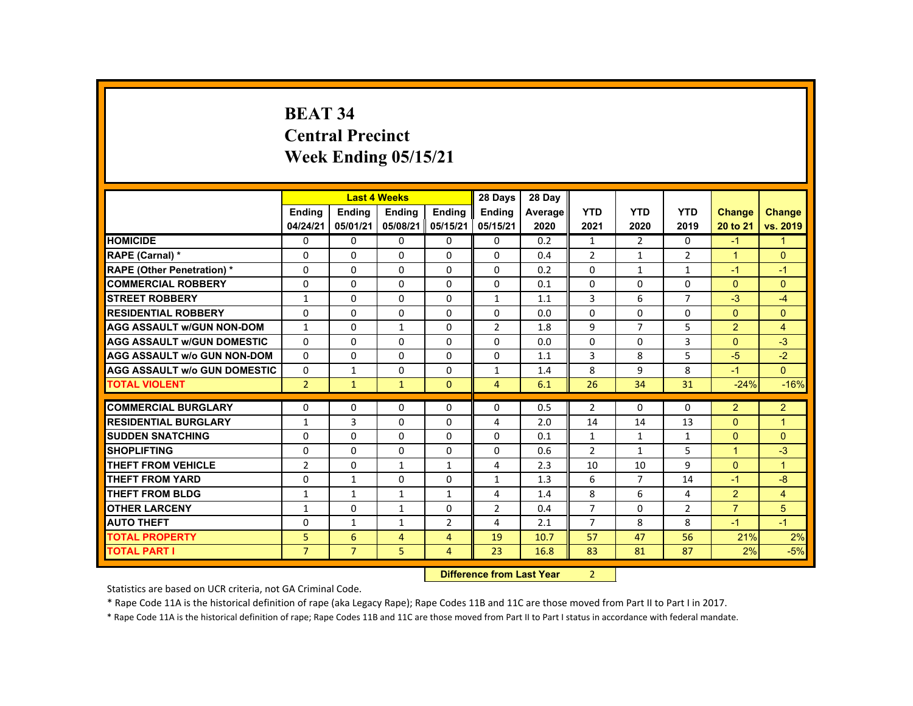# BEAT 34
## Central Precinct
## Week Ending 05/15/21

| | Last 4 Weeks | | | | 28 Days | 28 Day | | | | | |
|---|---|---|---|---|---|---|---|---|---|---|---|
| | Ending 04/24/21 | Ending 05/01/21 | Ending 05/08/21 | Ending 05/15/21 | Ending 05/15/21 | Average 2020 | YTD 2021 | YTD 2020 | YTD 2019 | Change 20 to 21 | Change vs. 2019 |
| HOMICIDE | 0 | 0 | 0 | 0 | 0 | 0.2 | 1 | 2 | 0 | -1 | 1 |
| RAPE (Carnal) * | 0 | 0 | 0 | 0 | 0 | 0.4 | 2 | 1 | 2 | 1 | 0 |
| RAPE (Other Penetration) * | 0 | 0 | 0 | 0 | 0 | 0.2 | 0 | 1 | 1 | -1 | -1 |
| COMMERCIAL ROBBERY | 0 | 0 | 0 | 0 | 0 | 0.1 | 0 | 0 | 0 | 0 | 0 |
| STREET ROBBERY | 1 | 0 | 0 | 0 | 1 | 1.1 | 3 | 6 | 7 | -3 | -4 |
| RESIDENTIAL ROBBERY | 0 | 0 | 0 | 0 | 0 | 0.0 | 0 | 0 | 0 | 0 | 0 |
| AGG ASSAULT w/GUN NON-DOM | 1 | 0 | 1 | 0 | 2 | 1.8 | 9 | 7 | 5 | 2 | 4 |
| AGG ASSAULT w/GUN DOMESTIC | 0 | 0 | 0 | 0 | 0 | 0.0 | 0 | 0 | 3 | 0 | -3 |
| AGG ASSAULT w/o GUN NON-DOM | 0 | 0 | 0 | 0 | 0 | 1.1 | 3 | 8 | 5 | -5 | -2 |
| AGG ASSAULT w/o GUN DOMESTIC | 0 | 1 | 0 | 0 | 1 | 1.4 | 8 | 9 | 8 | -1 | 0 |
| TOTAL VIOLENT | 2 | 1 | 1 | 0 | 4 | 6.1 | 26 | 34 | 31 | -24% | -16% |
| COMMERCIAL BURGLARY | 0 | 0 | 0 | 0 | 0 | 0.5 | 2 | 0 | 0 | 2 | 2 |
| RESIDENTIAL BURGLARY | 1 | 3 | 0 | 0 | 4 | 2.0 | 14 | 14 | 13 | 0 | 1 |
| SUDDEN SNATCHING | 0 | 0 | 0 | 0 | 0 | 0.1 | 1 | 1 | 1 | 0 | 0 |
| SHOPLIFTING | 0 | 0 | 0 | 0 | 0 | 0.6 | 2 | 1 | 5 | 1 | -3 |
| THEFT FROM VEHICLE | 2 | 0 | 1 | 1 | 4 | 2.3 | 10 | 10 | 9 | 0 | 1 |
| THEFT FROM YARD | 0 | 1 | 0 | 0 | 1 | 1.3 | 6 | 7 | 14 | -1 | -8 |
| THEFT FROM BLDG | 1 | 1 | 1 | 1 | 4 | 1.4 | 8 | 6 | 4 | 2 | 4 |
| OTHER LARCENY | 1 | 0 | 1 | 0 | 2 | 0.4 | 7 | 0 | 2 | 7 | 5 |
| AUTO THEFT | 0 | 1 | 1 | 2 | 4 | 2.1 | 7 | 8 | 8 | -1 | -1 |
| TOTAL PROPERTY | 5 | 6 | 4 | 4 | 19 | 10.7 | 57 | 47 | 56 | 21% | 2% |
| TOTAL PART I | 7 | 7 | 5 | 4 | 23 | 16.8 | 83 | 81 | 87 | 2% | -5% |

**Difference from Last Year** 2

Statistics are based on UCR criteria, not GA Criminal Code.

* Rape Code 11A is the historical definition of rape (aka Legacy Rape); Rape Codes 11B and 11C are those moved from Part II to Part I in 2017.

* Rape Code 11A is the historical definition of rape; Rape Codes 11B and 11C are those moved from Part II to Part I status in accordance with federal mandate.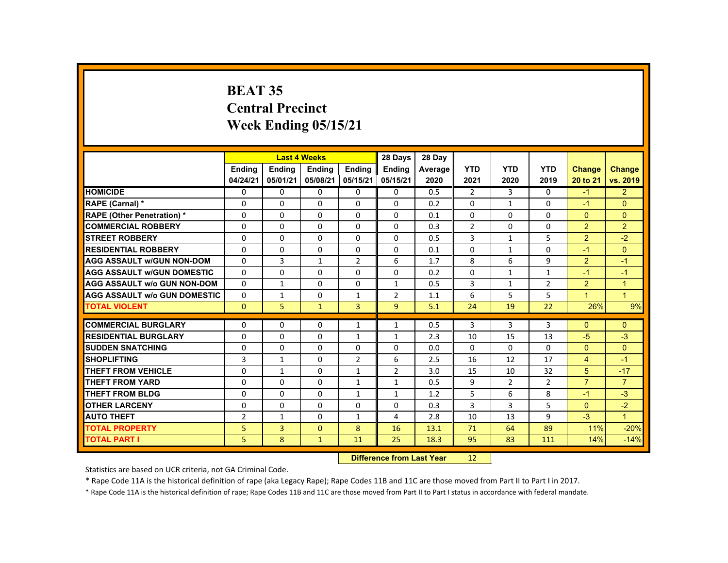# BEAT 35
## Central Precinct
## Week Ending 05/15/21

| | Last 4 Weeks | | | | 28 Days | 28 Day | YTD | YTD | YTD | Change | Change |
|---|---|---|---|---|---|---|---|---|---|---|---|
| | Ending 04/24/21 | Ending 05/01/21 | Ending 05/08/21 | Ending 05/15/21 | Ending 05/15/21 | Average 2020 | 2021 | 2020 | 2019 | 20 to 21 | vs. 2019 |
| HOMICIDE | 0 | 0 | 0 | 0 | 0 | 0.5 | 2 | 3 | 0 | -1 | 2 |
| RAPE (Carnal) * | 0 | 0 | 0 | 0 | 0 | 0.2 | 0 | 1 | 0 | -1 | 0 |
| RAPE (Other Penetration) * | 0 | 0 | 0 | 0 | 0 | 0.1 | 0 | 0 | 0 | 0 | 0 |
| COMMERCIAL ROBBERY | 0 | 0 | 0 | 0 | 0 | 0.3 | 2 | 0 | 0 | 2 | 2 |
| STREET ROBBERY | 0 | 0 | 0 | 0 | 0 | 0.5 | 3 | 1 | 5 | 2 | -2 |
| RESIDENTIAL ROBBERY | 0 | 0 | 0 | 0 | 0 | 0.1 | 0 | 1 | 0 | -1 | 0 |
| AGG ASSAULT w/GUN NON-DOM | 0 | 3 | 1 | 2 | 6 | 1.7 | 8 | 6 | 9 | 2 | -1 |
| AGG ASSAULT w/GUN DOMESTIC | 0 | 0 | 0 | 0 | 0 | 0.2 | 0 | 1 | 1 | -1 | -1 |
| AGG ASSAULT w/o GUN NON-DOM | 0 | 1 | 0 | 0 | 1 | 0.5 | 3 | 1 | 2 | 2 | 1 |
| AGG ASSAULT w/o GUN DOMESTIC | 0 | 1 | 0 | 1 | 2 | 1.1 | 6 | 5 | 5 | 1 | 1 |
| TOTAL VIOLENT | 0 | 5 | 1 | 3 | 9 | 5.1 | 24 | 19 | 22 | 26% | 9% |
| COMMERCIAL BURGLARY | 0 | 0 | 0 | 1 | 1 | 0.5 | 3 | 3 | 3 | 0 | 0 |
| RESIDENTIAL BURGLARY | 0 | 0 | 0 | 1 | 1 | 2.3 | 10 | 15 | 13 | -5 | -3 |
| SUDDEN SNATCHING | 0 | 0 | 0 | 0 | 0 | 0.0 | 0 | 0 | 0 | 0 | 0 |
| SHOPLIFTING | 3 | 1 | 0 | 2 | 6 | 2.5 | 16 | 12 | 17 | 4 | -1 |
| THEFT FROM VEHICLE | 0 | 1 | 0 | 1 | 2 | 3.0 | 15 | 10 | 32 | 5 | -17 |
| THEFT FROM YARD | 0 | 0 | 0 | 1 | 1 | 0.5 | 9 | 2 | 2 | 7 | 7 |
| THEFT FROM BLDG | 0 | 0 | 0 | 1 | 1 | 1.2 | 5 | 6 | 8 | -1 | -3 |
| OTHER LARCENY | 0 | 0 | 0 | 0 | 0 | 0.3 | 3 | 3 | 5 | 0 | -2 |
| AUTO THEFT | 2 | 1 | 0 | 1 | 4 | 2.8 | 10 | 13 | 9 | -3 | 1 |
| TOTAL PROPERTY | 5 | 3 | 0 | 8 | 16 | 13.1 | 71 | 64 | 89 | 11% | -20% |
| TOTAL PART I | 5 | 8 | 1 | 11 | 25 | 18.3 | 95 | 83 | 111 | 14% | -14% |

**Difference from Last Year** 12

Statistics are based on UCR criteria, not GA Criminal Code.

* Rape Code 11A is the historical definition of rape (aka Legacy Rape); Rape Codes 11B and 11C are those moved from Part II to Part I in 2017.

* Rape Code 11A is the historical definition of rape; Rape Codes 11B and 11C are those moved from Part II to Part I status in accordance with federal mandate.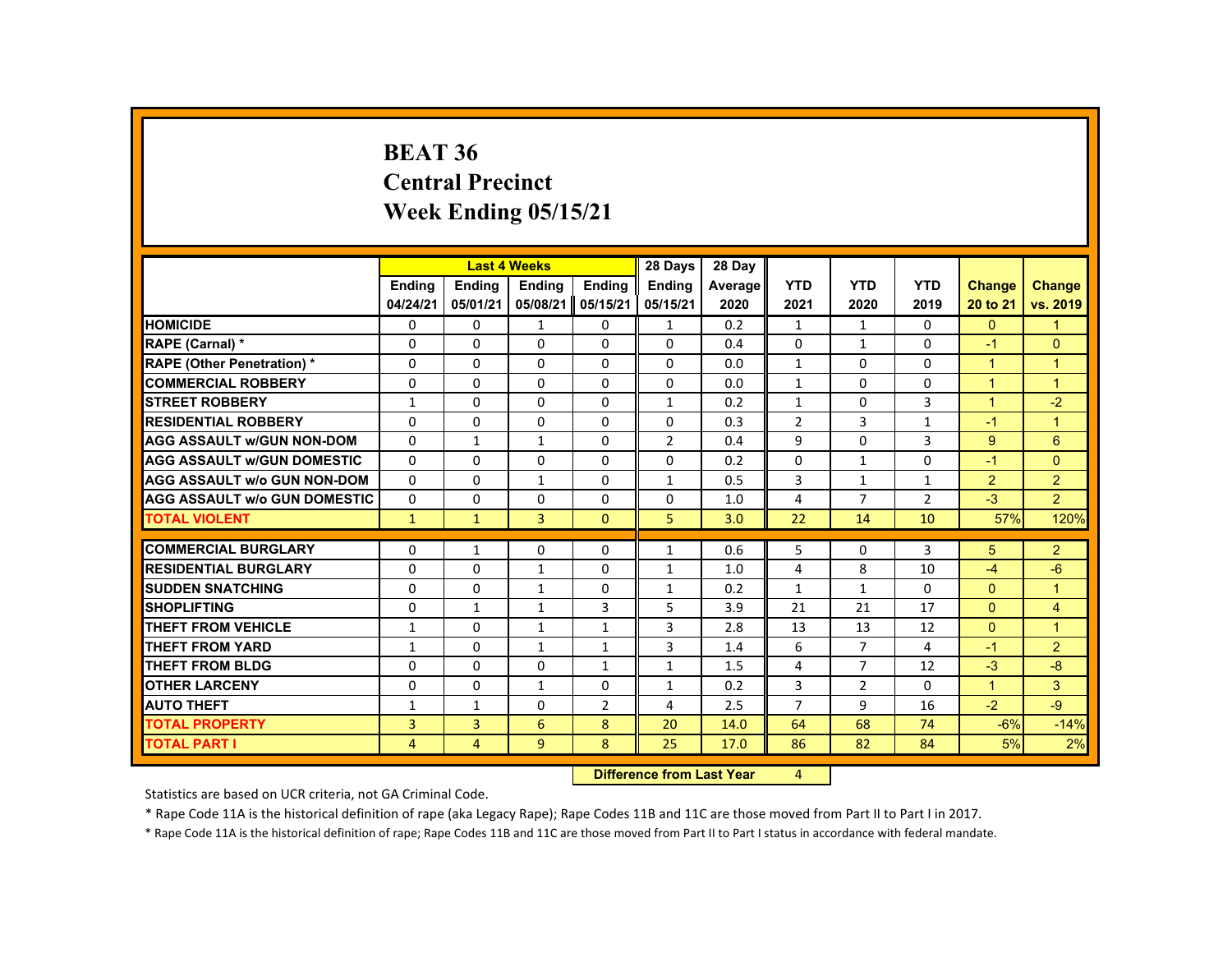# BEAT 36
# Central Precinct
# Week Ending 05/15/21

| | Last 4 Weeks | | | | 28 Days | 28 Day | | | | | |
|---|---|---|---|---|---|---|---|---|---|---|---|
| | Ending 04/24/21 | Ending 05/01/21 | Ending 05/08/21 | Ending 05/15/21 | Ending 05/15/21 | Average 2020 | YTD 2021 | YTD 2020 | YTD 2019 | Change 20 to 21 | Change vs. 2019 |
| HOMICIDE | 0 | 0 | 1 | 0 | 1 | 0.2 | 1 | 1 | 0 | 0 | 1 |
| RAPE (Carnal) * | 0 | 0 | 0 | 0 | 0 | 0.4 | 0 | 1 | 0 | -1 | 0 |
| RAPE (Other Penetration) * | 0 | 0 | 0 | 0 | 0 | 0.0 | 1 | 0 | 0 | 1 | 1 |
| COMMERCIAL ROBBERY | 0 | 0 | 0 | 0 | 0 | 0.0 | 1 | 0 | 0 | 1 | 1 |
| STREET ROBBERY | 1 | 0 | 0 | 0 | 1 | 0.2 | 1 | 0 | 3 | 1 | -2 |
| RESIDENTIAL ROBBERY | 0 | 0 | 0 | 0 | 0 | 0.3 | 2 | 3 | 1 | -1 | 1 |
| AGG ASSAULT w/GUN NON-DOM | 0 | 1 | 1 | 0 | 2 | 0.4 | 9 | 0 | 3 | 9 | 6 |
| AGG ASSAULT w/GUN DOMESTIC | 0 | 0 | 0 | 0 | 0 | 0.2 | 0 | 1 | 0 | -1 | 0 |
| AGG ASSAULT w/o GUN NON-DOM | 0 | 0 | 1 | 0 | 1 | 0.5 | 3 | 1 | 1 | 2 | 2 |
| AGG ASSAULT w/o GUN DOMESTIC | 0 | 0 | 0 | 0 | 0 | 1.0 | 4 | 7 | 2 | -3 | 2 |
| TOTAL VIOLENT | 1 | 1 | 3 | 0 | 5 | 3.0 | 22 | 14 | 10 | 57% | 120% |
| COMMERCIAL BURGLARY | 0 | 1 | 0 | 0 | 1 | 0.6 | 5 | 0 | 3 | 5 | 2 |
| RESIDENTIAL BURGLARY | 0 | 0 | 1 | 0 | 1 | 1.0 | 4 | 8 | 10 | -4 | -6 |
| SUDDEN SNATCHING | 0 | 0 | 1 | 0 | 1 | 0.2 | 1 | 1 | 0 | 0 | 1 |
| SHOPLIFTING | 0 | 1 | 1 | 3 | 5 | 3.9 | 21 | 21 | 17 | 0 | 4 |
| THEFT FROM VEHICLE | 1 | 0 | 1 | 1 | 3 | 2.8 | 13 | 13 | 12 | 0 | 1 |
| THEFT FROM YARD | 1 | 0 | 1 | 1 | 3 | 1.4 | 6 | 7 | 4 | -1 | 2 |
| THEFT FROM BLDG | 0 | 0 | 0 | 1 | 1 | 1.5 | 4 | 7 | 12 | -3 | -8 |
| OTHER LARCENY | 0 | 0 | 1 | 0 | 1 | 0.2 | 3 | 2 | 0 | 1 | 3 |
| AUTO THEFT | 1 | 1 | 0 | 2 | 4 | 2.5 | 7 | 9 | 16 | -2 | -9 |
| TOTAL PROPERTY | 3 | 3 | 6 | 8 | 20 | 14.0 | 64 | 68 | 74 | -6% | -14% |
| TOTAL PART I | 4 | 4 | 9 | 8 | 25 | 17.0 | 86 | 82 | 84 | 5% | 2% |

**Difference from Last Year** 4

Statistics are based on UCR criteria, not GA Criminal Code.

* Rape Code 11A is the historical definition of rape (aka Legacy Rape); Rape Codes 11B and 11C are those moved from Part II to Part I in 2017.

* Rape Code 11A is the historical definition of rape; Rape Codes 11B and 11C are those moved from Part II to Part I status in accordance with federal mandate.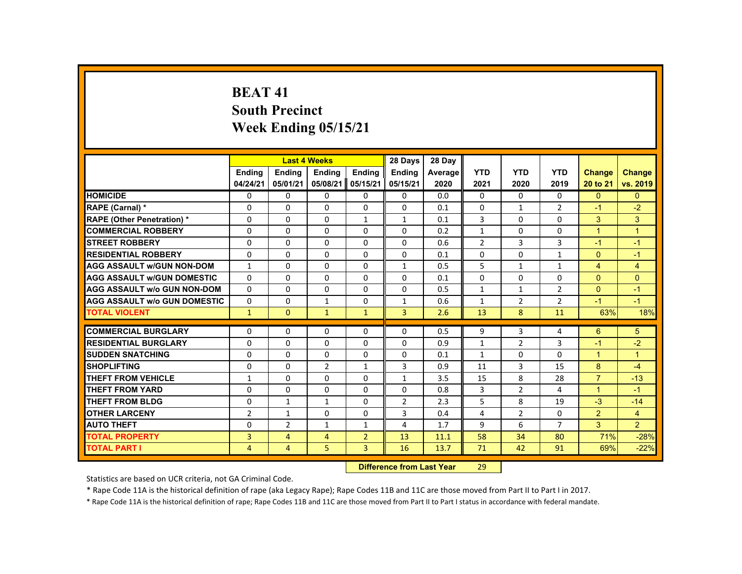# BEAT 41
## South Precinct
## Week Ending 05/15/21

| | Last 4 Weeks | | | | 28 Days | 28 Day | | | | | |
|---|---|---|---|---|---|---|---|---|---|---|---|
| | Ending 04/24/21 | Ending 05/01/21 | Ending 05/08/21 | Ending 05/15/21 | Ending 05/15/21 | Average 2020 | YTD 2021 | YTD 2020 | YTD 2019 | Change 20 to 21 | Change vs. 2019 |
| HOMICIDE | 0 | 0 | 0 | 0 | 0 | 0.0 | 0 | 0 | 0 | 0 | 0 |
| RAPE (Carnal) * | 0 | 0 | 0 | 0 | 0 | 0.1 | 0 | 1 | 2 | -1 | -2 |
| RAPE (Other Penetration) * | 0 | 0 | 0 | 1 | 1 | 0.1 | 3 | 0 | 0 | 3 | 3 |
| COMMERCIAL ROBBERY | 0 | 0 | 0 | 0 | 0 | 0.2 | 1 | 0 | 0 | 1 | 1 |
| STREET ROBBERY | 0 | 0 | 0 | 0 | 0 | 0.6 | 2 | 3 | 3 | -1 | -1 |
| RESIDENTIAL ROBBERY | 0 | 0 | 0 | 0 | 0 | 0.1 | 0 | 0 | 1 | 0 | -1 |
| AGG ASSAULT w/GUN NON-DOM | 1 | 0 | 0 | 0 | 1 | 0.5 | 5 | 1 | 1 | 4 | 4 |
| AGG ASSAULT w/GUN DOMESTIC | 0 | 0 | 0 | 0 | 0 | 0.1 | 0 | 0 | 0 | 0 | 0 |
| AGG ASSAULT w/o GUN NON-DOM | 0 | 0 | 0 | 0 | 0 | 0.5 | 1 | 1 | 2 | 0 | -1 |
| AGG ASSAULT w/o GUN DOMESTIC | 0 | 0 | 1 | 0 | 1 | 0.6 | 1 | 2 | 2 | -1 | -1 |
| TOTAL VIOLENT | 1 | 0 | 1 | 1 | 3 | 2.6 | 13 | 8 | 11 | 63% | 18% |
| COMMERCIAL BURGLARY | 0 | 0 | 0 | 0 | 0 | 0.5 | 9 | 3 | 4 | 6 | 5 |
| RESIDENTIAL BURGLARY | 0 | 0 | 0 | 0 | 0 | 0.9 | 1 | 2 | 3 | -1 | -2 |
| SUDDEN SNATCHING | 0 | 0 | 0 | 0 | 0 | 0.1 | 1 | 0 | 0 | 1 | 1 |
| SHOPLIFTING | 0 | 0 | 2 | 1 | 3 | 0.9 | 11 | 3 | 15 | 8 | -4 |
| THEFT FROM VEHICLE | 1 | 0 | 0 | 0 | 1 | 3.5 | 15 | 8 | 28 | 7 | -13 |
| THEFT FROM YARD | 0 | 0 | 0 | 0 | 0 | 0.8 | 3 | 2 | 4 | 1 | -1 |
| THEFT FROM BLDG | 0 | 1 | 1 | 0 | 2 | 2.3 | 5 | 8 | 19 | -3 | -14 |
| OTHER LARCENY | 2 | 1 | 0 | 0 | 3 | 0.4 | 4 | 2 | 0 | 2 | 4 |
| AUTO THEFT | 0 | 2 | 1 | 1 | 4 | 1.7 | 9 | 6 | 7 | 3 | 2 |
| TOTAL PROPERTY | 3 | 4 | 4 | 2 | 13 | 11.1 | 58 | 34 | 80 | 71% | -28% |
| TOTAL PART I | 4 | 4 | 5 | 3 | 16 | 13.7 | 71 | 42 | 91 | 69% | -22% |

**Difference from Last Year** 29

Statistics are based on UCR criteria, not GA Criminal Code.

* Rape Code 11A is the historical definition of rape (aka Legacy Rape); Rape Codes 11B and 11C are those moved from Part II to Part I in 2017.

* Rape Code 11A is the historical definition of rape; Rape Codes 11B and 11C are those moved from Part II to Part I status in accordance with federal mandate.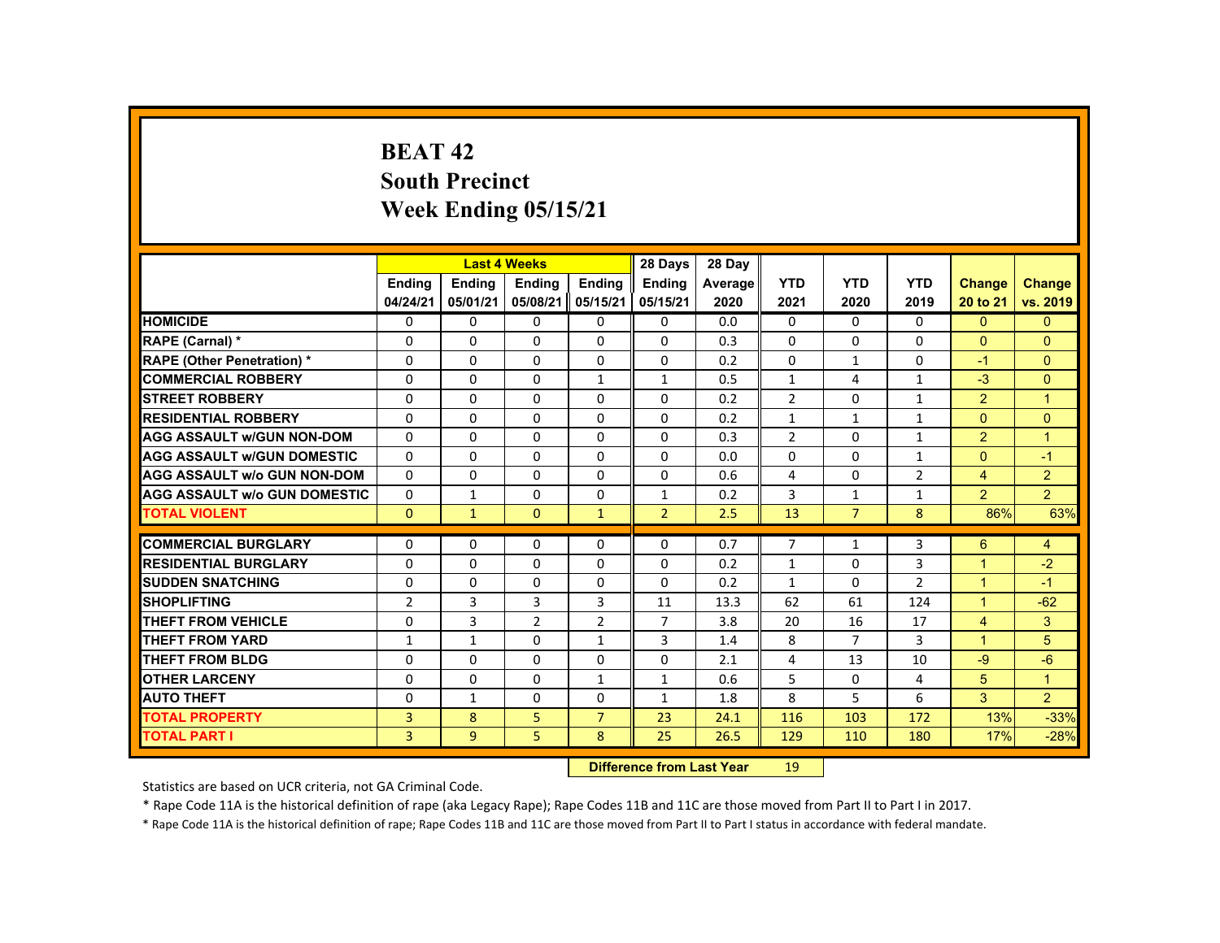# BEAT 42
## South Precinct
## Week Ending 05/15/21

| | Last 4 Weeks | | | | 28 Days | 28 Day | | | | | |
|---|---|---|---|---|---|---|---|---|---|---|---|
| | Ending 04/24/21 | Ending 05/01/21 | Ending 05/08/21 | Ending 05/15/21 | Ending 05/15/21 | Average 2020 | YTD 2021 | YTD 2020 | YTD 2019 | Change 20 to 21 | Change vs. 2019 |
| HOMICIDE | 0 | 0 | 0 | 0 | 0 | 0.0 | 0 | 0 | 0 | 0 | 0 |
| RAPE (Carnal) * | 0 | 0 | 0 | 0 | 0 | 0.3 | 0 | 0 | 0 | 0 | 0 |
| RAPE (Other Penetration) * | 0 | 0 | 0 | 0 | 0 | 0.2 | 0 | 1 | 0 | -1 | 0 |
| COMMERCIAL ROBBERY | 0 | 0 | 0 | 1 | 1 | 0.5 | 1 | 4 | 1 | -3 | 0 |
| STREET ROBBERY | 0 | 0 | 0 | 0 | 0 | 0.2 | 2 | 0 | 1 | 2 | 1 |
| RESIDENTIAL ROBBERY | 0 | 0 | 0 | 0 | 0 | 0.2 | 1 | 1 | 1 | 0 | 0 |
| AGG ASSAULT w/GUN NON-DOM | 0 | 0 | 0 | 0 | 0 | 0.3 | 2 | 0 | 1 | 2 | 1 |
| AGG ASSAULT w/GUN DOMESTIC | 0 | 0 | 0 | 0 | 0 | 0.0 | 0 | 0 | 1 | 0 | -1 |
| AGG ASSAULT w/o GUN NON-DOM | 0 | 0 | 0 | 0 | 0 | 0.6 | 4 | 0 | 2 | 4 | 2 |
| AGG ASSAULT w/o GUN DOMESTIC | 0 | 1 | 0 | 0 | 1 | 0.2 | 3 | 1 | 1 | 2 | 2 |
| TOTAL VIOLENT | 0 | 1 | 0 | 1 | 2 | 2.5 | 13 | 7 | 8 | 86% | 63% |
| COMMERCIAL BURGLARY | 0 | 0 | 0 | 0 | 0 | 0.7 | 7 | 1 | 3 | 6 | 4 |
| RESIDENTIAL BURGLARY | 0 | 0 | 0 | 0 | 0 | 0.2 | 1 | 0 | 3 | 1 | -2 |
| SUDDEN SNATCHING | 0 | 0 | 0 | 0 | 0 | 0.2 | 1 | 0 | 2 | 1 | -1 |
| SHOPLIFTING | 2 | 3 | 3 | 3 | 11 | 13.3 | 62 | 61 | 124 | 1 | -62 |
| THEFT FROM VEHICLE | 0 | 3 | 2 | 2 | 7 | 3.8 | 20 | 16 | 17 | 4 | 3 |
| THEFT FROM YARD | 1 | 1 | 0 | 1 | 3 | 1.4 | 8 | 7 | 3 | 1 | 5 |
| THEFT FROM BLDG | 0 | 0 | 0 | 0 | 0 | 2.1 | 4 | 13 | 10 | -9 | -6 |
| OTHER LARCENY | 0 | 0 | 0 | 1 | 1 | 0.6 | 5 | 0 | 4 | 5 | 1 |
| AUTO THEFT | 0 | 1 | 0 | 0 | 1 | 1.8 | 8 | 5 | 6 | 3 | 2 |
| TOTAL PROPERTY | 3 | 8 | 5 | 7 | 23 | 24.1 | 116 | 103 | 172 | 13% | -33% |
| TOTAL PART I | 3 | 9 | 5 | 8 | 25 | 26.5 | 129 | 110 | 180 | 17% | -28% |

**Difference from Last Year** 19

Statistics are based on UCR criteria, not GA Criminal Code.

* Rape Code 11A is the historical definition of rape (aka Legacy Rape); Rape Codes 11B and 11C are those moved from Part II to Part I in 2017.

* Rape Code 11A is the historical definition of rape; Rape Codes 11B and 11C are those moved from Part II to Part I status in accordance with federal mandate.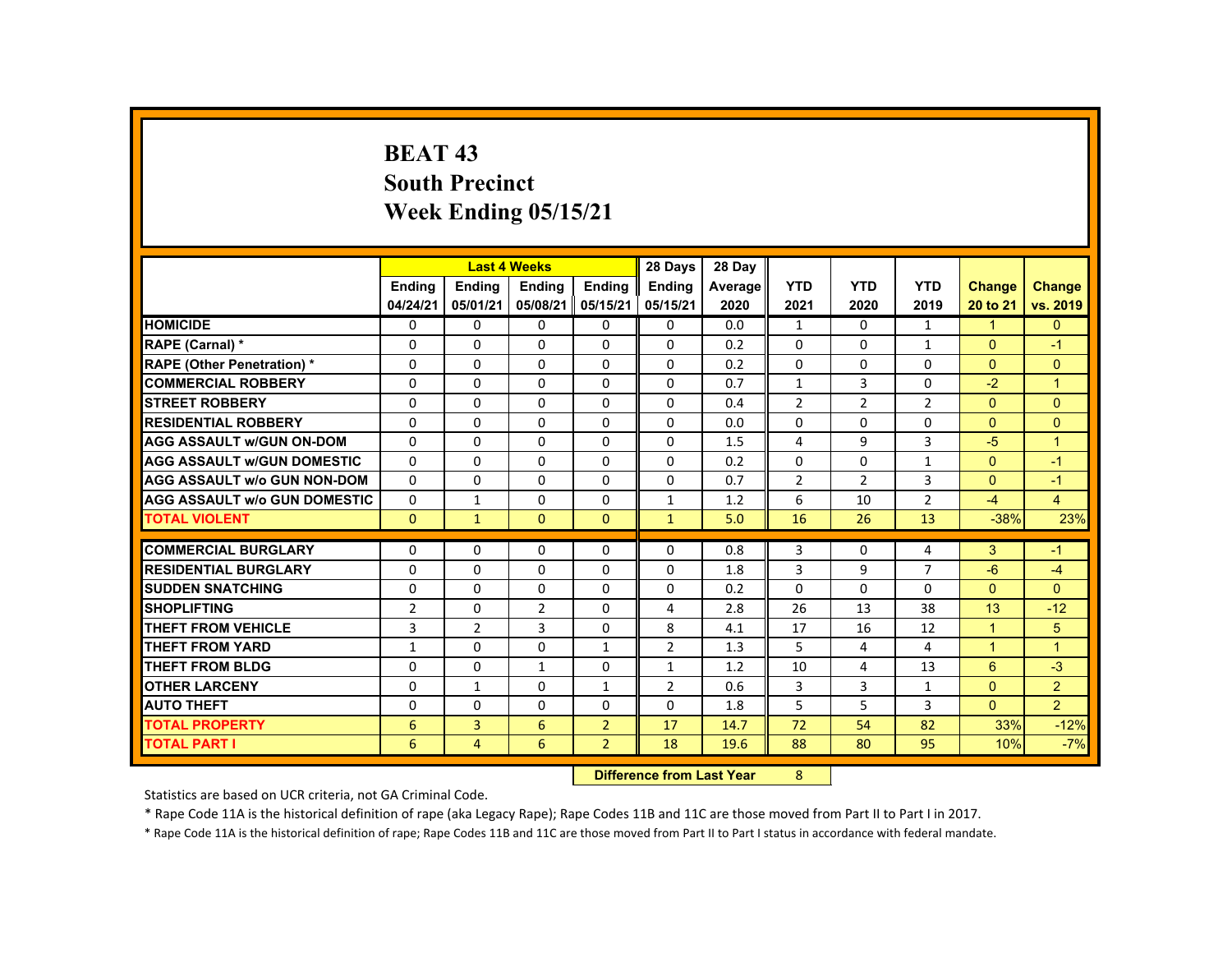# BEAT 43
## South Precinct
## Week Ending 05/15/21

| | Last 4 Weeks | | | | 28 Days | 28 Day | | | | | |
|---|---|---|---|---|---|---|---|---|---|---|---|
| | Ending 04/24/21 | Ending 05/01/21 | Ending 05/08/21 | Ending 05/15/21 | Ending 05/15/21 | Average 2020 | YTD 2021 | YTD 2020 | YTD 2019 | Change 20 to 21 | Change vs. 2019 |
| HOMICIDE | 0 | 0 | 0 | 0 | 0 | 0.0 | 1 | 0 | 1 | 1 | 0 |
| RAPE (Carnal) * | 0 | 0 | 0 | 0 | 0 | 0.2 | 0 | 0 | 1 | 0 | -1 |
| RAPE (Other Penetration) * | 0 | 0 | 0 | 0 | 0 | 0.2 | 0 | 0 | 0 | 0 | 0 |
| COMMERCIAL ROBBERY | 0 | 0 | 0 | 0 | 0 | 0.7 | 1 | 3 | 0 | -2 | 1 |
| STREET ROBBERY | 0 | 0 | 0 | 0 | 0 | 0.4 | 2 | 2 | 2 | 0 | 0 |
| RESIDENTIAL ROBBERY | 0 | 0 | 0 | 0 | 0 | 0.0 | 0 | 0 | 0 | 0 | 0 |
| AGG ASSAULT w/GUN ON-DOM | 0 | 0 | 0 | 0 | 0 | 1.5 | 4 | 9 | 3 | -5 | 1 |
| AGG ASSAULT w/GUN DOMESTIC | 0 | 0 | 0 | 0 | 0 | 0.2 | 0 | 0 | 1 | 0 | -1 |
| AGG ASSAULT w/o GUN NON-DOM | 0 | 0 | 0 | 0 | 0 | 0.7 | 2 | 2 | 3 | 0 | -1 |
| AGG ASSAULT w/o GUN DOMESTIC | 0 | 1 | 0 | 0 | 1 | 1.2 | 6 | 10 | 2 | -4 | 4 |
| TOTAL VIOLENT | 0 | 1 | 0 | 0 | 1 | 5.0 | 16 | 26 | 13 | -38% | 23% |
| COMMERCIAL BURGLARY | 0 | 0 | 0 | 0 | 0 | 0.8 | 3 | 0 | 4 | 3 | -1 |
| RESIDENTIAL BURGLARY | 0 | 0 | 0 | 0 | 0 | 1.8 | 3 | 9 | 7 | -6 | -4 |
| SUDDEN SNATCHING | 0 | 0 | 0 | 0 | 0 | 0.2 | 0 | 0 | 0 | 0 | 0 |
| SHOPLIFTING | 2 | 0 | 2 | 0 | 4 | 2.8 | 26 | 13 | 38 | 13 | -12 |
| THEFT FROM VEHICLE | 3 | 2 | 3 | 0 | 8 | 4.1 | 17 | 16 | 12 | 1 | 5 |
| THEFT FROM YARD | 1 | 0 | 0 | 1 | 2 | 1.3 | 5 | 4 | 4 | 1 | 1 |
| THEFT FROM BLDG | 0 | 0 | 1 | 0 | 1 | 1.2 | 10 | 4 | 13 | 6 | -3 |
| OTHER LARCENY | 0 | 1 | 0 | 1 | 2 | 0.6 | 3 | 3 | 1 | 0 | 2 |
| AUTO THEFT | 0 | 0 | 0 | 0 | 0 | 1.8 | 5 | 5 | 3 | 0 | 2 |
| TOTAL PROPERTY | 6 | 3 | 6 | 2 | 17 | 14.7 | 72 | 54 | 82 | 33% | -12% |
| TOTAL PART I | 6 | 4 | 6 | 2 | 18 | 19.6 | 88 | 80 | 95 | 10% | -7% |

**Difference from Last Year** 8

Statistics are based on UCR criteria, not GA Criminal Code.

* Rape Code 11A is the historical definition of rape (aka Legacy Rape); Rape Codes 11B and 11C are those moved from Part II to Part I in 2017.

* Rape Code 11A is the historical definition of rape; Rape Codes 11B and 11C are those moved from Part II to Part I status in accordance with federal mandate.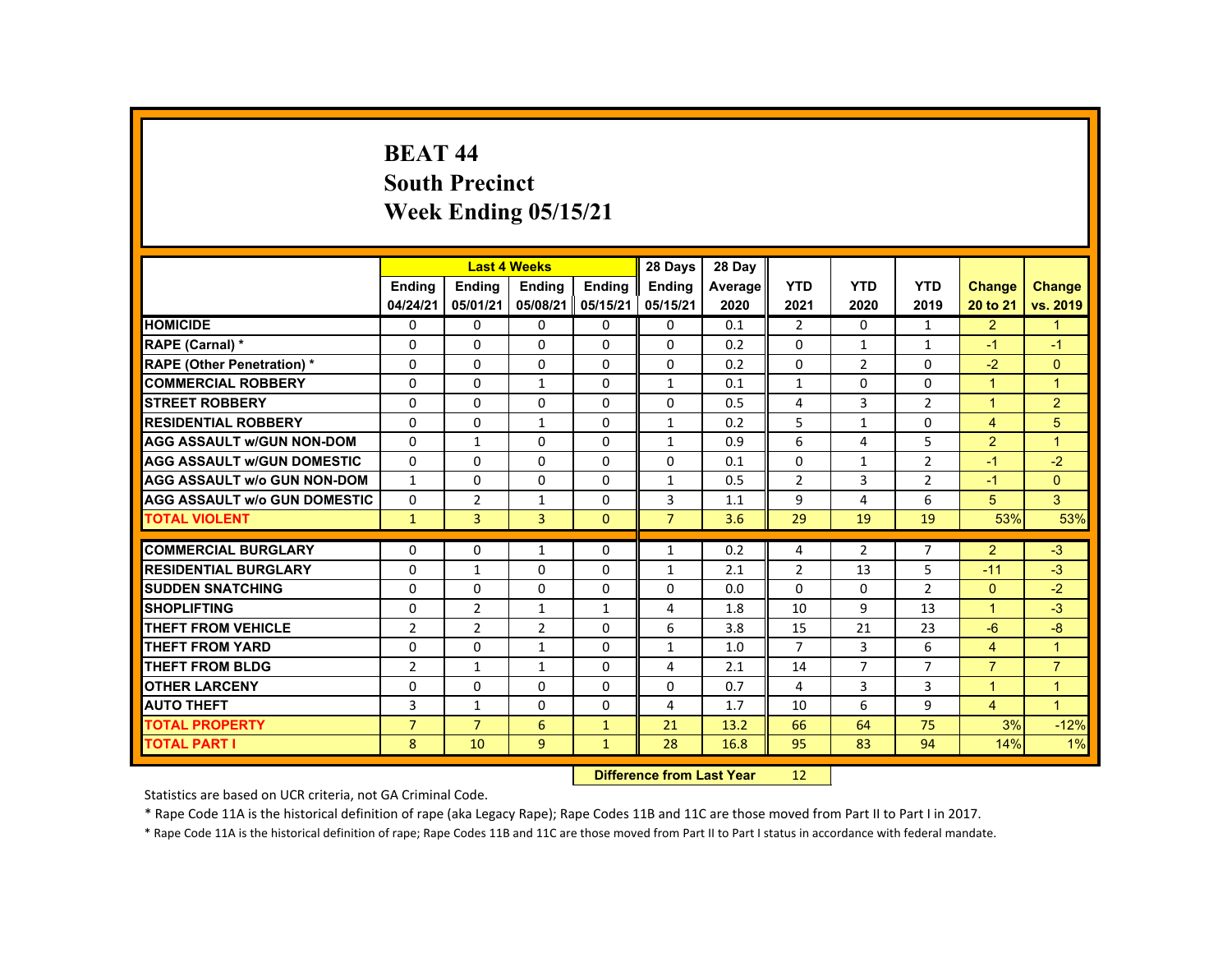# BEAT 44
## South Precinct
## Week Ending 05/15/21

| | Last 4 Weeks | | | | 28 Days | 28 Day | YTD | YTD | YTD | Change | Change |
|---|---|---|---|---|---|---|---|---|---|---|---|
| | Ending 04/24/21 | Ending 05/01/21 | Ending 05/08/21 | Ending 05/15/21 | Ending 05/15/21 | Average 2020 | 2021 | 2020 | 2019 | 20 to 21 | vs. 2019 |
| **HOMICIDE** | 0 | 0 | 0 | 0 | 0 | 0.1 | 2 | 0 | 1 | 2 | 1 |
| **RAPE (Carnal) *** | 0 | 0 | 0 | 0 | 0 | 0.2 | 0 | 1 | 1 | -1 | -1 |
| **RAPE (Other Penetration) *** | 0 | 0 | 0 | 0 | 0 | 0.2 | 0 | 2 | 0 | -2 | 0 |
| **COMMERCIAL ROBBERY** | 0 | 0 | 1 | 0 | 1 | 0.1 | 1 | 0 | 0 | 1 | 1 |
| **STREET ROBBERY** | 0 | 0 | 0 | 0 | 0 | 0.5 | 4 | 3 | 2 | 1 | 2 |
| **RESIDENTIAL ROBBERY** | 0 | 0 | 1 | 0 | 1 | 0.2 | 5 | 1 | 0 | 4 | 5 |
| **AGG ASSAULT w/GUN NON-DOM** | 0 | 1 | 0 | 0 | 1 | 0.9 | 6 | 4 | 5 | 2 | 1 |
| **AGG ASSAULT w/GUN DOMESTIC** | 0 | 0 | 0 | 0 | 0 | 0.1 | 0 | 1 | 2 | -1 | -2 |
| **AGG ASSAULT w/o GUN NON-DOM** | 1 | 0 | 0 | 0 | 1 | 0.5 | 2 | 3 | 2 | -1 | 0 |
| **AGG ASSAULT w/o GUN DOMESTIC** | 0 | 2 | 1 | 0 | 3 | 1.1 | 9 | 4 | 6 | 5 | 3 |
| **TOTAL VIOLENT** | 1 | 3 | 3 | 0 | 7 | 3.6 | 29 | 19 | 19 | 53% | 53% |
| **COMMERCIAL BURGLARY** | 0 | 0 | 1 | 0 | 1 | 0.2 | 4 | 2 | 7 | 2 | -3 |
| **RESIDENTIAL BURGLARY** | 0 | 1 | 0 | 0 | 1 | 2.1 | 2 | 13 | 5 | -11 | -3 |
| **SUDDEN SNATCHING** | 0 | 0 | 0 | 0 | 0 | 0.0 | 0 | 0 | 2 | 0 | -2 |
| **SHOPLIFTING** | 0 | 2 | 1 | 1 | 4 | 1.8 | 10 | 9 | 13 | 1 | -3 |
| **THEFT FROM VEHICLE** | 2 | 2 | 2 | 0 | 6 | 3.8 | 15 | 21 | 23 | -6 | -8 |
| **THEFT FROM YARD** | 0 | 0 | 1 | 0 | 1 | 1.0 | 7 | 3 | 6 | 4 | 1 |
| **THEFT FROM BLDG** | 2 | 1 | 1 | 0 | 4 | 2.1 | 14 | 7 | 7 | 7 | 7 |
| **OTHER LARCENY** | 0 | 0 | 0 | 0 | 0 | 0.7 | 4 | 3 | 3 | 1 | 1 |
| **AUTO THEFT** | 3 | 1 | 0 | 0 | 4 | 1.7 | 10 | 6 | 9 | 4 | 1 |
| **TOTAL PROPERTY** | 7 | 7 | 6 | 1 | 21 | 13.2 | 66 | 64 | 75 | 3% | -12% |
| **TOTAL PART I** | 8 | 10 | 9 | 1 | 28 | 16.8 | 95 | 83 | 94 | 14% | 1% |

**Difference from Last Year** 12

Statistics are based on UCR criteria, not GA Criminal Code.

* Rape Code 11A is the historical definition of rape (aka Legacy Rape); Rape Codes 11B and 11C are those moved from Part II to Part I in 2017.

* Rape Code 11A is the historical definition of rape; Rape Codes 11B and 11C are those moved from Part II to Part I status in accordance with federal mandate.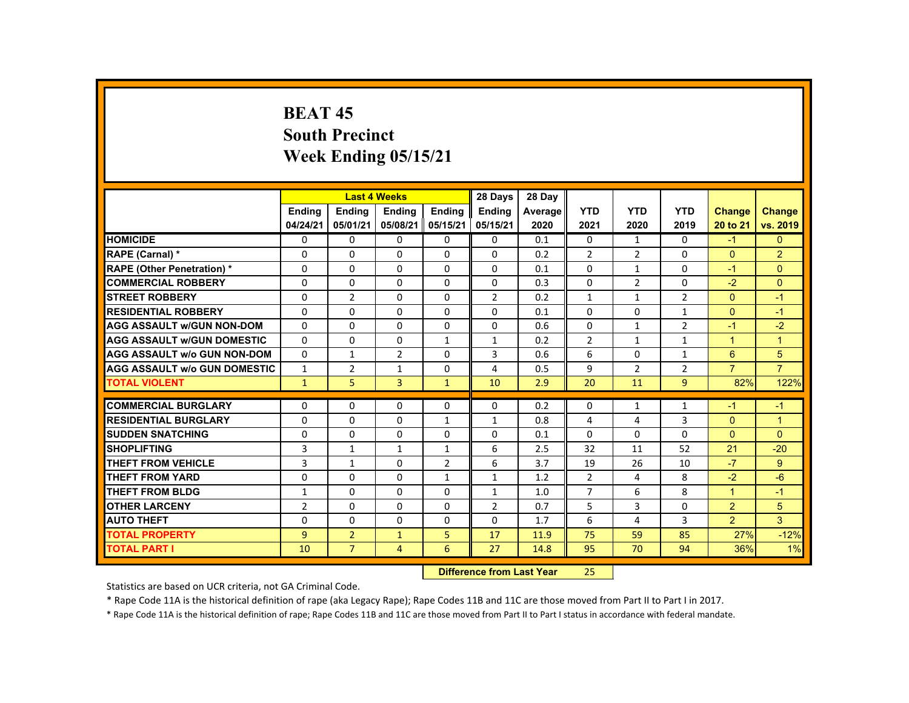# BEAT 45
## South Precinct
## Week Ending 05/15/21

| | Last 4 Weeks | | | | 28 Days | 28 Day | YTD | YTD | YTD | Change | Change |
|---|---|---|---|---|---|---|---|---|---|---|---|
| | Ending 04/24/21 | Ending 05/01/21 | Ending 05/08/21 | Ending 05/15/21 | Ending 05/15/21 | Average 2020 | 2021 | 2020 | 2019 | 20 to 21 | vs. 2019 |
| **HOMICIDE** | 0 | 0 | 0 | 0 | 0 | 0.1 | 0 | 1 | 0 | -1 | 0 |
| **RAPE (Carnal) *** | 0 | 0 | 0 | 0 | 0 | 0.2 | 2 | 2 | 0 | 0 | 2 |
| **RAPE (Other Penetration) *** | 0 | 0 | 0 | 0 | 0 | 0.1 | 0 | 1 | 0 | -1 | 0 |
| **COMMERCIAL ROBBERY** | 0 | 0 | 0 | 0 | 0 | 0.3 | 0 | 2 | 0 | -2 | 0 |
| **STREET ROBBERY** | 0 | 2 | 0 | 0 | 2 | 0.2 | 1 | 1 | 2 | 0 | -1 |
| **RESIDENTIAL ROBBERY** | 0 | 0 | 0 | 0 | 0 | 0.1 | 0 | 0 | 1 | 0 | -1 |
| **AGG ASSAULT w/GUN NON-DOM** | 0 | 0 | 0 | 0 | 0 | 0.6 | 0 | 1 | 2 | -1 | -2 |
| **AGG ASSAULT w/GUN DOMESTIC** | 0 | 0 | 0 | 1 | 1 | 0.2 | 2 | 1 | 1 | 1 | 1 |
| **AGG ASSAULT w/o GUN NON-DOM** | 0 | 1 | 2 | 0 | 3 | 0.6 | 6 | 0 | 1 | 6 | 5 |
| **AGG ASSAULT w/o GUN DOMESTIC** | 1 | 2 | 1 | 0 | 4 | 0.5 | 9 | 2 | 2 | 7 | 7 |
| **TOTAL VIOLENT** | 1 | 5 | 3 | 1 | 10 | 2.9 | 20 | 11 | 9 | 82% | 122% |
| **COMMERCIAL BURGLARY** | 0 | 0 | 0 | 0 | 0 | 0.2 | 0 | 1 | 1 | -1 | -1 |
| **RESIDENTIAL BURGLARY** | 0 | 0 | 0 | 1 | 1 | 0.8 | 4 | 4 | 3 | 0 | 1 |
| **SUDDEN SNATCHING** | 0 | 0 | 0 | 0 | 0 | 0.1 | 0 | 0 | 0 | 0 | 0 |
| **SHOPLIFTING** | 3 | 1 | 1 | 1 | 6 | 2.5 | 32 | 11 | 52 | 21 | -20 |
| **THEFT FROM VEHICLE** | 3 | 1 | 0 | 2 | 6 | 3.7 | 19 | 26 | 10 | -7 | 9 |
| **THEFT FROM YARD** | 0 | 0 | 0 | 1 | 1 | 1.2 | 2 | 4 | 8 | -2 | -6 |
| **THEFT FROM BLDG** | 1 | 0 | 0 | 0 | 1 | 1.0 | 7 | 6 | 8 | 1 | -1 |
| **OTHER LARCENY** | 2 | 0 | 0 | 0 | 2 | 0.7 | 5 | 3 | 0 | 2 | 5 |
| **AUTO THEFT** | 0 | 0 | 0 | 0 | 0 | 1.7 | 6 | 4 | 3 | 2 | 3 |
| **TOTAL PROPERTY** | 9 | 2 | 1 | 5 | 17 | 11.9 | 75 | 59 | 85 | 27% | -12% |
| **TOTAL PART I** | 10 | 7 | 4 | 6 | 27 | 14.8 | 95 | 70 | 94 | 36% | 1% |

**Difference from Last Year** 25

Statistics are based on UCR criteria, not GA Criminal Code.

* Rape Code 11A is the historical definition of rape (aka Legacy Rape); Rape Codes 11B and 11C are those moved from Part II to Part I in 2017.

* Rape Code 11A is the historical definition of rape; Rape Codes 11B and 11C are those moved from Part II to Part I status in accordance with federal mandate.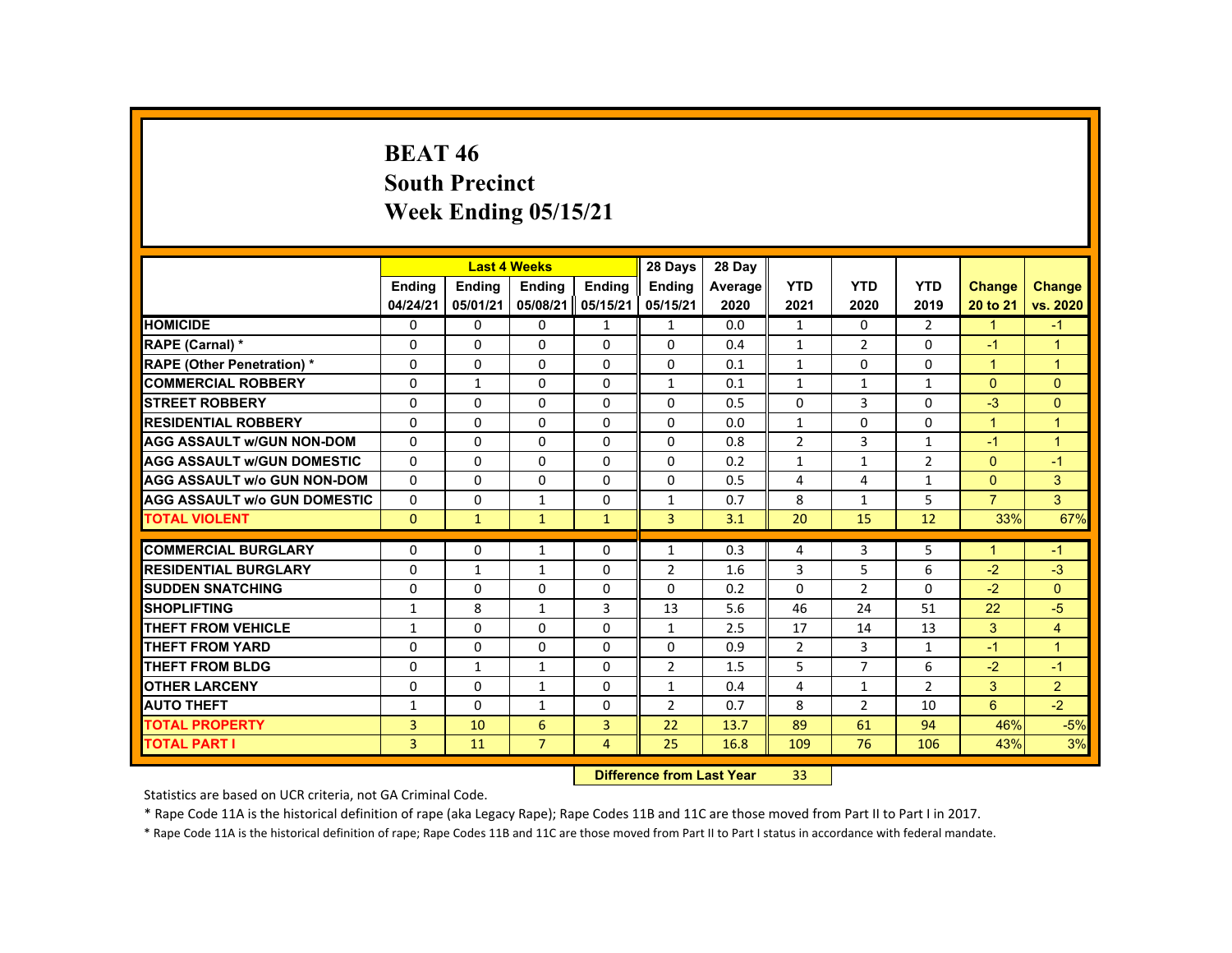# BEAT 46
# South Precinct
# Week Ending 05/15/21

| | Last 4 Weeks | | | | 28 Days | 28 Day | | | | | |
|---|---|---|---|---|---|---|---|---|---|---|---|
| | Ending 04/24/21 | Ending 05/01/21 | Ending 05/08/21 | Ending 05/15/21 | Ending 05/15/21 | Average 2020 | YTD 2021 | YTD 2020 | YTD 2019 | Change 20 to 21 | Change vs. 2020 |
| HOMICIDE | 0 | 0 | 0 | 1 | 1 | 0.0 | 1 | 0 | 2 | 1 | -1 |
| RAPE (Carnal) * | 0 | 0 | 0 | 0 | 0 | 0.4 | 1 | 2 | 0 | -1 | 1 |
| RAPE (Other Penetration) * | 0 | 0 | 0 | 0 | 0 | 0.1 | 1 | 0 | 0 | 1 | 1 |
| COMMERCIAL ROBBERY | 0 | 1 | 0 | 0 | 1 | 0.1 | 1 | 1 | 1 | 0 | 0 |
| STREET ROBBERY | 0 | 0 | 0 | 0 | 0 | 0.5 | 0 | 3 | 0 | -3 | 0 |
| RESIDENTIAL ROBBERY | 0 | 0 | 0 | 0 | 0 | 0.0 | 1 | 0 | 0 | 1 | 1 |
| AGG ASSAULT w/GUN NON-DOM | 0 | 0 | 0 | 0 | 0 | 0.8 | 2 | 3 | 1 | -1 | 1 |
| AGG ASSAULT w/GUN DOMESTIC | 0 | 0 | 0 | 0 | 0 | 0.2 | 1 | 1 | 2 | 0 | -1 |
| AGG ASSAULT w/o GUN NON-DOM | 0 | 0 | 0 | 0 | 0 | 0.5 | 4 | 4 | 1 | 0 | 3 |
| AGG ASSAULT w/o GUN DOMESTIC | 0 | 0 | 1 | 0 | 1 | 0.7 | 8 | 1 | 5 | 7 | 3 |
| TOTAL VIOLENT | 0 | 1 | 1 | 1 | 3 | 3.1 | 20 | 15 | 12 | 33% | 67% |
| COMMERCIAL BURGLARY | 0 | 0 | 1 | 0 | 1 | 0.3 | 4 | 3 | 5 | 1 | -1 |
| RESIDENTIAL BURGLARY | 0 | 1 | 1 | 0 | 2 | 1.6 | 3 | 5 | 6 | -2 | -3 |
| SUDDEN SNATCHING | 0 | 0 | 0 | 0 | 0 | 0.2 | 0 | 2 | 0 | -2 | 0 |
| SHOPLIFTING | 1 | 8 | 1 | 3 | 13 | 5.6 | 46 | 24 | 51 | 22 | -5 |
| THEFT FROM VEHICLE | 1 | 0 | 0 | 0 | 1 | 2.5 | 17 | 14 | 13 | 3 | 4 |
| THEFT FROM YARD | 0 | 0 | 0 | 0 | 0 | 0.9 | 2 | 3 | 1 | -1 | 1 |
| THEFT FROM BLDG | 0 | 1 | 1 | 0 | 2 | 1.5 | 5 | 7 | 6 | -2 | -1 |
| OTHER LARCENY | 0 | 0 | 1 | 0 | 1 | 0.4 | 4 | 1 | 2 | 3 | 2 |
| AUTO THEFT | 1 | 0 | 1 | 0 | 2 | 0.7 | 8 | 2 | 10 | 6 | -2 |
| TOTAL PROPERTY | 3 | 10 | 6 | 3 | 22 | 13.7 | 89 | 61 | 94 | 46% | -5% |
| TOTAL PART I | 3 | 11 | 7 | 4 | 25 | 16.8 | 109 | 76 | 106 | 43% | 3% |

**Difference from Last Year** 33

Statistics are based on UCR criteria, not GA Criminal Code.

* Rape Code 11A is the historical definition of rape (aka Legacy Rape); Rape Codes 11B and 11C are those moved from Part II to Part I in 2017.

* Rape Code 11A is the historical definition of rape; Rape Codes 11B and 11C are those moved from Part II to Part I status in accordance with federal mandate.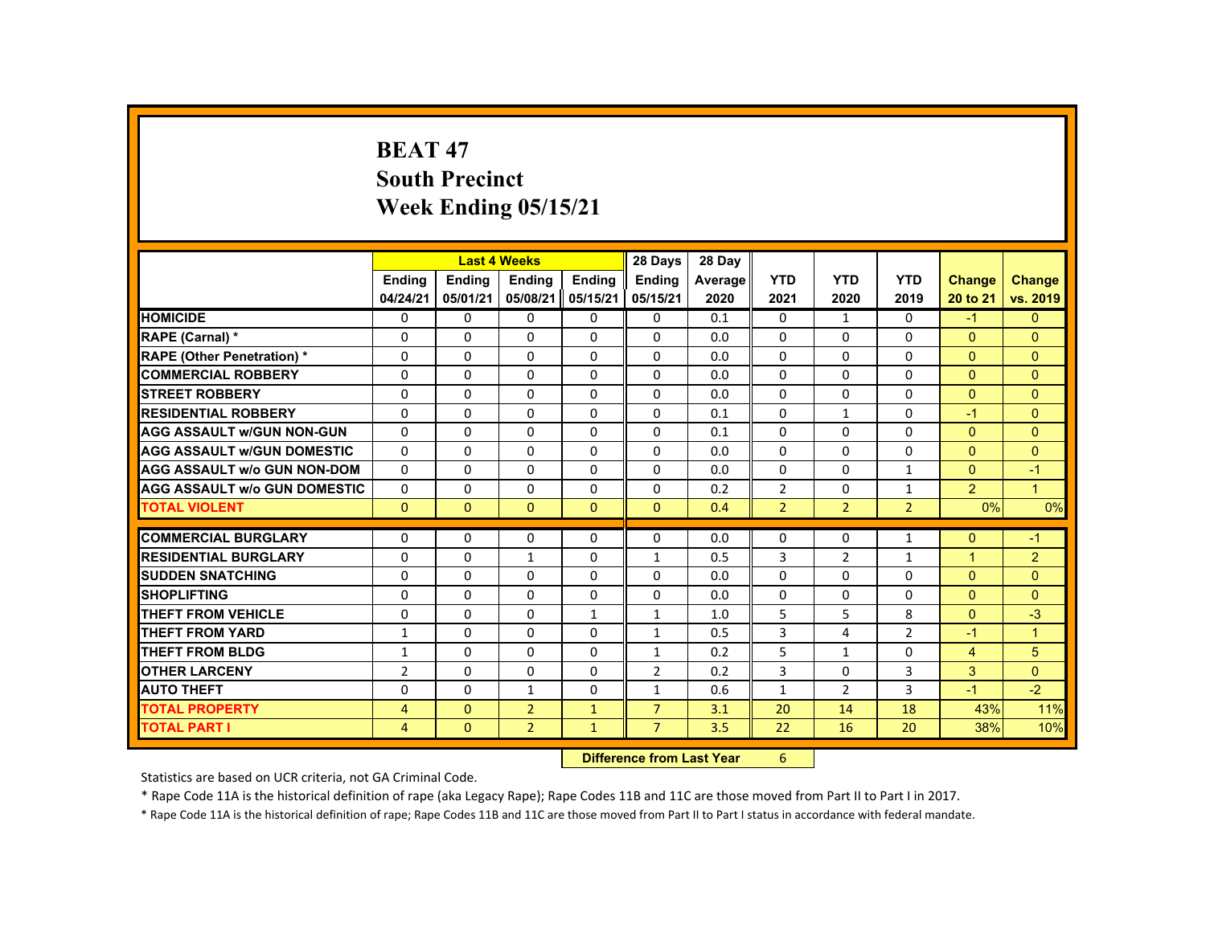# BEAT 47
## South Precinct
## Week Ending 05/15/21

| | Last 4 Weeks | | | | 28 Days | 28 Day | | | | | |
|---|---|---|---|---|---|---|---|---|---|---|---|
| | Ending 04/24/21 | Ending 05/01/21 | Ending 05/08/21 | Ending 05/15/21 | Ending 05/15/21 | Average 2020 | YTD 2021 | YTD 2020 | YTD 2019 | Change 20 to 21 | Change vs. 2019 |
| HOMICIDE | 0 | 0 | 0 | 0 | 0 | 0.1 | 0 | 1 | 0 | -1 | 0 |
| RAPE (Carnal) * | 0 | 0 | 0 | 0 | 0 | 0.0 | 0 | 0 | 0 | 0 | 0 |
| RAPE (Other Penetration) * | 0 | 0 | 0 | 0 | 0 | 0.0 | 0 | 0 | 0 | 0 | 0 |
| COMMERCIAL ROBBERY | 0 | 0 | 0 | 0 | 0 | 0.0 | 0 | 0 | 0 | 0 | 0 |
| STREET ROBBERY | 0 | 0 | 0 | 0 | 0 | 0.0 | 0 | 0 | 0 | 0 | 0 |
| RESIDENTIAL ROBBERY | 0 | 0 | 0 | 0 | 0 | 0.1 | 0 | 1 | 0 | -1 | 0 |
| AGG ASSAULT w/GUN NON-GUN | 0 | 0 | 0 | 0 | 0 | 0.1 | 0 | 0 | 0 | 0 | 0 |
| AGG ASSAULT w/GUN DOMESTIC | 0 | 0 | 0 | 0 | 0 | 0.0 | 0 | 0 | 0 | 0 | 0 |
| AGG ASSAULT w/o GUN NON-DOM | 0 | 0 | 0 | 0 | 0 | 0.0 | 0 | 0 | 1 | 0 | -1 |
| AGG ASSAULT w/o GUN DOMESTIC | 0 | 0 | 0 | 0 | 0 | 0.2 | 2 | 0 | 1 | 2 | 1 |
| TOTAL VIOLENT | 0 | 0 | 0 | 0 | 0 | 0.4 | 2 | 2 | 2 | 0% | 0% |
| COMMERCIAL BURGLARY | 0 | 0 | 0 | 0 | 0 | 0.0 | 0 | 0 | 1 | 0 | -1 |
| RESIDENTIAL BURGLARY | 0 | 0 | 1 | 0 | 1 | 0.5 | 3 | 2 | 1 | 1 | 2 |
| SUDDEN SNATCHING | 0 | 0 | 0 | 0 | 0 | 0.0 | 0 | 0 | 0 | 0 | 0 |
| SHOPLIFTING | 0 | 0 | 0 | 0 | 0 | 0.0 | 0 | 0 | 0 | 0 | 0 |
| THEFT FROM VEHICLE | 0 | 0 | 0 | 1 | 1 | 1.0 | 5 | 5 | 8 | 0 | -3 |
| THEFT FROM YARD | 1 | 0 | 0 | 0 | 1 | 0.5 | 3 | 4 | 2 | -1 | 1 |
| THEFT FROM BLDG | 1 | 0 | 0 | 0 | 1 | 0.2 | 5 | 1 | 0 | 4 | 5 |
| OTHER LARCENY | 2 | 0 | 0 | 0 | 2 | 0.2 | 3 | 0 | 3 | 3 | 0 |
| AUTO THEFT | 0 | 0 | 1 | 0 | 1 | 0.6 | 1 | 2 | 3 | -1 | -2 |
| TOTAL PROPERTY | 4 | 0 | 2 | 1 | 7 | 3.1 | 20 | 14 | 18 | 43% | 11% |
| TOTAL PART I | 4 | 0 | 2 | 1 | 7 | 3.5 | 22 | 16 | 20 | 38% | 10% |

**Difference from Last Year** 6

Statistics are based on UCR criteria, not GA Criminal Code.

* Rape Code 11A is the historical definition of rape (aka Legacy Rape); Rape Codes 11B and 11C are those moved from Part II to Part I in 2017.

* Rape Code 11A is the historical definition of rape; Rape Codes 11B and 11C are those moved from Part II to Part I status in accordance with federal mandate.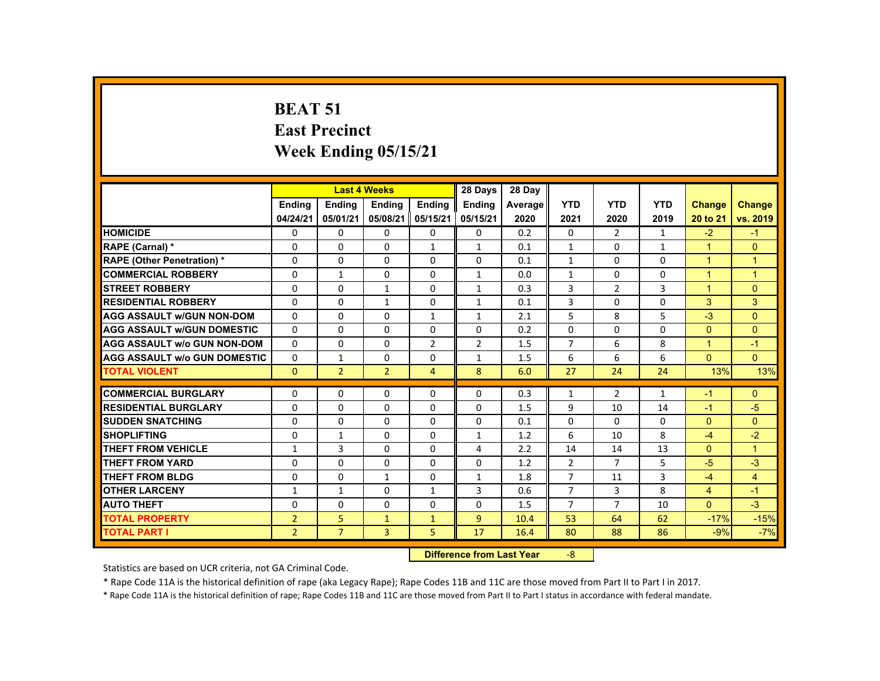# BEAT 51
## East Precinct
## Week Ending 05/15/21

| | Last 4 Weeks | | | | 28 Days | 28 Day | | | | | |
|---|---|---|---|---|---|---|---|---|---|---|---|
| | Ending 04/24/21 | Ending 05/01/21 | Ending 05/08/21 | Ending 05/15/21 | Ending 05/15/21 | Average 2020 | YTD 2021 | YTD 2020 | YTD 2019 | Change 20 to 21 | Change vs. 2019 |
| HOMICIDE | 0 | 0 | 0 | 0 | 0 | 0.2 | 0 | 2 | 1 | -2 | -1 |
| RAPE (Carnal) * | 0 | 0 | 0 | 1 | 1 | 0.1 | 1 | 0 | 1 | 1 | 0 |
| RAPE (Other Penetration) * | 0 | 0 | 0 | 0 | 0 | 0.1 | 1 | 0 | 0 | 1 | 1 |
| COMMERCIAL ROBBERY | 0 | 1 | 0 | 0 | 1 | 0.0 | 1 | 0 | 0 | 1 | 1 |
| STREET ROBBERY | 0 | 0 | 1 | 0 | 1 | 0.3 | 3 | 2 | 3 | 1 | 0 |
| RESIDENTIAL ROBBERY | 0 | 0 | 1 | 0 | 1 | 0.1 | 3 | 0 | 0 | 3 | 3 |
| AGG ASSAULT w/GUN NON-DOM | 0 | 0 | 0 | 1 | 1 | 2.1 | 5 | 8 | 5 | -3 | 0 |
| AGG ASSAULT w/GUN DOMESTIC | 0 | 0 | 0 | 0 | 0 | 0.2 | 0 | 0 | 0 | 0 | 0 |
| AGG ASSAULT w/o GUN NON-DOM | 0 | 0 | 0 | 2 | 2 | 1.5 | 7 | 6 | 8 | 1 | -1 |
| AGG ASSAULT w/o GUN DOMESTIC | 0 | 1 | 0 | 0 | 1 | 1.5 | 6 | 6 | 6 | 0 | 0 |
| TOTAL VIOLENT | 0 | 2 | 2 | 4 | 8 | 6.0 | 27 | 24 | 24 | 13% | 13% |
| COMMERCIAL BURGLARY | 0 | 0 | 0 | 0 | 0 | 0.3 | 1 | 2 | 1 | -1 | 0 |
| RESIDENTIAL BURGLARY | 0 | 0 | 0 | 0 | 0 | 1.5 | 9 | 10 | 14 | -1 | -5 |
| SUDDEN SNATCHING | 0 | 0 | 0 | 0 | 0 | 0.1 | 0 | 0 | 0 | 0 | 0 |
| SHOPLIFTING | 0 | 1 | 0 | 0 | 1 | 1.2 | 6 | 10 | 8 | -4 | -2 |
| THEFT FROM VEHICLE | 1 | 3 | 0 | 0 | 4 | 2.2 | 14 | 14 | 13 | 0 | 1 |
| THEFT FROM YARD | 0 | 0 | 0 | 0 | 0 | 1.2 | 2 | 7 | 5 | -5 | -3 |
| THEFT FROM BLDG | 0 | 0 | 1 | 0 | 1 | 1.8 | 7 | 11 | 3 | -4 | 4 |
| OTHER LARCENY | 1 | 1 | 0 | 1 | 3 | 0.6 | 7 | 3 | 8 | 4 | -1 |
| AUTO THEFT | 0 | 0 | 0 | 0 | 0 | 1.5 | 7 | 7 | 10 | 0 | -3 |
| TOTAL PROPERTY | 2 | 5 | 1 | 1 | 9 | 10.4 | 53 | 64 | 62 | -17% | -15% |
| TOTAL PART I | 2 | 7 | 3 | 5 | 17 | 16.4 | 80 | 88 | 86 | -9% | -7% |

**Difference from Last Year** -8

Statistics are based on UCR criteria, not GA Criminal Code.

* Rape Code 11A is the historical definition of rape (aka Legacy Rape); Rape Codes 11B and 11C are those moved from Part II to Part I in 2017.

* Rape Code 11A is the historical definition of rape; Rape Codes 11B and 11C are those moved from Part II to Part I status in accordance with federal mandate.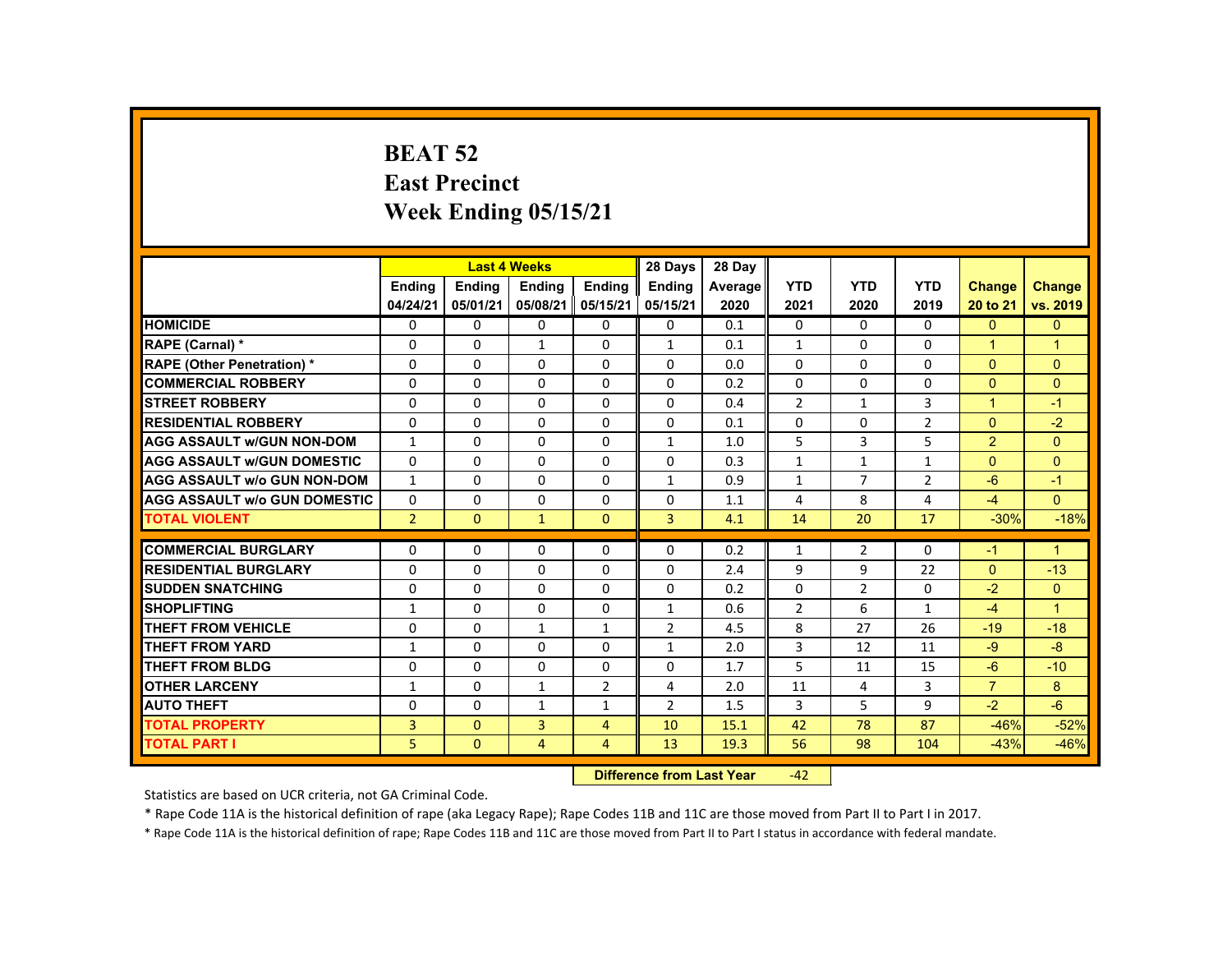# BEAT 52
## East Precinct
## Week Ending 05/15/21

| | Last 4 Weeks | | | | 28 Days | 28 Day | | | | | |
|---|---|---|---|---|---|---|---|---|---|---|---|
| | Ending 04/24/21 | Ending 05/01/21 | Ending 05/08/21 | Ending 05/15/21 | Ending 05/15/21 | Average 2020 | YTD 2021 | YTD 2020 | YTD 2019 | Change 20 to 21 | Change vs. 2019 |
| HOMICIDE | 0 | 0 | 0 | 0 | 0 | 0.1 | 0 | 0 | 0 | 0 | 0 |
| RAPE (Carnal) * | 0 | 0 | 1 | 0 | 1 | 0.1 | 1 | 0 | 0 | 1 | 1 |
| RAPE (Other Penetration) * | 0 | 0 | 0 | 0 | 0 | 0.0 | 0 | 0 | 0 | 0 | 0 |
| COMMERCIAL ROBBERY | 0 | 0 | 0 | 0 | 0 | 0.2 | 0 | 0 | 0 | 0 | 0 |
| STREET ROBBERY | 0 | 0 | 0 | 0 | 0 | 0.4 | 2 | 1 | 3 | 1 | -1 |
| RESIDENTIAL ROBBERY | 0 | 0 | 0 | 0 | 0 | 0.1 | 0 | 0 | 2 | 0 | -2 |
| AGG ASSAULT w/GUN NON-DOM | 1 | 0 | 0 | 0 | 1 | 1.0 | 5 | 3 | 5 | 2 | 0 |
| AGG ASSAULT w/GUN DOMESTIC | 0 | 0 | 0 | 0 | 0 | 0.3 | 1 | 1 | 1 | 0 | 0 |
| AGG ASSAULT w/o GUN NON-DOM | 1 | 0 | 0 | 0 | 1 | 0.9 | 1 | 7 | 2 | -6 | -1 |
| AGG ASSAULT w/o GUN DOMESTIC | 0 | 0 | 0 | 0 | 0 | 1.1 | 4 | 8 | 4 | -4 | 0 |
| TOTAL VIOLENT | 2 | 0 | 1 | 0 | 3 | 4.1 | 14 | 20 | 17 | -30% | -18% |
| COMMERCIAL BURGLARY | 0 | 0 | 0 | 0 | 0 | 0.2 | 1 | 2 | 0 | -1 | 1 |
| RESIDENTIAL BURGLARY | 0 | 0 | 0 | 0 | 0 | 2.4 | 9 | 9 | 22 | 0 | -13 |
| SUDDEN SNATCHING | 0 | 0 | 0 | 0 | 0 | 0.2 | 0 | 2 | 0 | -2 | 0 |
| SHOPLIFTING | 1 | 0 | 0 | 0 | 1 | 0.6 | 2 | 6 | 1 | -4 | 1 |
| THEFT FROM VEHICLE | 0 | 0 | 1 | 1 | 2 | 4.5 | 8 | 27 | 26 | -19 | -18 |
| THEFT FROM YARD | 1 | 0 | 0 | 0 | 1 | 2.0 | 3 | 12 | 11 | -9 | -8 |
| THEFT FROM BLDG | 0 | 0 | 0 | 0 | 0 | 1.7 | 5 | 11 | 15 | -6 | -10 |
| OTHER LARCENY | 1 | 0 | 1 | 2 | 4 | 2.0 | 11 | 4 | 3 | 7 | 8 |
| AUTO THEFT | 0 | 0 | 1 | 1 | 2 | 1.5 | 3 | 5 | 9 | -2 | -6 |
| TOTAL PROPERTY | 3 | 0 | 3 | 4 | 10 | 15.1 | 42 | 78 | 87 | -46% | -52% |
| TOTAL PART I | 5 | 0 | 4 | 4 | 13 | 19.3 | 56 | 98 | 104 | -43% | -46% |

**Difference from Last Year** -42

Statistics are based on UCR criteria, not GA Criminal Code.

* Rape Code 11A is the historical definition of rape (aka Legacy Rape); Rape Codes 11B and 11C are those moved from Part II to Part I in 2017.

* Rape Code 11A is the historical definition of rape; Rape Codes 11B and 11C are those moved from Part II to Part I status in accordance with federal mandate.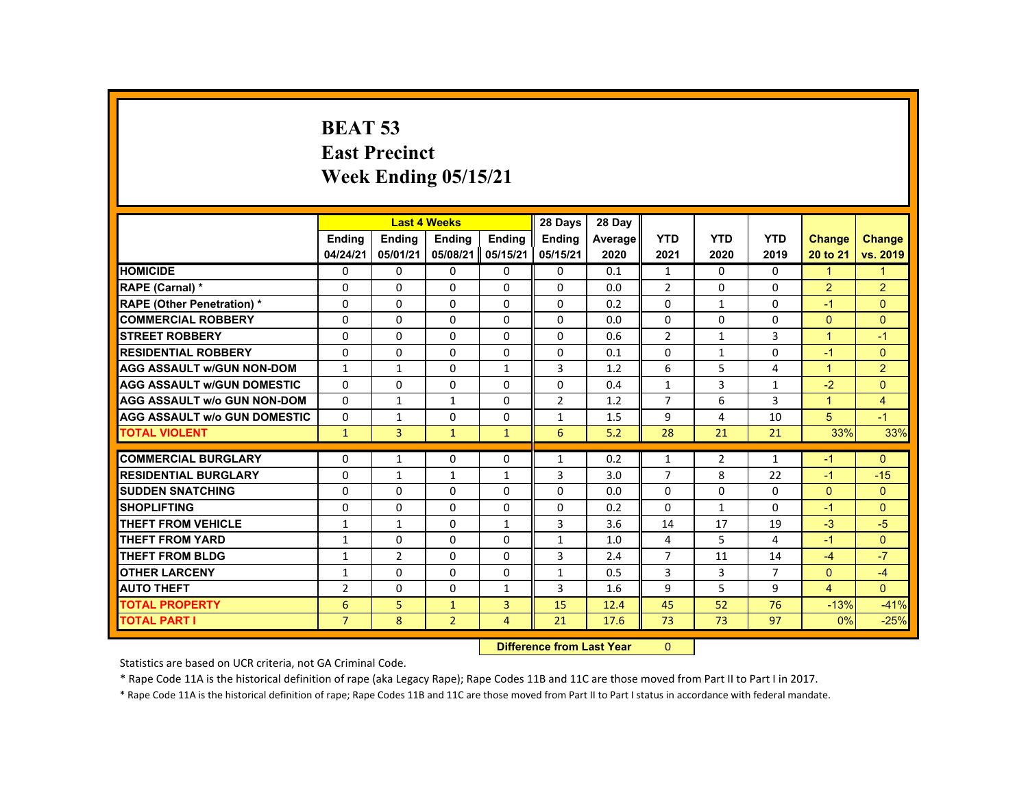# BEAT 53
# East Precinct
# Week Ending 05/15/21

| | Last 4 Weeks | | | | 28 Days | 28 Day | YTD | YTD | YTD | Change | Change |
|---|---|---|---|---|---|---|---|---|---|---|---|
| | Ending 04/24/21 | Ending 05/01/21 | Ending 05/08/21 | Ending 05/15/21 | Ending 05/15/21 | Average 2020 | 2021 | 2020 | 2019 | 20 to 21 | vs. 2019 |
| HOMICIDE | 0 | 0 | 0 | 0 | 0 | 0.1 | 1 | 0 | 0 | 1 | 1 |
| RAPE (Carnal) * | 0 | 0 | 0 | 0 | 0 | 0.0 | 2 | 0 | 0 | 2 | 2 |
| RAPE (Other Penetration) * | 0 | 0 | 0 | 0 | 0 | 0.2 | 0 | 1 | 0 | -1 | 0 |
| COMMERCIAL ROBBERY | 0 | 0 | 0 | 0 | 0 | 0.0 | 0 | 0 | 0 | 0 | 0 |
| STREET ROBBERY | 0 | 0 | 0 | 0 | 0 | 0.6 | 2 | 1 | 3 | 1 | -1 |
| RESIDENTIAL ROBBERY | 0 | 0 | 0 | 0 | 0 | 0.1 | 0 | 1 | 0 | -1 | 0 |
| AGG ASSAULT w/GUN NON-DOM | 1 | 1 | 0 | 1 | 3 | 1.2 | 6 | 5 | 4 | 1 | 2 |
| AGG ASSAULT w/GUN DOMESTIC | 0 | 0 | 0 | 0 | 0 | 0.4 | 1 | 3 | 1 | -2 | 0 |
| AGG ASSAULT w/o GUN NON-DOM | 0 | 1 | 1 | 0 | 2 | 1.2 | 7 | 6 | 3 | 1 | 4 |
| AGG ASSAULT w/o GUN DOMESTIC | 0 | 1 | 0 | 0 | 1 | 1.5 | 9 | 4 | 10 | 5 | -1 |
| TOTAL VIOLENT | 1 | 3 | 1 | 1 | 6 | 5.2 | 28 | 21 | 21 | 33% | 33% |
| COMMERCIAL BURGLARY | 0 | 1 | 0 | 0 | 1 | 0.2 | 1 | 2 | 1 | -1 | 0 |
| RESIDENTIAL BURGLARY | 0 | 1 | 1 | 1 | 3 | 3.0 | 7 | 8 | 22 | -1 | -15 |
| SUDDEN SNATCHING | 0 | 0 | 0 | 0 | 0 | 0.0 | 0 | 0 | 0 | 0 | 0 |
| SHOPLIFTING | 0 | 0 | 0 | 0 | 0 | 0.2 | 0 | 1 | 0 | -1 | 0 |
| THEFT FROM VEHICLE | 1 | 1 | 0 | 1 | 3 | 3.6 | 14 | 17 | 19 | -3 | -5 |
| THEFT FROM YARD | 1 | 0 | 0 | 0 | 1 | 1.0 | 4 | 5 | 4 | -1 | 0 |
| THEFT FROM BLDG | 1 | 2 | 0 | 0 | 3 | 2.4 | 7 | 11 | 14 | -4 | -7 |
| OTHER LARCENY | 1 | 0 | 0 | 0 | 1 | 0.5 | 3 | 3 | 7 | 0 | -4 |
| AUTO THEFT | 2 | 0 | 0 | 1 | 3 | 1.6 | 9 | 5 | 9 | 4 | 0 |
| TOTAL PROPERTY | 6 | 5 | 1 | 3 | 15 | 12.4 | 45 | 52 | 76 | -13% | -41% |
| TOTAL PART I | 7 | 8 | 2 | 4 | 21 | 17.6 | 73 | 73 | 97 | 0% | -25% |

| Difference from Last Year | 0 |
|---|---|

Statistics are based on UCR criteria, not GA Criminal Code.

* Rape Code 11A is the historical definition of rape (aka Legacy Rape); Rape Codes 11B and 11C are those moved from Part II to Part I in 2017.

* Rape Code 11A is the historical definition of rape; Rape Codes 11B and 11C are those moved from Part II to Part I status in accordance with federal mandate.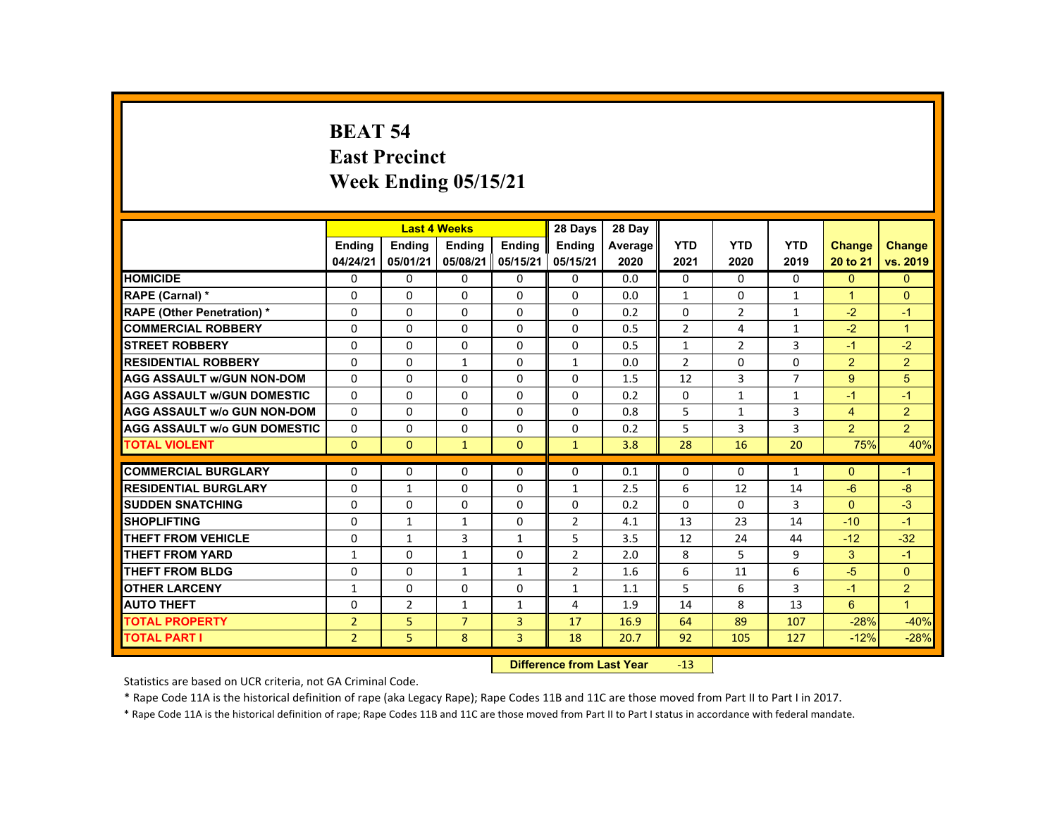# BEAT 54
## East Precinct
## Week Ending 05/15/21

| | Last 4 Weeks | | | | 28 Days | 28 Day | YTD | YTD | YTD | Change | Change |
|---|---|---|---|---|---|---|---|---|---|---|---|
| | Ending 04/24/21 | Ending 05/01/21 | Ending 05/08/21 | Ending 05/15/21 | Ending 05/15/21 | Average 2020 | 2021 | 2020 | 2019 | 20 to 21 | vs. 2019 |
| HOMICIDE | 0 | 0 | 0 | 0 | 0 | 0.0 | 0 | 0 | 0 | 0 | 0 |
| RAPE (Carnal) * | 0 | 0 | 0 | 0 | 0 | 0.0 | 1 | 0 | 1 | 1 | 0 |
| RAPE (Other Penetration) * | 0 | 0 | 0 | 0 | 0 | 0.2 | 0 | 2 | 1 | -2 | -1 |
| COMMERCIAL ROBBERY | 0 | 0 | 0 | 0 | 0 | 0.5 | 2 | 4 | 1 | -2 | 1 |
| STREET ROBBERY | 0 | 0 | 0 | 0 | 0 | 0.5 | 1 | 2 | 3 | -1 | -2 |
| RESIDENTIAL ROBBERY | 0 | 0 | 1 | 0 | 1 | 0.0 | 2 | 0 | 0 | 2 | 2 |
| AGG ASSAULT w/GUN NON-DOM | 0 | 0 | 0 | 0 | 0 | 1.5 | 12 | 3 | 7 | 9 | 5 |
| AGG ASSAULT w/GUN DOMESTIC | 0 | 0 | 0 | 0 | 0 | 0.2 | 0 | 1 | 1 | -1 | -1 |
| AGG ASSAULT w/o GUN NON-DOM | 0 | 0 | 0 | 0 | 0 | 0.8 | 5 | 1 | 3 | 4 | 2 |
| AGG ASSAULT w/o GUN DOMESTIC | 0 | 0 | 0 | 0 | 0 | 0.2 | 5 | 3 | 3 | 2 | 2 |
| TOTAL VIOLENT | 0 | 0 | 1 | 0 | 1 | 3.8 | 28 | 16 | 20 | 75% | 40% |
| COMMERCIAL BURGLARY | 0 | 0 | 0 | 0 | 0 | 0.1 | 0 | 0 | 1 | 0 | -1 |
| RESIDENTIAL BURGLARY | 0 | 1 | 0 | 0 | 1 | 2.5 | 6 | 12 | 14 | -6 | -8 |
| SUDDEN SNATCHING | 0 | 0 | 0 | 0 | 0 | 0.2 | 0 | 0 | 3 | 0 | -3 |
| SHOPLIFTING | 0 | 1 | 1 | 0 | 2 | 4.1 | 13 | 23 | 14 | -10 | -1 |
| THEFT FROM VEHICLE | 0 | 1 | 3 | 1 | 5 | 3.5 | 12 | 24 | 44 | -12 | -32 |
| THEFT FROM YARD | 1 | 0 | 1 | 0 | 2 | 2.0 | 8 | 5 | 9 | 3 | -1 |
| THEFT FROM BLDG | 0 | 0 | 1 | 1 | 2 | 1.6 | 6 | 11 | 6 | -5 | 0 |
| OTHER LARCENY | 1 | 0 | 0 | 0 | 1 | 1.1 | 5 | 6 | 3 | -1 | 2 |
| AUTO THEFT | 0 | 2 | 1 | 1 | 4 | 1.9 | 14 | 8 | 13 | 6 | 1 |
| TOTAL PROPERTY | 2 | 5 | 7 | 3 | 17 | 16.9 | 64 | 89 | 107 | -28% | -40% |
| TOTAL PART I | 2 | 5 | 8 | 3 | 18 | 20.7 | 92 | 105 | 127 | -12% | -28% |

**Difference from Last Year** -13

Statistics are based on UCR criteria, not GA Criminal Code.

* Rape Code 11A is the historical definition of rape (aka Legacy Rape); Rape Codes 11B and 11C are those moved from Part II to Part I in 2017.

* Rape Code 11A is the historical definition of rape; Rape Codes 11B and 11C are those moved from Part II to Part I status in accordance with federal mandate.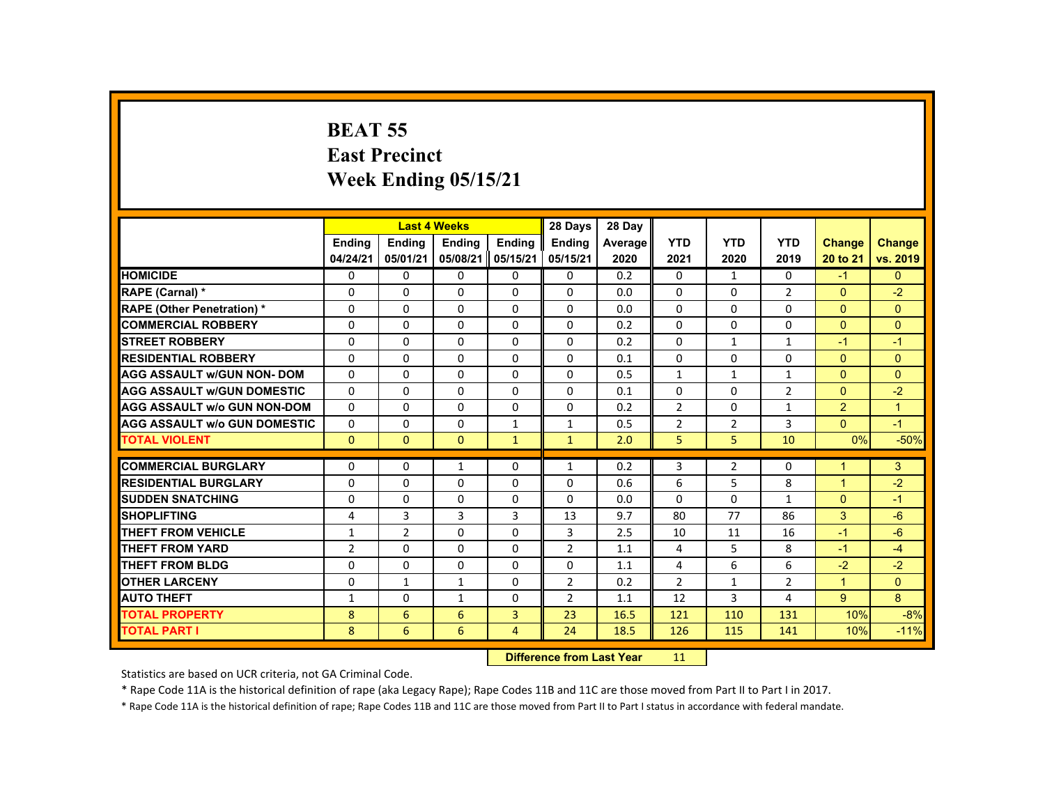# BEAT 55
## East Precinct
## Week Ending 05/15/21

| | Last 4 Weeks | | | | 28 Days | 28 Day | | | | | |
|---|---|---|---|---|---|---|---|---|---|---|---|
| | Ending 04/24/21 | Ending 05/01/21 | Ending 05/08/21 | Ending 05/15/21 | Ending 05/15/21 | Average 2020 | YTD 2021 | YTD 2020 | YTD 2019 | Change 20 to 21 | Change vs. 2019 |
| HOMICIDE | 0 | 0 | 0 | 0 | 0 | 0.2 | 0 | 1 | 0 | -1 | 0 |
| RAPE (Carnal) * | 0 | 0 | 0 | 0 | 0 | 0.0 | 0 | 0 | 2 | 0 | -2 |
| RAPE (Other Penetration) * | 0 | 0 | 0 | 0 | 0 | 0.0 | 0 | 0 | 0 | 0 | 0 |
| COMMERCIAL ROBBERY | 0 | 0 | 0 | 0 | 0 | 0.2 | 0 | 0 | 0 | 0 | 0 |
| STREET ROBBERY | 0 | 0 | 0 | 0 | 0 | 0.2 | 0 | 1 | 1 | -1 | -1 |
| RESIDENTIAL ROBBERY | 0 | 0 | 0 | 0 | 0 | 0.1 | 0 | 0 | 0 | 0 | 0 |
| AGG ASSAULT w/GUN NON- DOM | 0 | 0 | 0 | 0 | 0 | 0.5 | 1 | 1 | 1 | 0 | 0 |
| AGG ASSAULT w/GUN DOMESTIC | 0 | 0 | 0 | 0 | 0 | 0.1 | 0 | 0 | 2 | 0 | -2 |
| AGG ASSAULT w/o GUN NON-DOM | 0 | 0 | 0 | 0 | 0 | 0.2 | 2 | 0 | 1 | 2 | 1 |
| AGG ASSAULT w/o GUN DOMESTIC | 0 | 0 | 0 | 1 | 1 | 0.5 | 2 | 2 | 3 | 0 | -1 |
| TOTAL VIOLENT | 0 | 0 | 0 | 1 | 1 | 2.0 | 5 | 5 | 10 | 0% | -50% |
| COMMERCIAL BURGLARY | 0 | 0 | 1 | 0 | 1 | 0.2 | 3 | 2 | 0 | 1 | 3 |
| RESIDENTIAL BURGLARY | 0 | 0 | 0 | 0 | 0 | 0.6 | 6 | 5 | 8 | 1 | -2 |
| SUDDEN SNATCHING | 0 | 0 | 0 | 0 | 0 | 0.0 | 0 | 0 | 1 | 0 | -1 |
| SHOPLIFTING | 4 | 3 | 3 | 3 | 13 | 9.7 | 80 | 77 | 86 | 3 | -6 |
| THEFT FROM VEHICLE | 1 | 2 | 0 | 0 | 3 | 2.5 | 10 | 11 | 16 | -1 | -6 |
| THEFT FROM YARD | 2 | 0 | 0 | 0 | 2 | 1.1 | 4 | 5 | 8 | -1 | -4 |
| THEFT FROM BLDG | 0 | 0 | 0 | 0 | 0 | 1.1 | 4 | 6 | 6 | -2 | -2 |
| OTHER LARCENY | 0 | 1 | 1 | 0 | 2 | 0.2 | 2 | 1 | 2 | 1 | 0 |
| AUTO THEFT | 1 | 0 | 1 | 0 | 2 | 1.1 | 12 | 3 | 4 | 9 | 8 |
| TOTAL PROPERTY | 8 | 6 | 6 | 3 | 23 | 16.5 | 121 | 110 | 131 | 10% | -8% |
| TOTAL PART I | 8 | 6 | 6 | 4 | 24 | 18.5 | 126 | 115 | 141 | 10% | -11% |

**Difference from Last Year** 11

Statistics are based on UCR criteria, not GA Criminal Code.

* Rape Code 11A is the historical definition of rape (aka Legacy Rape); Rape Codes 11B and 11C are those moved from Part II to Part I in 2017.

* Rape Code 11A is the historical definition of rape; Rape Codes 11B and 11C are those moved from Part II to Part I status in accordance with federal mandate.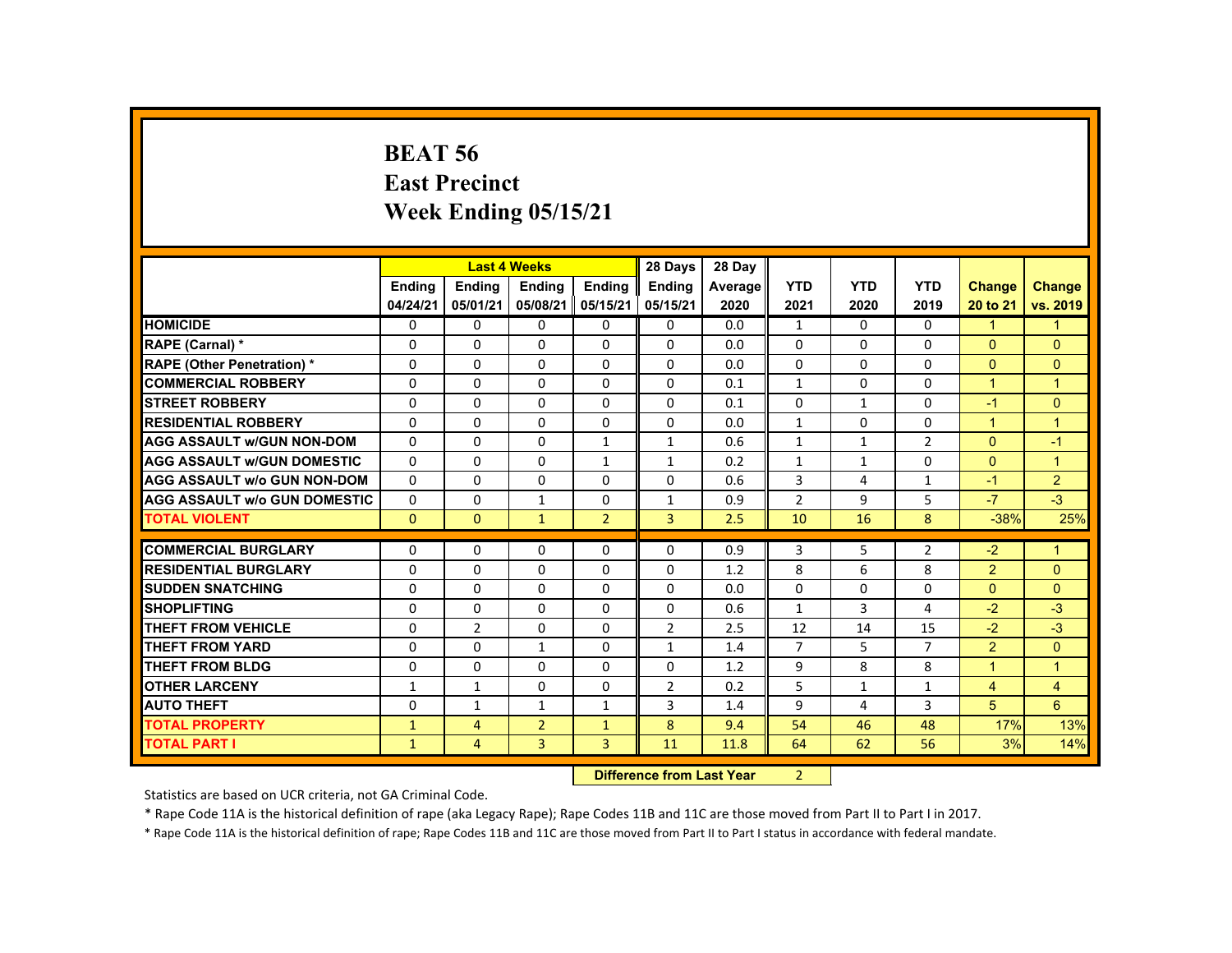# BEAT 56
## East Precinct
## Week Ending 05/15/21

| | Last 4 Weeks | | | | 28 Days | 28 Day | | | | | |
|---|---|---|---|---|---|---|---|---|---|---|---|
| | Ending 04/24/21 | Ending 05/01/21 | Ending 05/08/21 | Ending 05/15/21 | Ending 05/15/21 | Average 2020 | YTD 2021 | YTD 2020 | YTD 2019 | Change 20 to 21 | Change vs. 2019 |
| HOMICIDE | 0 | 0 | 0 | 0 | 0 | 0.0 | 1 | 0 | 0 | 1 | 1 |
| RAPE (Carnal) * | 0 | 0 | 0 | 0 | 0 | 0.0 | 0 | 0 | 0 | 0 | 0 |
| RAPE (Other Penetration) * | 0 | 0 | 0 | 0 | 0 | 0.0 | 0 | 0 | 0 | 0 | 0 |
| COMMERCIAL ROBBERY | 0 | 0 | 0 | 0 | 0 | 0.1 | 1 | 0 | 0 | 1 | 1 |
| STREET ROBBERY | 0 | 0 | 0 | 0 | 0 | 0.1 | 0 | 1 | 0 | -1 | 0 |
| RESIDENTIAL ROBBERY | 0 | 0 | 0 | 0 | 0 | 0.0 | 1 | 0 | 0 | 1 | 1 |
| AGG ASSAULT w/GUN NON-DOM | 0 | 0 | 0 | 1 | 1 | 0.6 | 1 | 1 | 2 | 0 | -1 |
| AGG ASSAULT w/GUN DOMESTIC | 0 | 0 | 0 | 1 | 1 | 0.2 | 1 | 1 | 0 | 0 | 1 |
| AGG ASSAULT w/o GUN NON-DOM | 0 | 0 | 0 | 0 | 0 | 0.6 | 3 | 4 | 1 | -1 | 2 |
| AGG ASSAULT w/o GUN DOMESTIC | 0 | 0 | 1 | 0 | 1 | 0.9 | 2 | 9 | 5 | -7 | -3 |
| TOTAL VIOLENT | 0 | 0 | 1 | 2 | 3 | 2.5 | 10 | 16 | 8 | -38% | 25% |
| COMMERCIAL BURGLARY | 0 | 0 | 0 | 0 | 0 | 0.9 | 3 | 5 | 2 | -2 | 1 |
| RESIDENTIAL BURGLARY | 0 | 0 | 0 | 0 | 0 | 1.2 | 8 | 6 | 8 | 2 | 0 |
| SUDDEN SNATCHING | 0 | 0 | 0 | 0 | 0 | 0.0 | 0 | 0 | 0 | 0 | 0 |
| SHOPLIFTING | 0 | 0 | 0 | 0 | 0 | 0.6 | 1 | 3 | 4 | -2 | -3 |
| THEFT FROM VEHICLE | 0 | 2 | 0 | 0 | 2 | 2.5 | 12 | 14 | 15 | -2 | -3 |
| THEFT FROM YARD | 0 | 0 | 1 | 0 | 1 | 1.4 | 7 | 5 | 7 | 2 | 0 |
| THEFT FROM BLDG | 0 | 0 | 0 | 0 | 0 | 1.2 | 9 | 8 | 8 | 1 | 1 |
| OTHER LARCENY | 1 | 1 | 0 | 0 | 2 | 0.2 | 5 | 1 | 1 | 4 | 4 |
| AUTO THEFT | 0 | 1 | 1 | 1 | 3 | 1.4 | 9 | 4 | 3 | 5 | 6 |
| TOTAL PROPERTY | 1 | 4 | 2 | 1 | 8 | 9.4 | 54 | 46 | 48 | 17% | 13% |
| TOTAL PART I | 1 | 4 | 3 | 3 | 11 | 11.8 | 64 | 62 | 56 | 3% | 14% |

**Difference from Last Year** 2

Statistics are based on UCR criteria, not GA Criminal Code.

* Rape Code 11A is the historical definition of rape (aka Legacy Rape); Rape Codes 11B and 11C are those moved from Part II to Part I in 2017.

* Rape Code 11A is the historical definition of rape; Rape Codes 11B and 11C are those moved from Part II to Part I status in accordance with federal mandate.